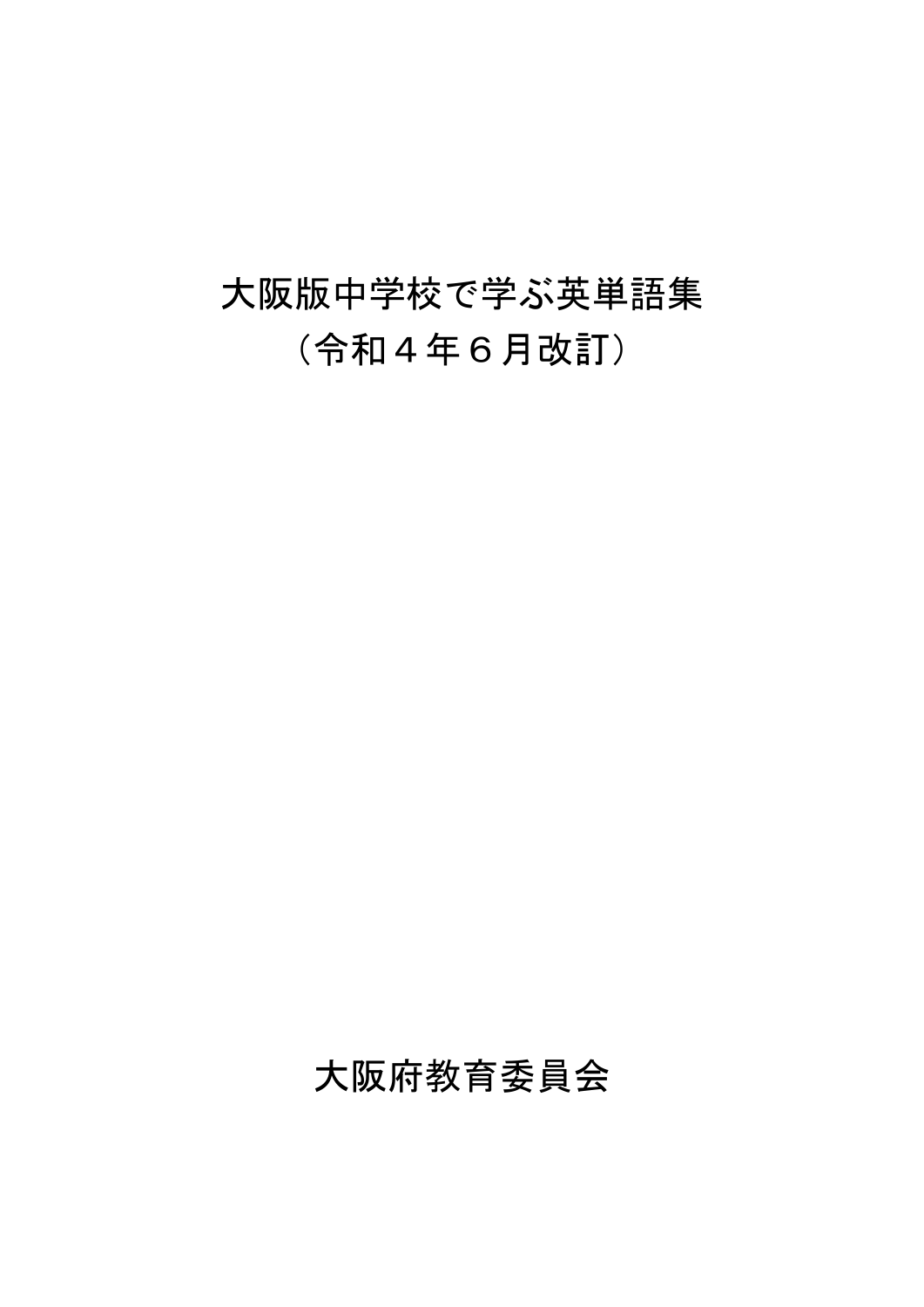# 大阪版中学校で学ぶ英単語集
## （令和４年６月改訂）

大阪府教育委員会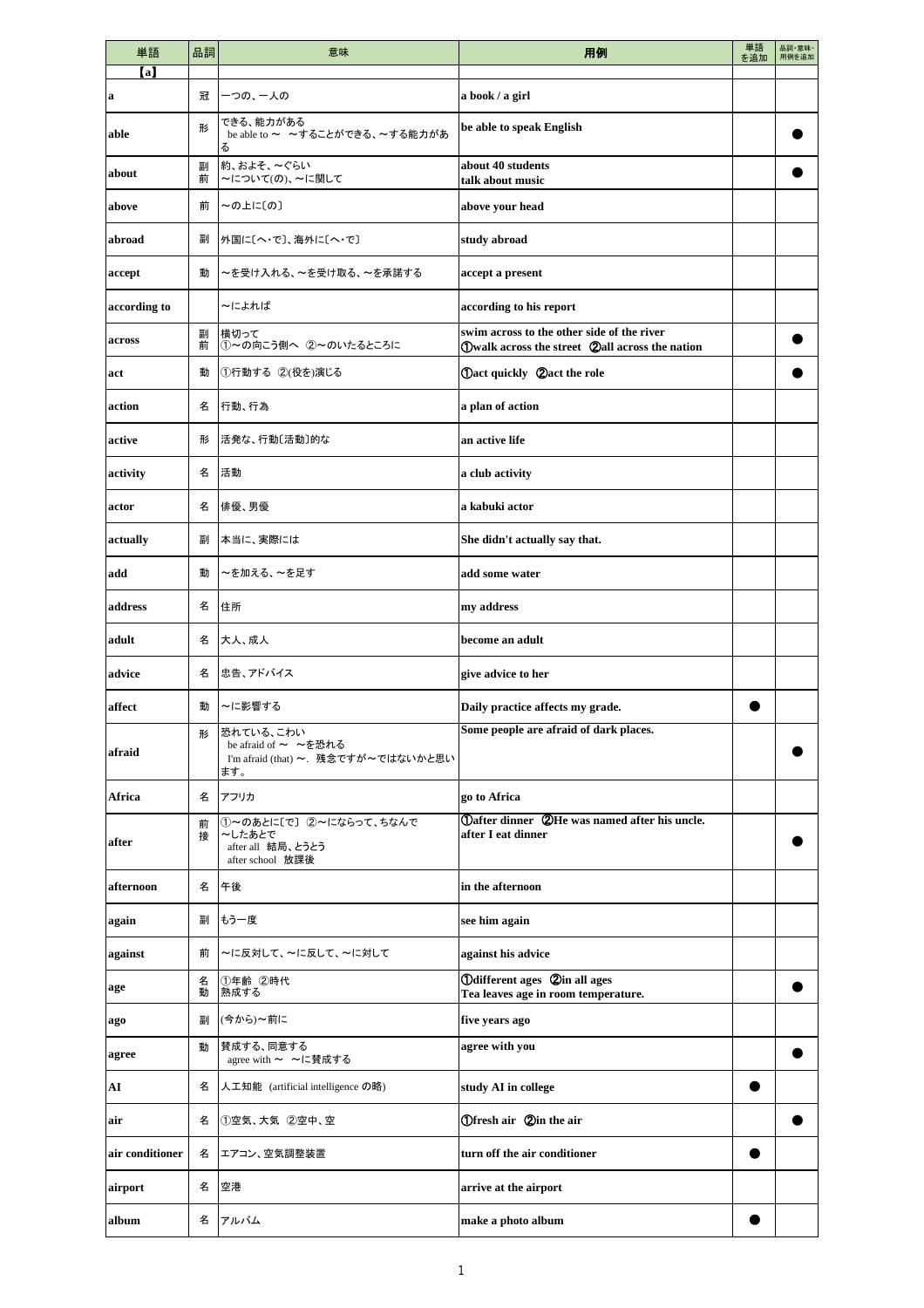| 単語 | 品詞 | 意味 | 用例 | 単語を追加 | 品詞・意味・用例を追加 |
|---|---|---|---|---|---|
| 【a】 | | | | | |
| a | 冠 | 一つの、一人の | a book / a girl | | |
| able | 形 | できる、能力がある<br>be able to ～　～することができる、～する能力がある | be able to speak English | | ● |
| about | 副<br>前 | 約、およそ、～ぐらい<br>～について(の)、～に関して | about 40 students<br>talk about music | | ● |
| above | 前 | ～の上に〔の〕 | above your head | | |
| abroad | 副 | 外国に〔へ・で〕、海外に〔へ・で〕 | study abroad | | |
| accept | 動 | ～を受け入れる、～を受け取る、～を承諾する | accept a present | | |
| according to | | ～によれば | according to his report | | |
| across | 副<br>前 | 横切って<br>①～の向こう側へ　②～のいたるところに | swim across to the other side of the river<br>①walk across the street　②all across the nation | | ● |
| act | 動 | ①行動する ②(役を)演じる | ①act quickly　②act the role | | ● |
| action | 名 | 行動、行為 | a plan of action | | |
| active | 形 | 活発な、行動〔活動〕的な | an active life | | |
| activity | 名 | 活動 | a club activity | | |
| actor | 名 | 俳優、男優 | a kabuki actor | | |
| actually | 副 | 本当に、実際には | She didn't actually say that. | | |
| add | 動 | ～を加える、～を足す | add some water | | |
| address | 名 | 住所 | my address | | |
| adult | 名 | 大人、成人 | become an adult | | |
| advice | 名 | 忠告、アドバイス | give advice to her | | |
| affect | 動 | ～に影響する | Daily practice affects my grade. | ● | |
| afraid | 形 | 恐れている、こわい<br>be afraid of ～　～を恐れる<br>I'm afraid (that) ～.　残念ですが～ではないかと思います。 | Some people are afraid of dark places. | | ● |
| Africa | 名 | アフリカ | go to Africa | | |
| after | 前<br>接 | ①～のあとに〔で〕 ②～にならって、ちなんで<br>～したあとで<br>after all　結局、とうとう<br>after school　放課後 | ①after dinner　②He was named after his uncle.<br>after I eat dinner | | ● |
| afternoon | 名 | 午後 | in the afternoon | | |
| again | 副 | もう一度 | see him again | | |
| against | 前 | ～に反対して、～に反して、～に対して | against his advice | | |
| age | 名<br>動 | ①年齢 ②時代<br>熟成する | ①different ages　②in all ages<br>Tea leaves age in room temperature. | | ● |
| ago | 副 | (今から)～前に | five years ago | | |
| agree | 動 | 賛成する、同意する<br>agree with ～　～に賛成する | agree with you | | ● |
| AI | 名 | 人工知能 (artificial intelligence の略) | study AI in college | ● | |
| air | 名 | ①空気、大気 ②空中、空 | ①fresh air　②in the air | | ● |
| air conditioner | 名 | エアコン、空気調整装置 | turn off the air conditioner | ● | |
| airport | 名 | 空港 | arrive at the airport | | |
| album | 名 | アルバム | make a photo album | ● | |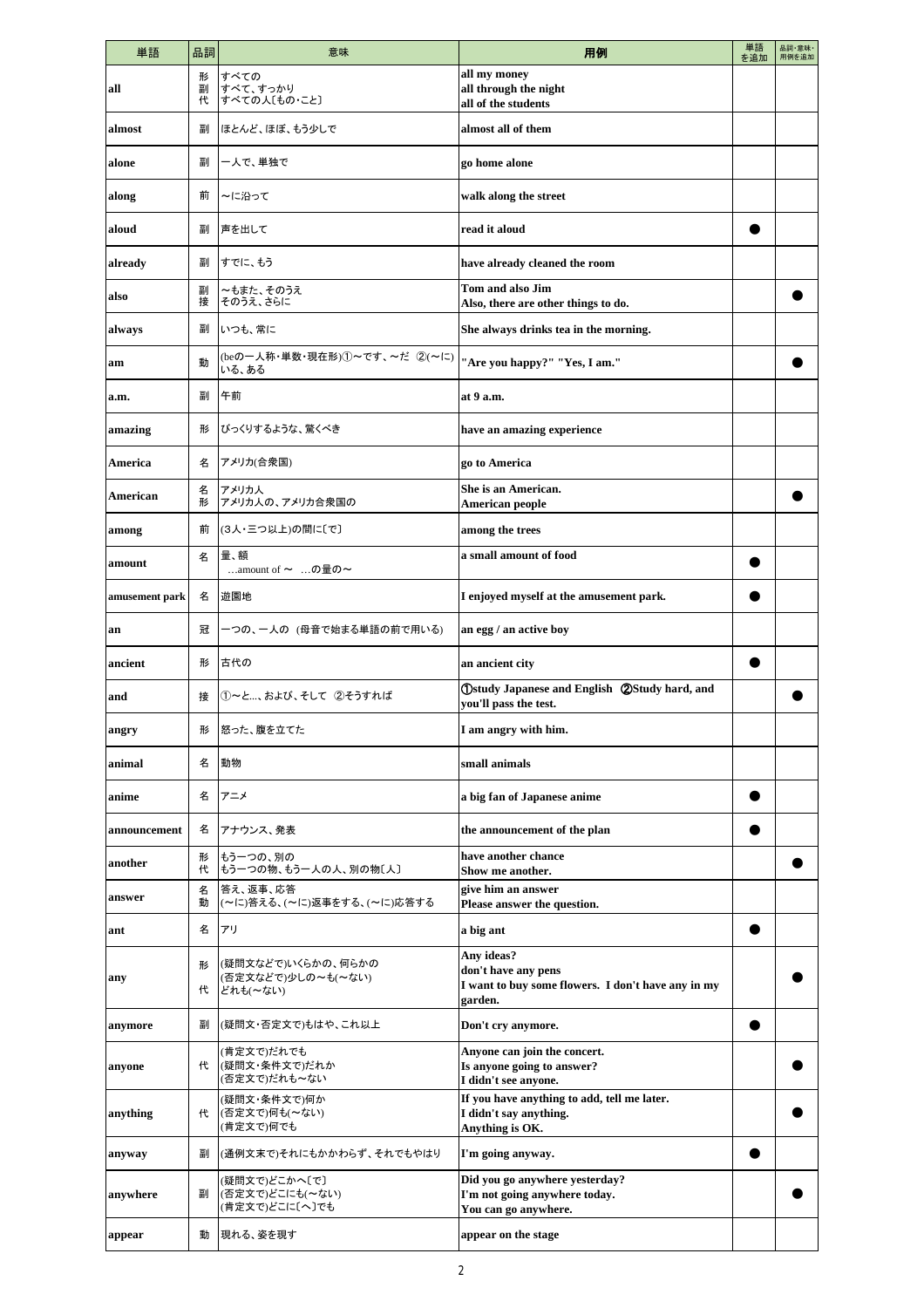| 単語 | 品詞 | 意味 | 用例 | 単語を追加 | 品詞・意味・用例を追加 |
|---|---|---|---|---|---|
| all | 形<br>副<br>代 | すべての<br>すべて、すっかり<br>すべての人〔もの・こと〕 | all my money<br>all through the night<br>all of the students | | |
| almost | 副 | ほとんど、ほぼ、もう少しで | almost all of them | | |
| alone | 副 | 一人で、単独で | go home alone | | |
| along | 前 | ～に沿って | walk along the street | | |
| aloud | 副 | 声を出して | read it aloud | ● | |
| already | 副 | すでに、もう | have already cleaned the room | | |
| also | 副<br>接 | ～もまた、そのうえ<br>そのうえ、さらに | Tom and also Jim<br>Also, there are other things to do. | | ● |
| always | 副 | いつも、常に | She always drinks tea in the morning. | | |
| am | 動 | (beの一人称・単数・現在形)①～です、～だ ②(～に)いる、ある | "Are you happy?" "Yes, I am." | | ● |
| a.m. | 副 | 午前 | at 9 a.m. | | |
| amazing | 形 | びっくりするような、驚くべき | have an amazing experience | | |
| America | 名 | アメリカ(合衆国) | go to America | | |
| American | 名<br>形 | アメリカ人<br>アメリカ人の、アメリカ合衆国の | She is an American.<br>American people | | ● |
| among | 前 | (3人・三つ以上)の間に〔で〕 | among the trees | | |
| amount | 名 | 量、額<br>…amount of ～ …の量の～ | a small amount of food | ● | |
| amusement park | 名 | 遊園地 | I enjoyed myself at the amusement park. | ● | |
| an | 冠 | 一つの、一人の (母音で始まる単語の前で用いる) | an egg / an active boy | | |
| ancient | 形 | 古代の | an ancient city | ● | |
| and | 接 | ①～と…、および、そして ②そうすれば | ①study Japanese and English ②Study hard, and you'll pass the test. | | ● |
| angry | 形 | 怒った、腹を立てた | I am angry with him. | | |
| animal | 名 | 動物 | small animals | | |
| anime | 名 | アニメ | a big fan of Japanese anime | ● | |
| announcement | 名 | アナウンス、発表 | the announcement of the plan | ● | |
| another | 形<br>代 | もう一つの、別の<br>もう一つの物、もう一人の人、別の物〔人〕 | have another chance<br>Show me another. | | ● |
| answer | 名<br>動 | 答え、返事、応答<br>(～に)答える、(～に)返事をする、(～に)応答する | give him an answer<br>Please answer the question. | | |
| ant | 名 | アリ | a big ant | ● | |
| any | 形<br>代 | (疑問文などで)いくらかの、何らかの<br>(否定文などで)少しの～も(～ない)<br>どれも(～ない) | Any ideas?<br>don't have any pens<br>I want to buy some flowers. I don't have any in my garden. | | ● |
| anymore | 副 | (疑問文・否定文で)もはや、これ以上 | Don't cry anymore. | ● | |
| anyone | 代 | (肯定文で)だれでも<br>(疑問文・条件文で)だれか<br>(否定文で)だれも～ない | Anyone can join the concert.<br>Is anyone going to answer?<br>I didn't see anyone. | | ● |
| anything | 代 | (疑問文・条件文で)何か<br>(否定文で)何も(～ない)<br>(肯定文で)何でも | If you have anything to add, tell me later.<br>I didn't say anything.<br>Anything is OK. | | ● |
| anyway | 副 | (通例文末で)それにもかかわらず、それでもやはり | I'm going anyway. | ● | |
| anywhere | 副 | (疑問文で)どこかへ〔で〕<br>(否定文で)どこにも(～ない)<br>(肯定文で)どこに〔へ〕でも | Did you go anywhere yesterday?<br>I'm not going anywhere today.<br>You can go anywhere. | | ● |
| appear | 動 | 現れる、姿を現す | appear on the stage | | |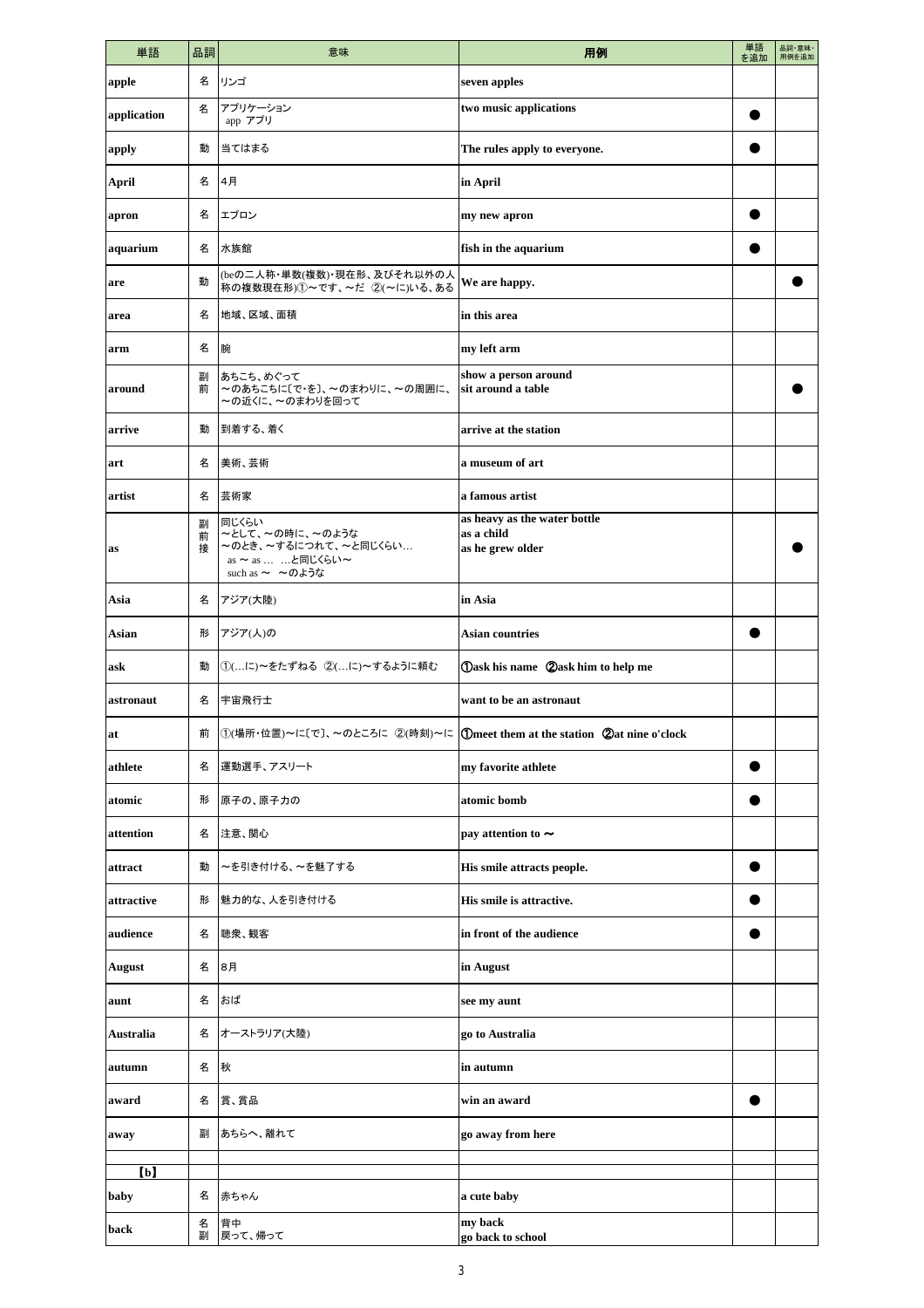| 単語 | 品詞 | 意味 | 用例 | 単語を追加 | 品詞・意味・用例を追加 |
|---|---|---|---|---|---|
| apple | 名 | リンゴ | seven apples | | |
| application | 名 | アプリケーション<br>app アプリ | two music applications | ● | |
| apply | 動 | 当てはまる | The rules apply to everyone. | ● | |
| April | 名 | 4月 | in April | | |
| apron | 名 | エプロン | my new apron | ● | |
| aquarium | 名 | 水族館 | fish in the aquarium | ● | |
| are | 動 | (beの二人称・単数(複数)・現在形、及びそれ以外の人称の複数現在形)①～です、～だ ②(～に)いる、ある | We are happy. | | ● |
| area | 名 | 地域、区域、面積 | in this area | | |
| arm | 名 | 腕 | my left arm | | |
| around | 副<br>前 | あちこち、めぐって<br>～のあちこちに[で・を]、～のまわりに、～の周囲に、～の近くに、～のまわりを回って | show a person around<br>sit around a table | | ● |
| arrive | 動 | 到着する、着く | arrive at the station | | |
| art | 名 | 美術、芸術 | a museum of art | | |
| artist | 名 | 芸術家 | a famous artist | | |
| as | 副<br>前<br>接 | 同じくらい<br>～として、～の時に、～のような<br>～のとき、～するにつれて、～と同じくらい…<br>as ～ as … …と同じくらい～<br>such as ～ ～のような | as heavy as the water bottle<br>as a child<br>as he grew older | | ● |
| Asia | 名 | アジア(大陸) | in Asia | | |
| Asian | 形 | アジア(人)の | Asian countries | ● | |
| ask | 動 | ①(…に)～をたずねる ②(…に)～するように頼む | ①ask his name ②ask him to help me | | |
| astronaut | 名 | 宇宙飛行士 | want to be an astronaut | | |
| at | 前 | ①(場所・位置)～に[で]、～のところに ②(時刻)～に | ①meet them at the station ②at nine o'clock | | |
| athlete | 名 | 運動選手、アスリート | my favorite athlete | ● | |
| atomic | 形 | 原子の、原子力の | atomic bomb | ● | |
| attention | 名 | 注意、関心 | pay attention to ～ | | |
| attract | 動 | ～を引き付ける、～を魅了する | His smile attracts people. | ● | |
| attractive | 形 | 魅力的な、人を引き付ける | His smile is attractive. | ● | |
| audience | 名 | 聴衆、観客 | in front of the audience | ● | |
| August | 名 | 8月 | in August | | |
| aunt | 名 | おば | see my aunt | | |
| Australia | 名 | オーストラリア(大陸) | go to Australia | | |
| autumn | 名 | 秋 | in autumn | | |
| award | 名 | 賞、賞品 | win an award | ● | |
| away | 副 | あちらへ、離れて | go away from here | | |
| | | | | | |
| 【b】 | | | | | |
| baby | 名 | 赤ちゃん | a cute baby | | |
| back | 名<br>副 | 背中<br>戻って、帰って | my back<br>go back to school | | |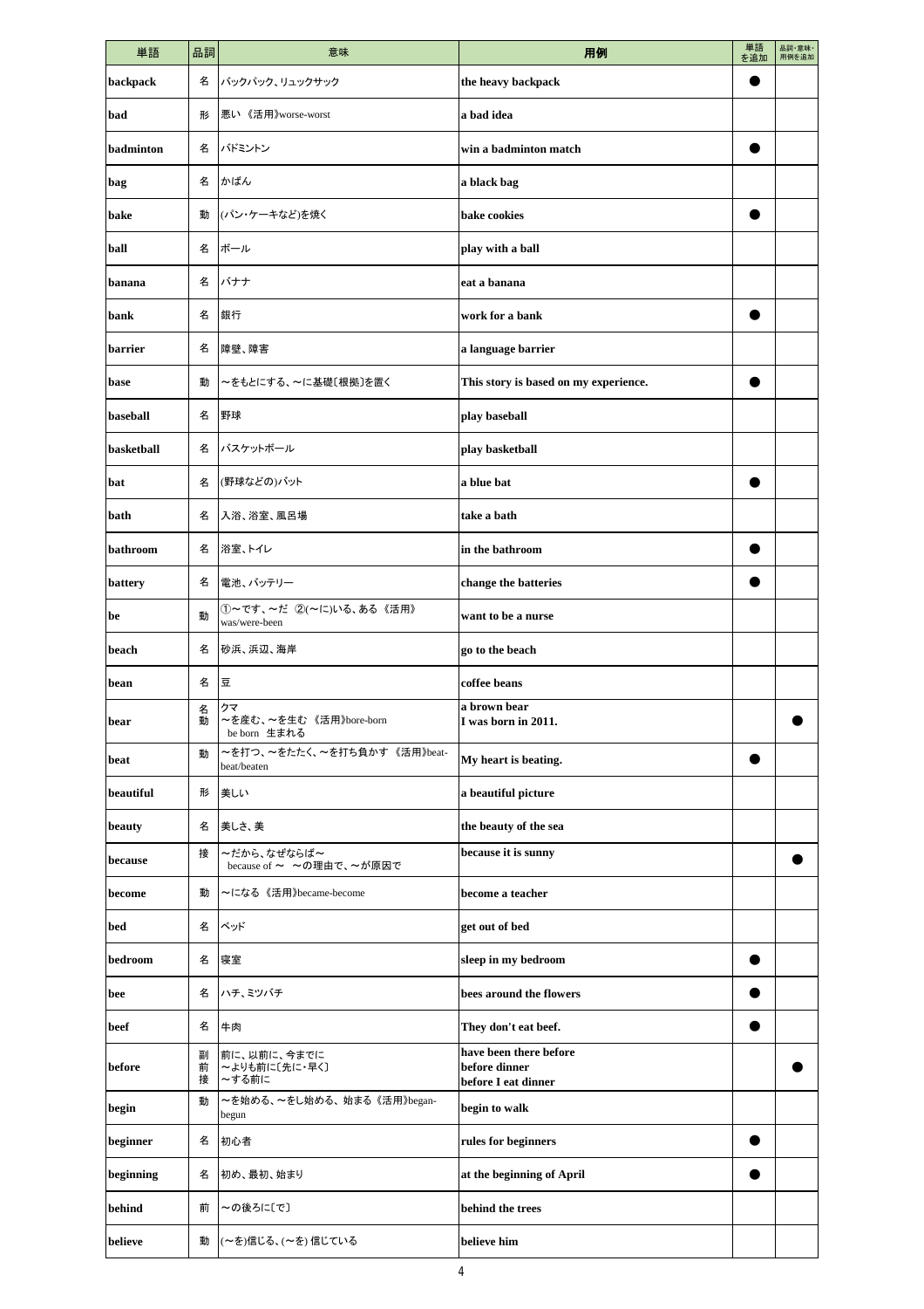| 単語 | 品詞 | 意味 | 用例 | 単語を追加 | 品詞・意味・用例を追加 |
|---|---|---|---|---|---|
| backpack | 名 | バックパック、リュックサック | the heavy backpack | ● | |
| bad | 形 | 悪い 《活用》worse-worst | a bad idea | | |
| badminton | 名 | バドミントン | win a badminton match | ● | |
| bag | 名 | かばん | a black bag | | |
| bake | 動 | (パン・ケーキなど)を焼く | bake cookies | ● | |
| ball | 名 | ボール | play with a ball | | |
| banana | 名 | バナナ | eat a banana | | |
| bank | 名 | 銀行 | work for a bank | ● | |
| barrier | 名 | 障壁、障害 | a language barrier | | |
| base | 動 | ～をもとにする、～に基礎〔根拠〕を置く | This story is based on my experience. | ● | |
| baseball | 名 | 野球 | play baseball | | |
| basketball | 名 | バスケットボール | play basketball | | |
| bat | 名 | (野球などの)バット | a blue bat | ● | |
| bath | 名 | 入浴、浴室、風呂場 | take a bath | | |
| bathroom | 名 | 浴室、トイレ | in the bathroom | ● | |
| battery | 名 | 電池、バッテリー | change the batteries | ● | |
| be | 動 | ①～です、～だ ②(～に)いる、ある 《活用》was/were-been | want to be a nurse | | |
| beach | 名 | 砂浜、浜辺、海岸 | go to the beach | | |
| bean | 名 | 豆 | coffee beans | | |
| bear | 名<br>動 | クマ<br>～を産む、～を生む 《活用》bore-born<br>be born 生まれる | a brown bear<br>I was born in 2011. | | ● |
| beat | 動 | ～を打つ、～をたたく、～を打ち負かす 《活用》beat-beat/beaten | My heart is beating. | ● | |
| beautiful | 形 | 美しい | a beautiful picture | | |
| beauty | 名 | 美しさ、美 | the beauty of the sea | | |
| because | 接 | ～だから、なぜならば～<br>because of ～ ～の理由で、～が原因で | because it is sunny | | ● |
| become | 動 | ～になる 《活用》became-become | become a teacher | | |
| bed | 名 | ベッド | get out of bed | | |
| bedroom | 名 | 寝室 | sleep in my bedroom | ● | |
| bee | 名 | ハチ、ミツバチ | bees around the flowers | ● | |
| beef | 名 | 牛肉 | They don't eat beef. | ● | |
| before | 副<br>前<br>接 | 前に、以前に、今までに<br>～よりも前に〔先に・早く〕<br>～する前に | have been there before<br>before dinner<br>before I eat dinner | | ● |
| begin | 動 | ～を始める、～をし始める、始まる 《活用》began-begun | begin to walk | | |
| beginner | 名 | 初心者 | rules for beginners | ● | |
| beginning | 名 | 初め、最初、始まり | at the beginning of April | ● | |
| behind | 前 | ～の後ろに〔で〕 | behind the trees | | |
| believe | 動 | (～を)信じる、(～を) 信じている | believe him | | |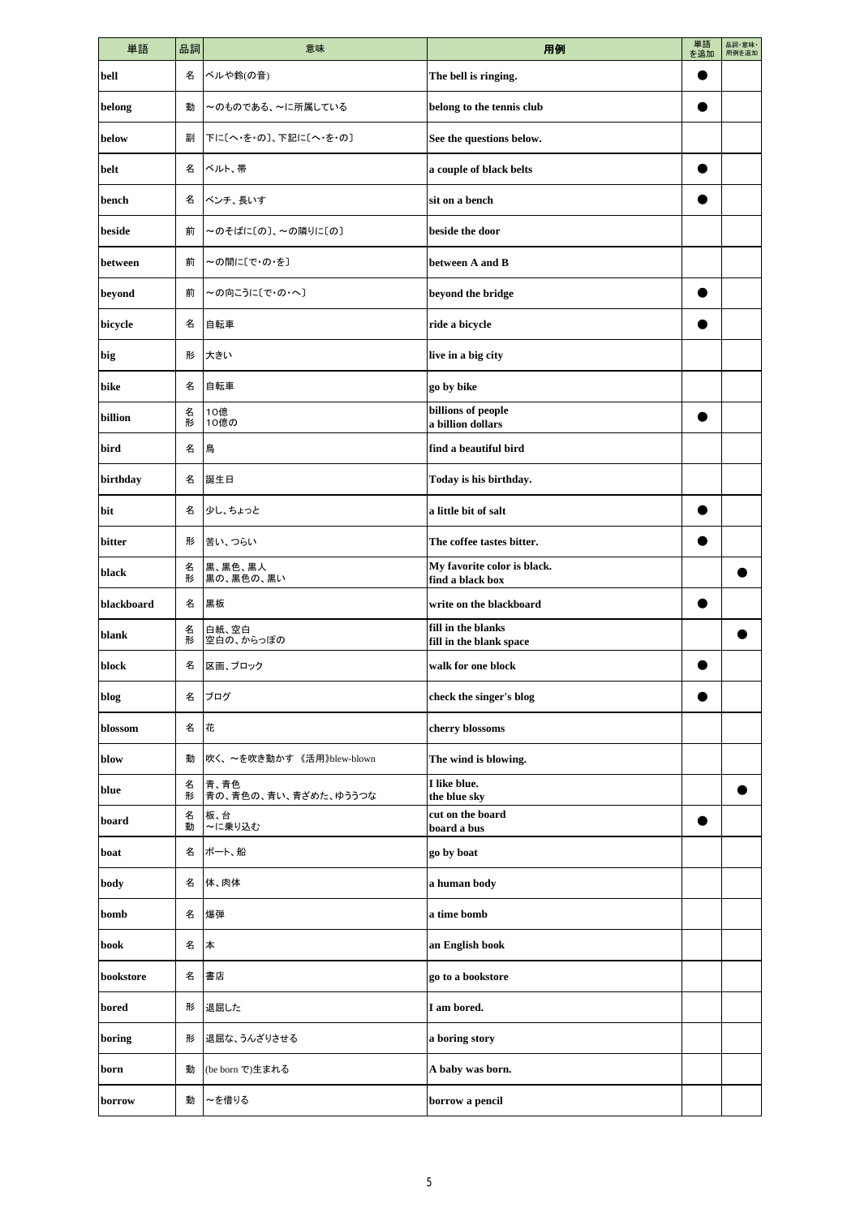| 単語 | 品詞 | 意味 | 用例 | 単語を追加 | 品詞・意味・用例を追加 |
|---|---|---|---|---|---|
| bell | 名 | ベルや鈴(の音) | The bell is ringing. | ● | |
| belong | 動 | ～のものである、～に所属している | belong to the tennis club | ● | |
| below | 副 | 下に〔へ・を・の〕、下記に〔へ・を・の〕 | See the questions below. | | |
| belt | 名 | ベルト、帯 | a couple of black belts | ● | |
| bench | 名 | ベンチ、長いす | sit on a bench | ● | |
| beside | 前 | ～のそばに〔の〕、～の隣りに〔の〕 | beside the door | | |
| between | 前 | ～の間に〔で・の・を〕 | between A and B | | |
| beyond | 前 | ～の向こうに〔で・の・へ〕 | beyond the bridge | ● | |
| bicycle | 名 | 自転車 | ride a bicycle | ● | |
| big | 形 | 大きい | live in a big city | | |
| bike | 名 | 自転車 | go by bike | | |
| billion | 名<br>形 | 10億<br>10億の | billions of people<br>a billion dollars | ● | |
| bird | 名 | 鳥 | find a beautiful bird | | |
| birthday | 名 | 誕生日 | Today is his birthday. | | |
| bit | 名 | 少し、ちょっと | a little bit of salt | ● | |
| bitter | 形 | 苦い、つらい | The coffee tastes bitter. | ● | |
| black | 名<br>形 | 黒、黒色、黒人<br>黒の、黒色の、黒い | My favorite color is black.<br>find a black box | | ● |
| blackboard | 名 | 黒板 | write on the blackboard | ● | |
| blank | 名<br>形 | 白紙、空白<br>空白の、からっぽの | fill in the blanks<br>fill in the blank space | | ● |
| block | 名 | 区画、ブロック | walk for one block | ● | |
| blog | 名 | ブログ | check the singer's blog | ● | |
| blossom | 名 | 花 | cherry blossoms | | |
| blow | 動 | 吹く、～を吹き動かす 《活用》blew-blown | The wind is blowing. | | |
| blue | 名<br>形 | 青、青色<br>青の、青色の、青い、青ざめた、ゆううつな | I like blue.<br>the blue sky | | ● |
| board | 名<br>動 | 板、台<br>～に乗り込む | cut on the board<br>board a bus | ● | |
| boat | 名 | ボート、船 | go by boat | | |
| body | 名 | 体、肉体 | a human body | | |
| bomb | 名 | 爆弾 | a time bomb | | |
| book | 名 | 本 | an English book | | |
| bookstore | 名 | 書店 | go to a bookstore | | |
| bored | 形 | 退屈した | I am bored. | | |
| boring | 形 | 退屈な、うんざりさせる | a boring story | | |
| born | 動 | (be born で)生まれる | A baby was born. | | |
| borrow | 動 | ～を借りる | borrow a pencil | | |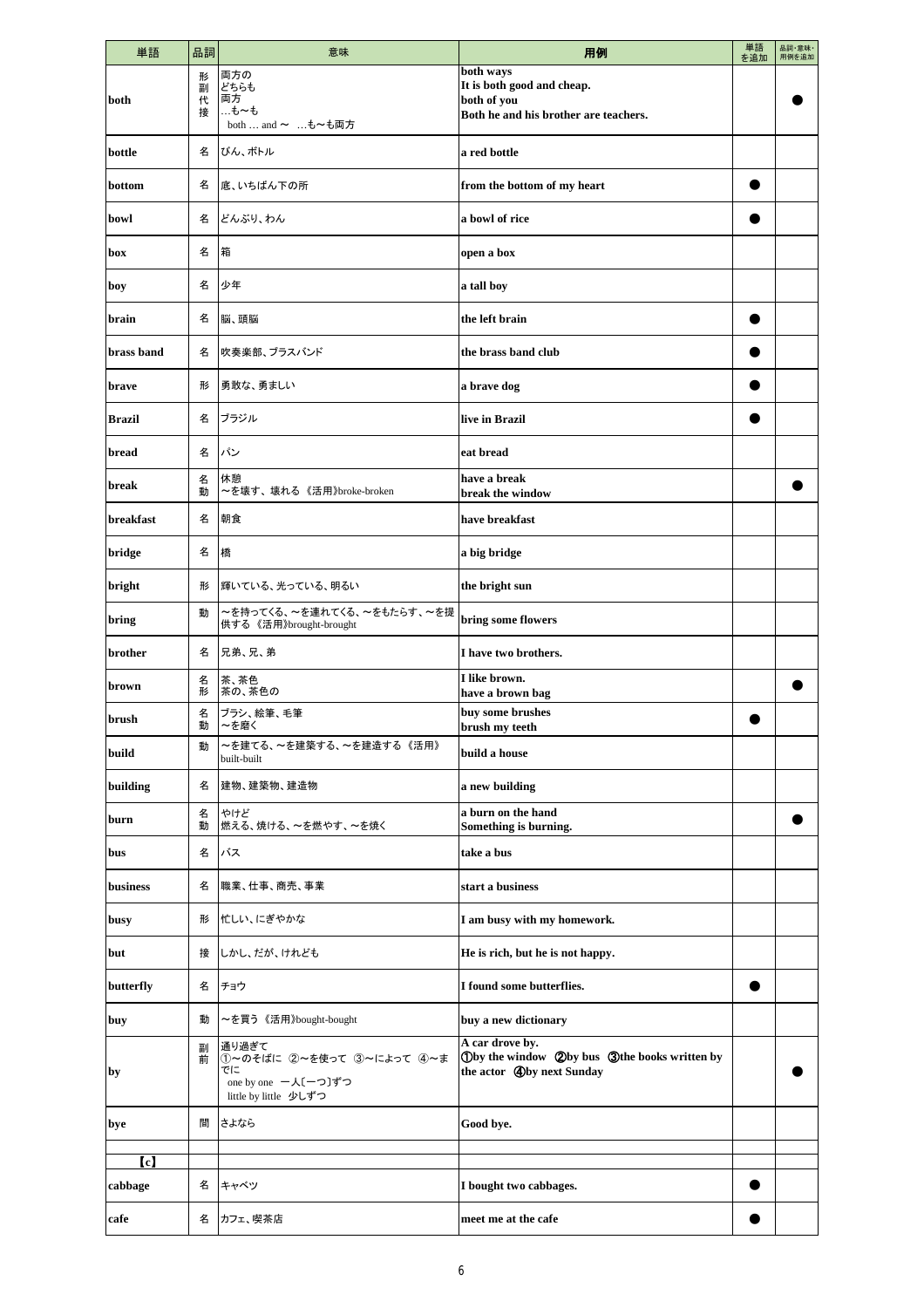| 単語 | 品詞 | 意味 | 用例 | 単語を追加 | 品詞・意味・用例を追加 |
|---|---|---|---|---|---|
| both | 形<br>副<br>代<br>接 | 両方の<br>どちらも<br>両方<br>…も〜も<br>both … and 〜 …も〜も両方 | both ways<br>It is both good and cheap.<br>both of you<br>Both he and his brother are teachers. | | ● |
| bottle | 名 | びん、ボトル | a red bottle | | |
| bottom | 名 | 底、いちばん下の所 | from the bottom of my heart | ● | |
| bowl | 名 | どんぶり、わん | a bowl of rice | ● | |
| box | 名 | 箱 | open a box | | |
| boy | 名 | 少年 | a tall boy | | |
| brain | 名 | 脳、頭脳 | the left brain | ● | |
| brass band | 名 | 吹奏楽部、ブラスバンド | the brass band club | ● | |
| brave | 形 | 勇敢な、勇ましい | a brave dog | ● | |
| Brazil | 名 | ブラジル | live in Brazil | ● | |
| bread | 名 | パン | eat bread | | |
| break | 名<br>動 | 休憩<br>〜を壊す、壊れる 《活用》broke-broken | have a break<br>break the window | | ● |
| breakfast | 名 | 朝食 | have breakfast | | |
| bridge | 名 | 橋 | a big bridge | | |
| bright | 形 | 輝いている、光っている、明るい | the bright sun | | |
| bring | 動 | 〜を持ってくる、〜を連れてくる、〜をもたらす、〜を提供する 《活用》brought-brought | bring some flowers | | |
| brother | 名 | 兄弟、兄、弟 | I have two brothers. | | |
| brown | 名<br>形 | 茶、茶色<br>茶の、茶色の | I like brown.<br>have a brown bag | | ● |
| brush | 名<br>動 | ブラシ、絵筆、毛筆<br>〜を磨く | buy some brushes<br>brush my teeth | ● | |
| build | 動 | 〜を建てる、〜を建築する、〜を建造する 《活用》built-built | build a house | | |
| building | 名 | 建物、建築物、建造物 | a new building | | |
| burn | 名<br>動 | やけど<br>燃える、焼ける、〜を燃やす、〜を焼く | a burn on the hand<br>Something is burning. | | ● |
| bus | 名 | バス | take a bus | | |
| business | 名 | 職業、仕事、商売、事業 | start a business | | |
| busy | 形 | 忙しい、にぎやかな | I am busy with my homework. | | |
| but | 接 | しかし、だが、けれども | He is rich, but he is not happy. | | |
| butterfly | 名 | チョウ | I found some butterflies. | ● | |
| buy | 動 | 〜を買う 《活用》bought-bought | buy a new dictionary | | |
| by | 副<br>前 | 通り過ぎて<br>①〜のそばに ②〜を使って ③〜によって ④〜までに<br>one by one 一人[一つ]ずつ<br>little by little 少しずつ | A car drove by.<br>①by the window ②by bus ③the books written by the actor ④by next Sunday | | ● |
| bye | 間 | さよなら | Good bye. | | |
| | | | | | |
| 【c】 | | | | | |
| cabbage | 名 | キャベツ | I bought two cabbages. | ● | |
| cafe | 名 | カフェ、喫茶店 | meet me at the cafe | ● | |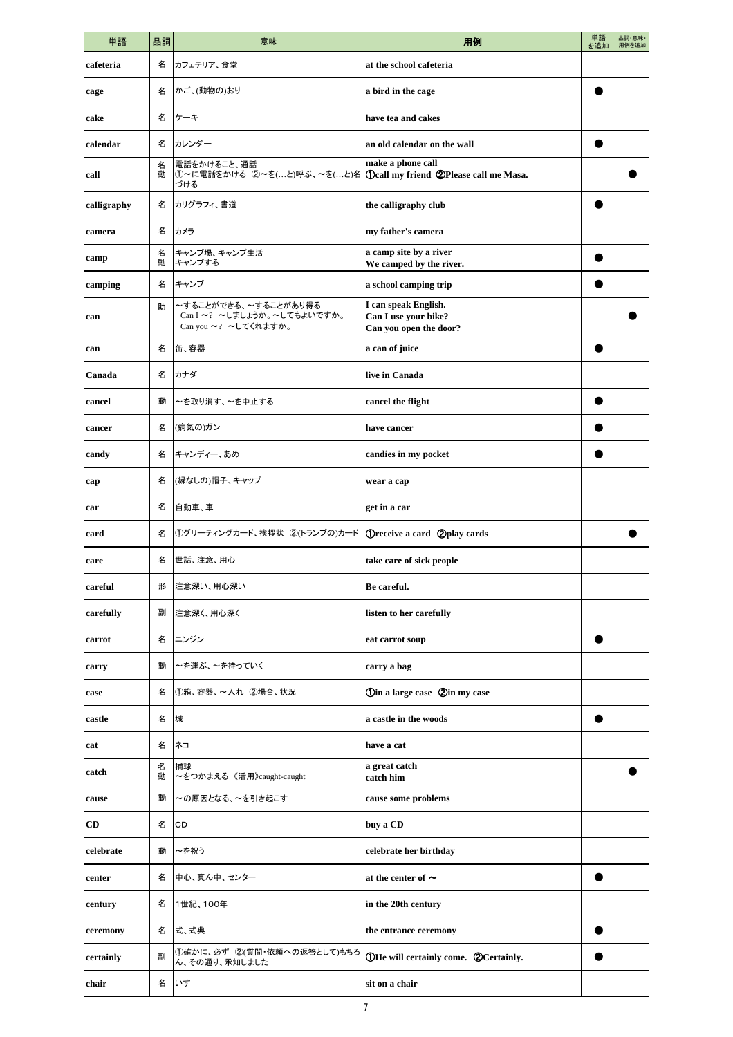| 単語 | 品詞 | 意味 | 用例 | 単語を追加 | 品詞・意味・用例を追加 |
|---|---|---|---|---|---|
| cafeteria | 名 | カフェテリア、食堂 | at the school cafeteria | | |
| cage | 名 | かご、(動物の)おり | a bird in the cage | ● | |
| cake | 名 | ケーキ | have tea and cakes | | |
| calendar | 名 | カレンダー | an old calendar on the wall | ● | |
| call | 名<br>動 | 電話をかけること、通話<br>①～に電話をかける ②～を(…と)呼ぶ、～を(…と)名づける | make a phone call<br>①call my friend ②Please call me Masa. | | ● |
| calligraphy | 名 | カリグラフィ、書道 | the calligraphy club | ● | |
| camera | 名 | カメラ | my father's camera | | |
| camp | 名<br>動 | キャンプ場、キャンプ生活<br>キャンプする | a camp site by a river<br>We camped by the river. | ● | |
| camping | 名 | キャンプ | a school camping trip | ● | |
| can | 助 | ～することができる、～することがあり得る<br>Can I ～? ～しましょうか。～してもよいですか。<br>Can you ～? ～してくれますか。 | I can speak English.<br>Can I use your bike?<br>Can you open the door? | | ● |
| can | 名 | 缶、容器 | a can of juice | ● | |
| Canada | 名 | カナダ | live in Canada | | |
| cancel | 動 | ～を取り消す、～を中止する | cancel the flight | ● | |
| cancer | 名 | (病気の)ガン | have cancer | ● | |
| candy | 名 | キャンディー、あめ | candies in my pocket | ● | |
| cap | 名 | (縁なしの)帽子、キャップ | wear a cap | | |
| car | 名 | 自動車、車 | get in a car | | |
| card | 名 | ①グリーティングカード、挨拶状 ②(トランプの)カード | ①receive a card ②play cards | | ● |
| care | 名 | 世話、注意、用心 | take care of sick people | | |
| careful | 形 | 注意深い、用心深い | Be careful. | | |
| carefully | 副 | 注意深く、用心深く | listen to her carefully | | |
| carrot | 名 | ニンジン | eat carrot soup | ● | |
| carry | 動 | ～を運ぶ、～を持っていく | carry a bag | | |
| case | 名 | ①箱、容器、～入れ ②場合、状況 | ①in a large case ②in my case | | |
| castle | 名 | 城 | a castle in the woods | ● | |
| cat | 名 | ネコ | have a cat | | |
| catch | 名<br>動 | 捕球<br>～をつかまえる《活用》caught-caught | a great catch<br>catch him | | ● |
| cause | 動 | ～の原因となる、～を引き起こす | cause some problems | | |
| CD | 名 | CD | buy a CD | | |
| celebrate | 動 | ～を祝う | celebrate her birthday | | |
| center | 名 | 中心、真ん中、センター | at the center of ～ | ● | |
| century | 名 | 1世紀、100年 | in the 20th century | | |
| ceremony | 名 | 式、式典 | the entrance ceremony | ● | |
| certainly | 副 | ①確かに、必ず ②(質問・依頼への返答として)もちろん、その通り、承知しました | ①He will certainly come. ②Certainly. | ● | |
| chair | 名 | いす | sit on a chair | | |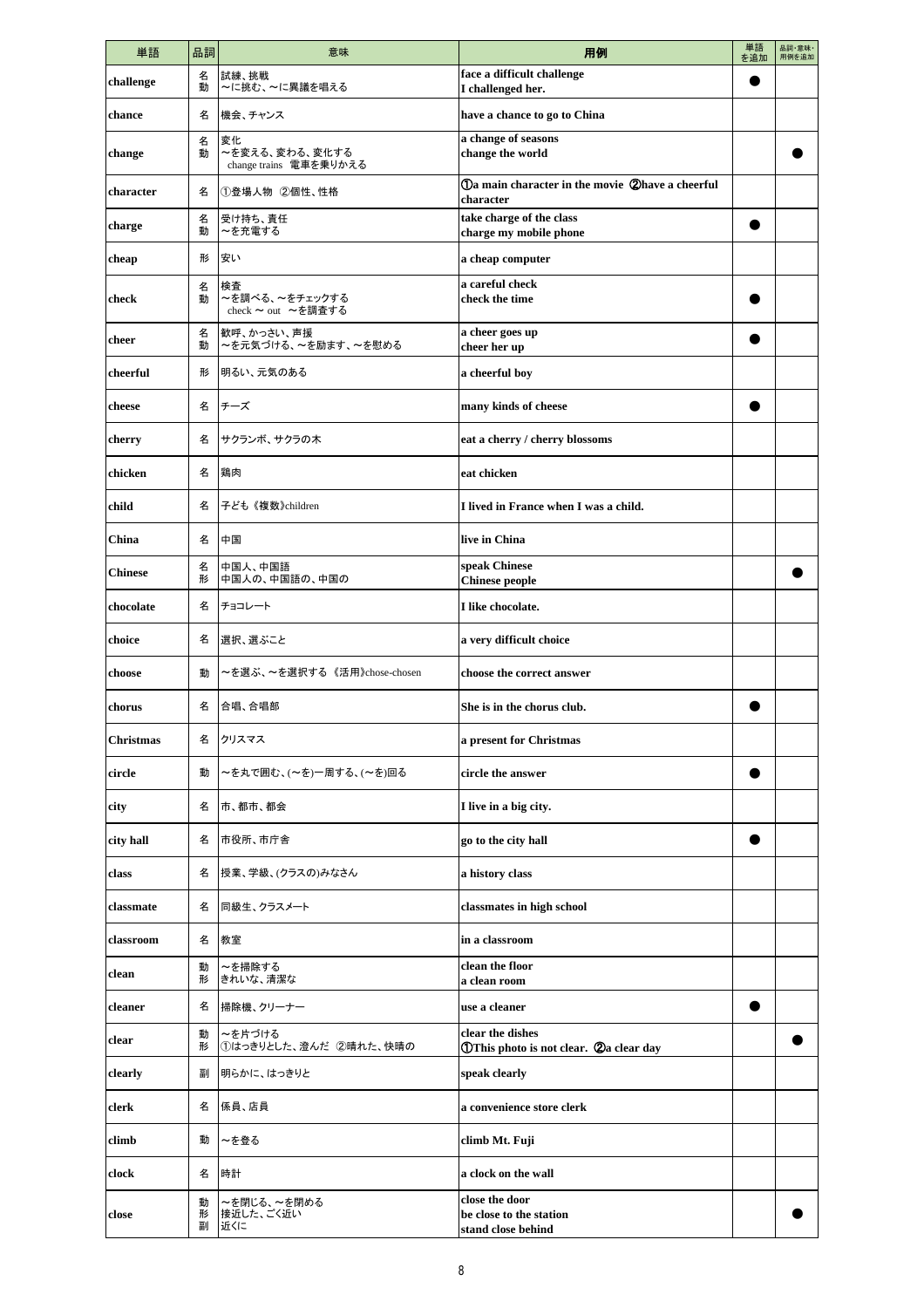| 単語 | 品詞 | 意味 | 用例 | 単語を追加 | 品詞・意味・用例を追加 |
|---|---|---|---|---|---|
| challenge | 名<br>動 | 試練、挑戦<br>～に挑む、～に異議を唱える | face a difficult challenge<br>I challenged her. | ● | |
| chance | 名 | 機会、チャンス | have a chance to go to China | | |
| change | 名<br>動 | 変化<br>～を変える、変わる、変化する<br>change trains 電車を乗りかえる | a change of seasons<br>change the world | | ● |
| character | 名 | ①登場人物 ②個性、性格 | ①a main character in the movie ②have a cheerful character | | |
| charge | 名<br>動 | 受け持ち、責任<br>～を充電する | take charge of the class<br>charge my mobile phone | ● | |
| cheap | 形 | 安い | a cheap computer | | |
| check | 名<br>動 | 検査<br>～を調べる、～をチェックする<br>check ～ out ～を調査する | a careful check<br>check the time | ● | |
| cheer | 名<br>動 | 歓呼、かっさい、声援<br>～を元気づける、～を励ます、～を慰める | a cheer goes up<br>cheer her up | ● | |
| cheerful | 形 | 明るい、元気のある | a cheerful boy | | |
| cheese | 名 | チーズ | many kinds of cheese | ● | |
| cherry | 名 | サクランボ、サクラの木 | eat a cherry / cherry blossoms | | |
| chicken | 名 | 鶏肉 | eat chicken | | |
| child | 名 | 子ども《複数》children | I lived in France when I was a child. | | |
| China | 名 | 中国 | live in China | | |
| Chinese | 名<br>形 | 中国人、中国語<br>中国人の、中国語の、中国の | speak Chinese<br>Chinese people | | ● |
| chocolate | 名 | チョコレート | I like chocolate. | | |
| choice | 名 | 選択、選ぶこと | a very difficult choice | | |
| choose | 動 | ～を選ぶ、～を選択する《活用》chose-chosen | choose the correct answer | | |
| chorus | 名 | 合唱、合唱部 | She is in the chorus club. | ● | |
| Christmas | 名 | クリスマス | a present for Christmas | | |
| circle | 動 | ～を丸で囲む、(～を)一周する、(～を)回る | circle the answer | ● | |
| city | 名 | 市、都市、都会 | I live in a big city. | | |
| city hall | 名 | 市役所、市庁舎 | go to the city hall | ● | |
| class | 名 | 授業、学級、(クラスの)みなさん | a history class | | |
| classmate | 名 | 同級生、クラスメート | classmates in high school | | |
| classroom | 名 | 教室 | in a classroom | | |
| clean | 動<br>形 | ～を掃除する<br>きれいな、清潔な | clean the floor<br>a clean room | | |
| cleaner | 名 | 掃除機、クリーナー | use a cleaner | ● | |
| clear | 動<br>形 | ～を片づける<br>①はっきりとした、澄んだ ②晴れた、快晴の | clear the dishes<br>①This photo is not clear. ②a clear day | | ● |
| clearly | 副 | 明らかに、はっきりと | speak clearly | | |
| clerk | 名 | 係員、店員 | a convenience store clerk | | |
| climb | 動 | ～を登る | climb Mt. Fuji | | |
| clock | 名 | 時計 | a clock on the wall | | |
| close | 動<br>形<br>副 | ～を閉じる、～を閉める<br>接近した、ごく近い<br>近くに | close the door<br>be close to the station<br>stand close behind | | ● |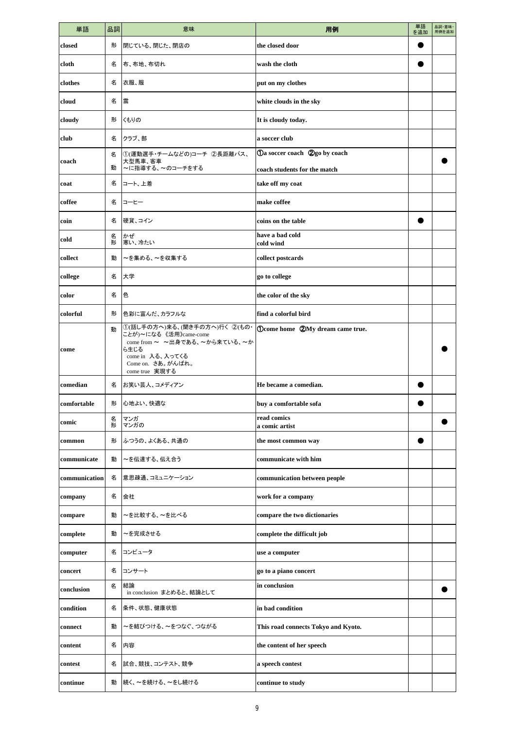| 単語 | 品詞 | 意味 | 用例 | 単語を追加 | 品詞・意味・用例を追加 |
|---|---|---|---|---|---|
| closed | 形 | 閉じている、閉じた、閉店の | the closed door | ● | |
| cloth | 名 | 布、布地、布切れ | wash the cloth | ● | |
| clothes | 名 | 衣服、服 | put on my clothes | | |
| cloud | 名 | 雲 | white clouds in the sky | | |
| cloudy | 形 | くもりの | It is cloudy today. | | |
| club | 名 | クラブ、部 | a soccer club | | |
| coach | 名<br>動 | ①(運動選手・チームなどの)コーチ ②長距離バス、大型馬車、客車<br>～に指導する、～のコーチをする | ①a soccer coach ②go by coach<br>coach students for the match | | ● |
| coat | 名 | コート、上着 | take off my coat | | |
| coffee | 名 | コーヒー | make coffee | | |
| coin | 名 | 硬貨、コイン | coins on the table | ● | |
| cold | 名<br>形 | かぜ<br>寒い、冷たい | have a bad cold<br>cold wind | | |
| collect | 動 | ～を集める、～を収集する | collect postcards | | |
| college | 名 | 大学 | go to college | | |
| color | 名 | 色 | the color of the sky | | |
| colorful | 形 | 色彩に富んだ、カラフルな | find a colorful bird | | |
| come | 動 | ①(話し手の方へ)来る、(聞き手の方へ)行く ②(もの・ことが)～になる 《活用》came-come<br>come from ～ ～出身である、～から来ている、～から生じる<br>come in 入る、入ってくる<br>Come on. さあ。がんばれ。<br>come true 実現する | ①come home ②My dream came true. | | ● |
| comedian | 名 | お笑い芸人、コメディアン | He became a comedian. | ● | |
| comfortable | 形 | 心地よい、快適な | buy a comfortable sofa | ● | |
| comic | 名<br>形 | マンガ<br>マンガの | read comics<br>a comic artist | | ● |
| common | 形 | ふつうの、よくある、共通の | the most common way | ● | |
| communicate | 動 | ～を伝達する、伝え合う | communicate with him | | |
| communication | 名 | 意思疎通、コミュニケーション | communication between people | | |
| company | 名 | 会社 | work for a company | | |
| compare | 動 | ～を比較する、～を比べる | compare the two dictionaries | | |
| complete | 動 | ～を完成させる | complete the difficult job | | |
| computer | 名 | コンピュータ | use a computer | | |
| concert | 名 | コンサート | go to a piano concert | | |
| conclusion | 名 | 結論<br>in conclusion まとめると、結論として | in conclusion | | ● |
| condition | 名 | 条件、状態、健康状態 | in bad condition | | |
| connect | 動 | ～を結びつける、～をつなぐ、つながる | This road connects Tokyo and Kyoto. | | |
| content | 名 | 内容 | the content of her speech | | |
| contest | 名 | 試合、競技、コンテスト、競争 | a speech contest | | |
| continue | 動 | 続く、～を続ける、～をし続ける | continue to study | | |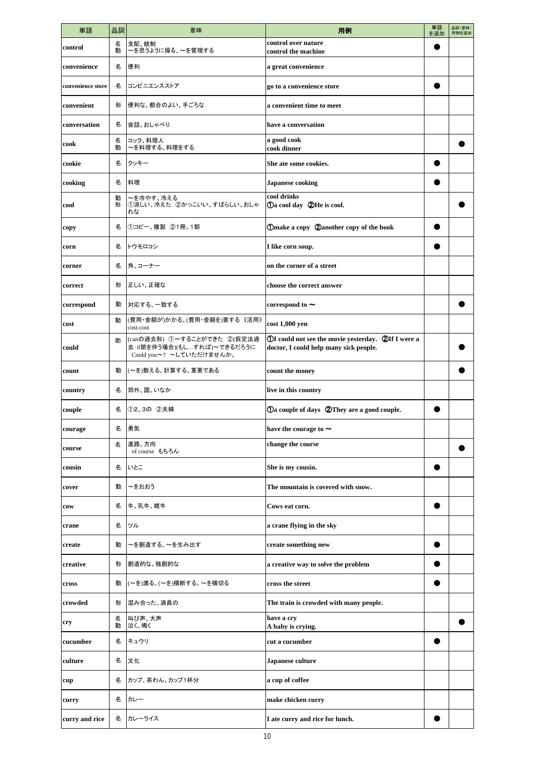| 単語 | 品詞 | 意味 | 用例 | 単語を追加 | 品詞・意味・用例を追加 |
|---|---|---|---|---|---|
| control | 名<br>動 | 支配、統制<br>～を思うように操る、～を管理する | control over nature<br>control the machine | ● | |
| convenience | 名 | 便利 | a great convenience | | |
| convenience store | 名 | コンビニエンスストア | go to a convenience store | ● | |
| convenient | 形 | 便利な、都合のよい、手ごろな | a convenient time to meet | | |
| conversation | 名 | 会話、おしゃべり | have a conversation | | |
| cook | 名<br>動 | コック、料理人<br>～を料理する、料理をする | a good cook<br>cook dinner | | ● |
| cookie | 名 | クッキー | She ate some cookies. | ● | |
| cooking | 名 | 料理 | Japanese cooking | ● | |
| cool | 動<br>形 | ～を冷やす、冷える<br>①涼しい、冷えた ②かっこいい、すばらしい、おしゃれな | cool drinks<br>①a cool day ②He is cool. | | ● |
| copy | 名 | ①コピー、複製 ②1冊、1部 | ①make a copy ②another copy of the book | ● | |
| corn | 名 | トウモロコシ | I like corn soup. | ● | |
| corner | 名 | 角、コーナー | on the corner of a street | | |
| correct | 形 | 正しい、正確な | choose the correct answer | | |
| correspond | 動 | 対応する、一致する | correspond to ～ | | ● |
| cost | 動 | (費用・金額が)かかる、(費用・金額を)要する 《活用》cost-cost | cost 1,000 yen | | |
| could | 助 | (canの過去形) ①～することができた ②(仮定法過去：if節を伴う場合)(もし…すれば)～できるだろうに Could you～? ～していただけませんか。 | ①I could not see the movie yesterday. ②If I were a doctor, I could help many sick people. | | ● |
| count | 動 | (～を)数える、計算する、重要である | count the money | | ● |
| country | 名 | 郊外、国、いなか | live in this country | | |
| couple | 名 | ①2、3の ②夫婦 | ①a couple of days ②They are a good couple. | ● | |
| courage | 名 | 勇気 | have the courage to ～ | | |
| course | 名 | 進路、方向<br>of course もちろん | change the course | | ● |
| cousin | 名 | いとこ | She is my cousin. | ● | |
| cover | 動 | ～をおおう | The mountain is covered with snow. | | |
| cow | 名 | 牛、乳牛、雌牛 | Cows eat corn. | ● | |
| crane | 名 | ツル | a crane flying in the sky | | |
| create | 動 | ～を創造する、～を生み出す | create something new | ● | |
| creative | 形 | 創造的な、独創的な | a creative way to solve the problem | ● | |
| cross | 動 | (～を)渡る、(～を)横断する、～を横切る | cross the street | ● | |
| crowded | 形 | 混み合った、満員の | The train is crowded with many people. | | |
| cry | 名<br>動 | 叫び声、大声<br>泣く、鳴く | have a cry<br>A baby is crying. | | ● |
| cucumber | 名 | キュウリ | cut a cucumber | ● | |
| culture | 名 | 文化 | Japanese culture | | |
| cup | 名 | カップ、茶わん、カップ1杯分 | a cup of coffee | | |
| curry | 名 | カレー | make chicken curry | | |
| curry and rice | 名 | カレーライス | I ate curry and rice for lunch. | ● | |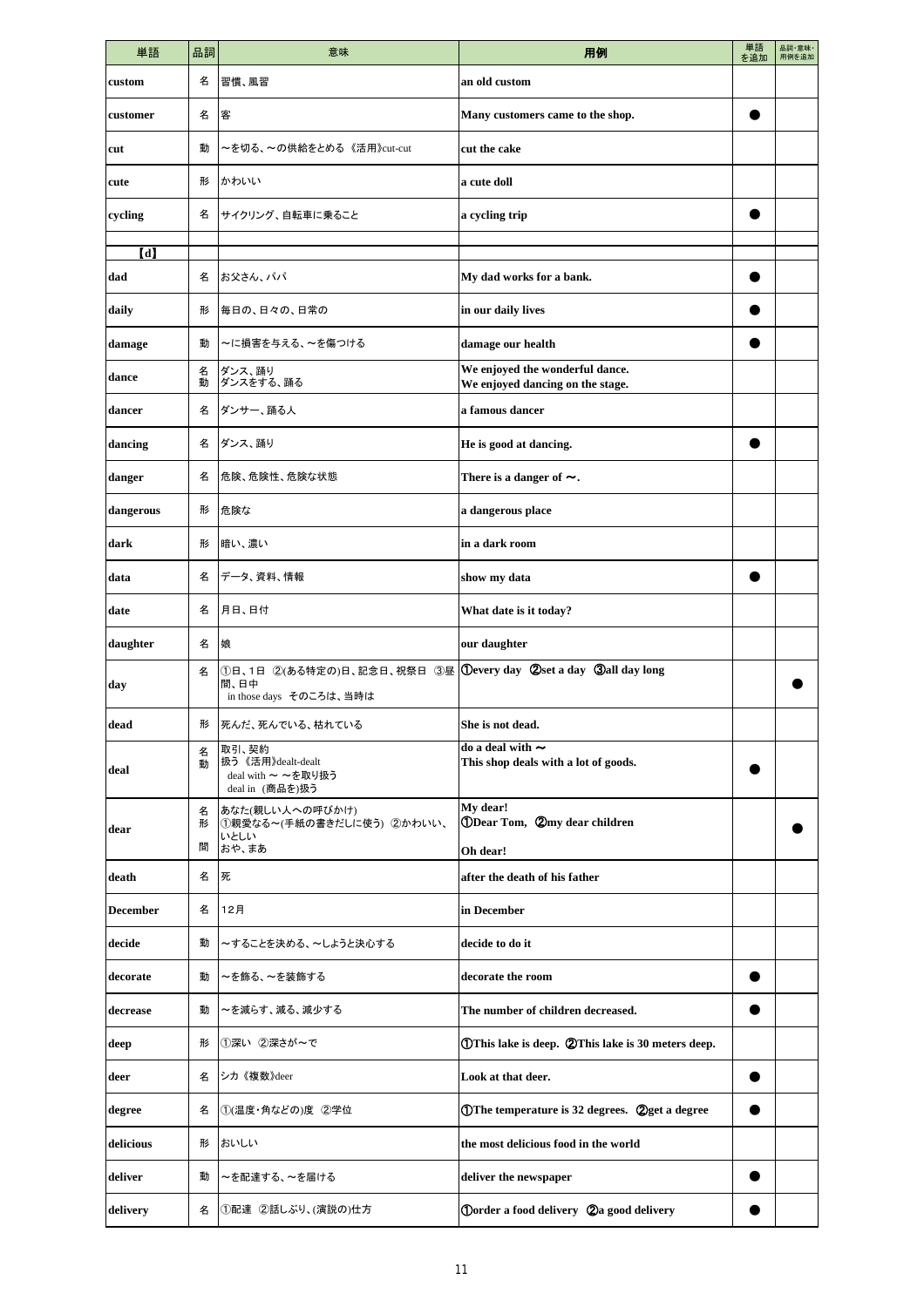| 単語 | 品詞 | 意味 | 用例 | 単語を追加 | 品詞・意味・用例を追加 |
|---|---|---|---|---|---|
| custom | 名 | 習慣、風習 | an old custom | | |
| customer | 名 | 客 | Many customers came to the shop. | ● | |
| cut | 動 | ～を切る、～の供給をとめる 《活用》cut-cut | cut the cake | | |
| cute | 形 | かわいい | a cute doll | | |
| cycling | 名 | サイクリング、自転車に乗ること | a cycling trip | ● | |
| | | | | | |
| 【d】 | | | | | |
| dad | 名 | お父さん、パパ | My dad works for a bank. | ● | |
| daily | 形 | 毎日の、日々の、日常の | in our daily lives | ● | |
| damage | 動 | ～に損害を与える、～を傷つける | damage our health | ● | |
| dance | 名<br>動 | ダンス、踊り<br>ダンスをする、踊る | We enjoyed the wonderful dance.<br>We enjoyed dancing on the stage. | | |
| dancer | 名 | ダンサー、踊る人 | a famous dancer | | |
| dancing | 名 | ダンス、踊り | He is good at dancing. | ● | |
| danger | 名 | 危険、危険性、危険な状態 | There is a danger of ～. | | |
| dangerous | 形 | 危険な | a dangerous place | | |
| dark | 形 | 暗い、濃い | in a dark room | | |
| data | 名 | データ、資料、情報 | show my data | ● | |
| date | 名 | 月日、日付 | What date is it today? | | |
| daughter | 名 | 娘 | our daughter | | |
| day | 名 | ①日、1日 ②(ある特定の)日、記念日、祝祭日 ③昼間、日中<br>in those days そのころは、当時は | ①every day ②set a day ③all day long | | ● |
| dead | 形 | 死んだ、死んでいる、枯れている | She is not dead. | | |
| deal | 名<br>動 | 取引、契約<br>扱う 《活用》dealt-dealt<br>deal with ～ ～を取り扱う<br>deal in (商品を)扱う | do a deal with ～<br>This shop deals with a lot of goods. | ● | |
| dear | 名<br>形<br>間 | あなた(親しい人への呼びかけ)<br>①親愛なる～(手紙の書きだしに使う) ②かわいい、いとしい<br>おや、まあ | My dear!<br>①Dear Tom, ②my dear children<br>Oh dear! | | ● |
| death | 名 | 死 | after the death of his father | | |
| December | 名 | 12月 | in December | | |
| decide | 動 | ～することを決める、～しようと決心する | decide to do it | | |
| decorate | 動 | ～を飾る、～を装飾する | decorate the room | ● | |
| decrease | 動 | ～を減らす、減る、減少する | The number of children decreased. | ● | |
| deep | 形 | ①深い ②深さが～で | ①This lake is deep. ②This lake is 30 meters deep. | | |
| deer | 名 | シカ 《複数》deer | Look at that deer. | ● | |
| degree | 名 | ①(温度・角などの)度 ②学位 | ①The temperature is 32 degrees. ②get a degree | ● | |
| delicious | 形 | おいしい | the most delicious food in the world | | |
| deliver | 動 | ～を配達する、～を届ける | deliver the newspaper | ● | |
| delivery | 名 | ①配達 ②話しぶり、(演説の)仕方 | ①order a food delivery ②a good delivery | ● | |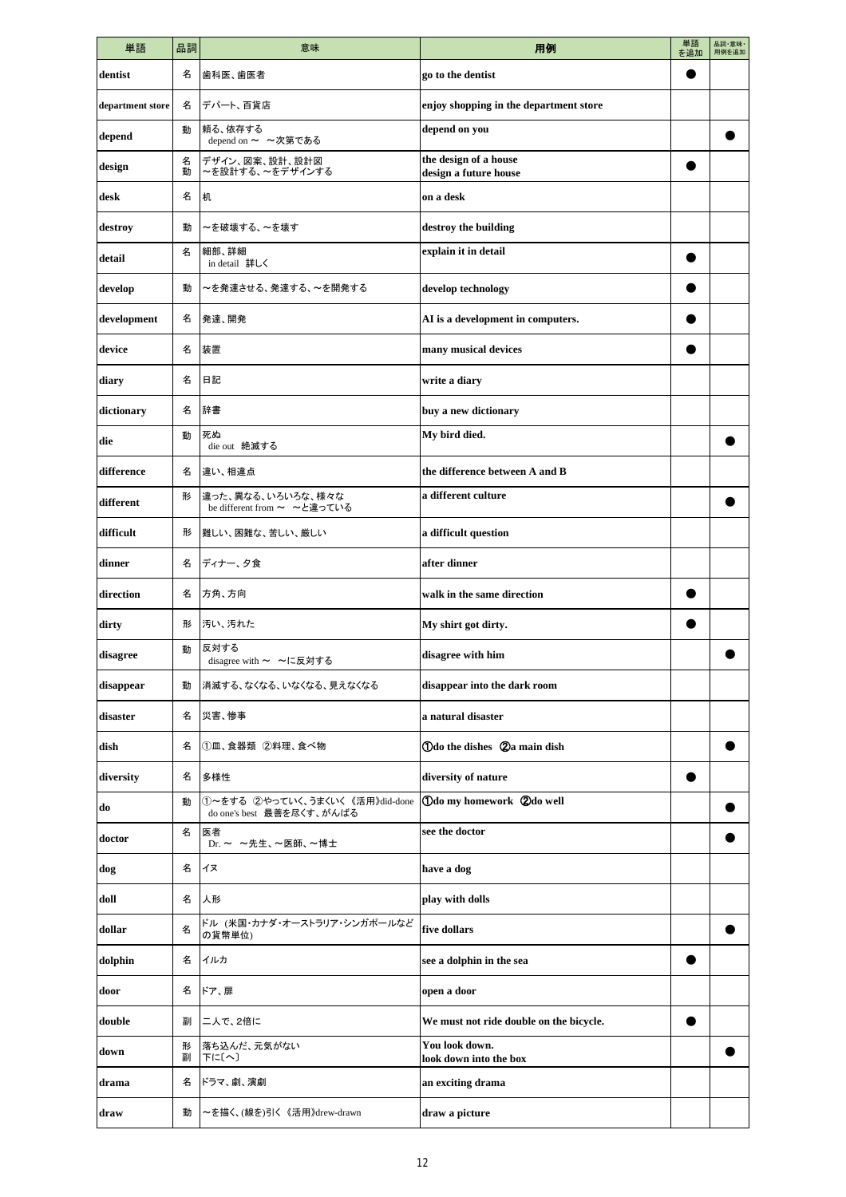| 単語 | 品詞 | 意味 | 用例 | 単語を追加 | 品詞・意味・用例を追加 |
|---|---|---|---|---|---|
| dentist | 名 | 歯科医、歯医者 | go to the dentist | ● | |
| department store | 名 | デパート、百貨店 | enjoy shopping in the department store | | |
| depend | 動 | 頼る、依存する<br>depend on ～　～次第である | depend on you | | ● |
| design | 名<br>動 | デザイン、図案、設計、設計図<br>～を設計する、～をデザインする | the design of a house<br>design a future house | ● | |
| desk | 名 | 机 | on a desk | | |
| destroy | 動 | ～を破壊する、～を壊す | destroy the building | | |
| detail | 名 | 細部、詳細<br>in detail　詳しく | explain it in detail | ● | |
| develop | 動 | ～を発達させる、発達する、～を開発する | develop technology | ● | |
| development | 名 | 発達、開発 | AI is a development in computers. | ● | |
| device | 名 | 装置 | many musical devices | ● | |
| diary | 名 | 日記 | write a diary | | |
| dictionary | 名 | 辞書 | buy a new dictionary | | |
| die | 動 | 死ぬ<br>die out　絶滅する | My bird died. | | ● |
| difference | 名 | 違い、相違点 | the difference between A and B | | |
| different | 形 | 違った、異なる、いろいろな、様々な<br>be different from ～　～と違っている | a different culture | | ● |
| difficult | 形 | 難しい、困難な、苦しい、厳しい | a difficult question | | |
| dinner | 名 | ディナー、夕食 | after dinner | | |
| direction | 名 | 方角、方向 | walk in the same direction | ● | |
| dirty | 形 | 汚い、汚れた | My shirt got dirty. | ● | |
| disagree | 動 | 反対する<br>disagree with ～　～に反対する | disagree with him | | ● |
| disappear | 動 | 消滅する、なくなる、いなくなる、見えなくなる | disappear into the dark room | | |
| disaster | 名 | 災害、惨事 | a natural disaster | | |
| dish | 名 | ①皿、食器類　②料理、食べ物 | ①do the dishes　②a main dish | | ● |
| diversity | 名 | 多様性 | diversity of nature | ● | |
| do | 動 | ①～をする　②やっていく、うまくいく《活用》did-done<br>do one's best　最善を尽くす、がんばる | ①do my homework　②do well | | ● |
| doctor | 名 | 医者<br>Dr. ～　～先生、～医師、～博士 | see the doctor | | ● |
| dog | 名 | イヌ | have a dog | | |
| doll | 名 | 人形 | play with dolls | | |
| dollar | 名 | ドル（米国・カナダ・オーストラリア・シンガポールなどの貨幣単位） | five dollars | | ● |
| dolphin | 名 | イルカ | see a dolphin in the sea | ● | |
| door | 名 | ドア、扉 | open a door | | |
| double | 副 | 二人で、2倍に | We must not ride double on the bicycle. | ● | |
| down | 形<br>副 | 落ち込んだ、元気がない<br>下に〔へ〕 | You look down.<br>look down into the box | | ● |
| drama | 名 | ドラマ、劇、演劇 | an exciting drama | | |
| draw | 動 | ～を描く、(線を)引く《活用》drew-drawn | draw a picture | | |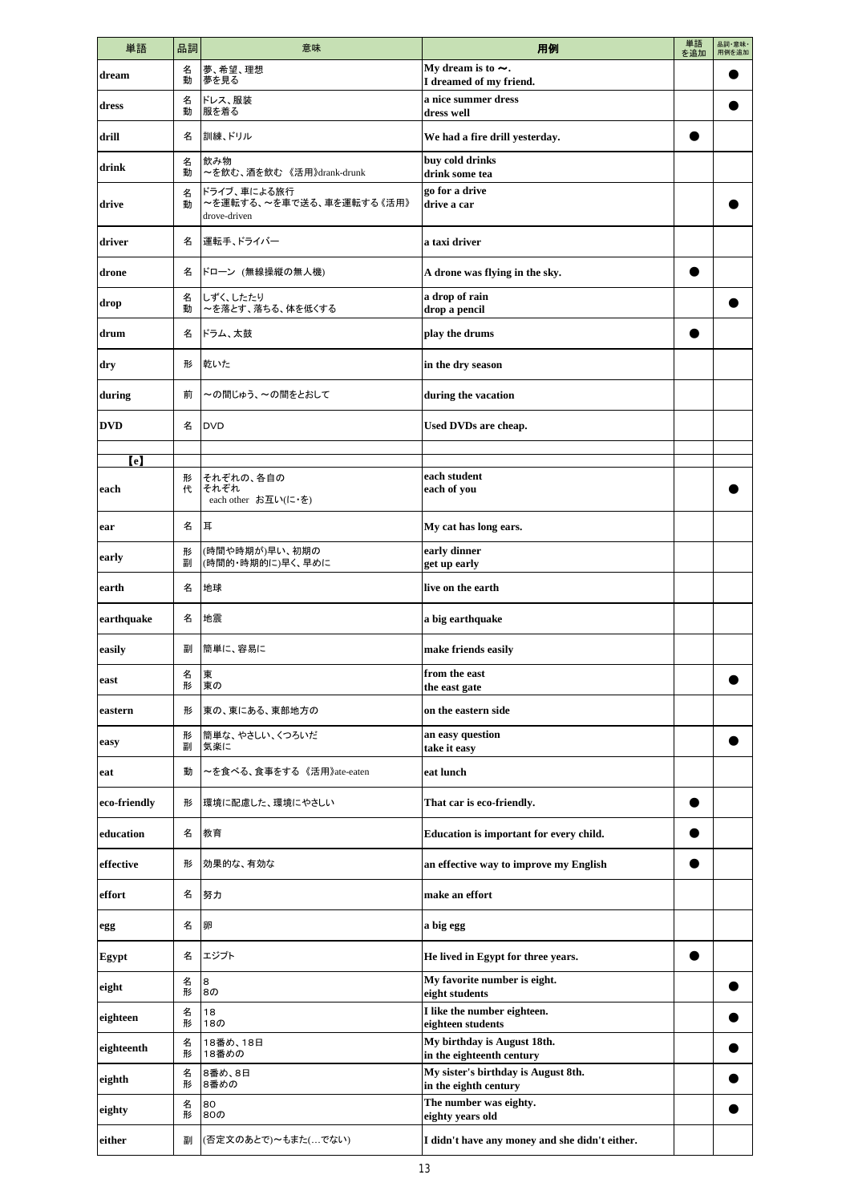| 単語 | 品詞 | 意味 | 用例 | 単語を追加 | 品詞・意味・用例を追加 |
| --- | --- | --- | --- | --- | --- |
| dream | 名<br>動 | 夢、希望、理想<br>夢を見る | My dream is to ～.<br>I dreamed of my friend. | | ● |
| dress | 名<br>動 | ドレス、服装<br>服を着る | a nice summer dress<br>dress well | | ● |
| drill | 名 | 訓練、ドリル | We had a fire drill yesterday. | ● | |
| drink | 名<br>動 | 飲み物<br>～を飲む、酒を飲む 《活用》drank-drunk | buy cold drinks<br>drink some tea | | |
| drive | 名<br>動 | ドライブ、車による旅行<br>～を運転する、～を車で送る、車を運転する《活用》drove-driven | go for a drive<br>drive a car | | ● |
| driver | 名 | 運転手、ドライバー | a taxi driver | | |
| drone | 名 | ドローン (無線操縦の無人機) | A drone was flying in the sky. | ● | |
| drop | 名<br>動 | しずく、したたり<br>～を落とす、落ちる、体を低くする | a drop of rain<br>drop a pencil | | ● |
| drum | 名 | ドラム、太鼓 | play the drums | ● | |
| dry | 形 | 乾いた | in the dry season | | |
| during | 前 | ～の間じゅう、～の間をとおして | during the vacation | | |
| DVD | 名 | DVD | Used DVDs are cheap. | | |
| | | | | | |
| 【e】 | | | | | |
| each | 形<br>代 | それぞれの、各自の<br>それぞれ<br>each other お互い(に・を) | each student<br>each of you | | ● |
| ear | 名 | 耳 | My cat has long ears. | | |
| early | 形<br>副 | (時間や時期が)早い、初期の<br>(時間的・時期的に)早く、早めに | early dinner<br>get up early | | |
| earth | 名 | 地球 | live on the earth | | |
| earthquake | 名 | 地震 | a big earthquake | | |
| easily | 副 | 簡単に、容易に | make friends easily | | |
| east | 名<br>形 | 東<br>東の | from the east<br>the east gate | | ● |
| eastern | 形 | 東の、東にある、東部地方の | on the eastern side | | |
| easy | 形<br>副 | 簡単な、やさしい、くつろいだ<br>気楽に | an easy question<br>take it easy | | ● |
| eat | 動 | ～を食べる、食事をする 《活用》ate-eaten | eat lunch | | |
| eco-friendly | 形 | 環境に配慮した、環境にやさしい | That car is eco-friendly. | ● | |
| education | 名 | 教育 | Education is important for every child. | ● | |
| effective | 形 | 効果的な、有効な | an effective way to improve my English | ● | |
| effort | 名 | 努力 | make an effort | | |
| egg | 名 | 卵 | a big egg | | |
| Egypt | 名 | エジプト | He lived in Egypt for three years. | ● | |
| eight | 名<br>形 | 8<br>8の | My favorite number is eight.<br>eight students | | ● |
| eighteen | 名<br>形 | 18<br>18の | I like the number eighteen.<br>eighteen students | | ● |
| eighteenth | 名<br>形 | 18番め、18日<br>18番めの | My birthday is August 18th.<br>in the eighteenth century | | ● |
| eighth | 名<br>形 | 8番め、8日<br>8番めの | My sister's birthday is August 8th.<br>in the eighth century | | ● |
| eighty | 名<br>形 | 80<br>80の | The number was eighty.<br>eighty years old | | ● |
| either | 副 | (否定文のあとで)～もまた(…でない) | I didn't have any money and she didn't either. | | |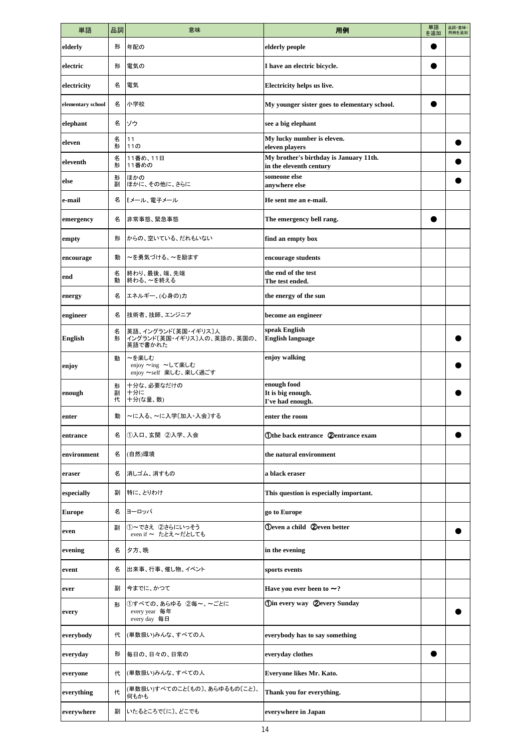| 単語 | 品詞 | 意味 | 用例 | 単語を追加 | 品詞・意味・用例を追加 |
|---|---|---|---|---|---|
| elderly | 形 | 年配の | elderly people | ● | |
| electric | 形 | 電気の | I have an electric bicycle. | ● | |
| electricity | 名 | 電気 | Electricity helps us live. | | |
| elementary school | 名 | 小学校 | My younger sister goes to elementary school. | ● | |
| elephant | 名 | ゾウ | see a big elephant | | |
| eleven | 名<br>形 | 11<br>11の | My lucky number is eleven.<br>eleven players | | ● |
| eleventh | 名<br>形 | 11番め、11日<br>11番めの | My brother's birthday is January 11th.<br>in the eleventh century | | ● |
| else | 形<br>副 | ほかの<br>ほかに、その他に、さらに | someone else<br>anywhere else | | ● |
| e-mail | 名 | Eメール、電子メール | He sent me an e-mail. | | |
| emergency | 名 | 非常事態、緊急事態 | The emergency bell rang. | ● | |
| empty | 形 | からの、空いている、だれもいない | find an empty box | | |
| encourage | 動 | ～を勇気づける、～を励ます | encourage students | | |
| end | 名<br>動 | 終わり、最後、端、先端<br>終わる、～を終える | the end of the test<br>The test ended. | | |
| energy | 名 | エネルギー、(心身の)力 | the energy of the sun | | |
| engineer | 名 | 技術者、技師、エンジニア | become an engineer | | |
| English | 名<br>形 | 英語、イングランド〔英国・イギリス〕人<br>イングランド〔英国・イギリス〕人の、英語の、英国の、英語で書かれた | speak English<br>English language | | ● |
| enjoy | 動 | ～を楽しむ<br>enjoy ～ing　～して楽しむ<br>enjoy ～self　楽しむ、楽しく過ごす | enjoy walking | | ● |
| enough | 形<br>副<br>代 | 十分な、必要なだけの<br>十分に<br>十分(な量、数) | enough food<br>It is big enough.<br>I've had enough. | | ● |
| enter | 動 | ～に入る、～に入学〔加入・入会〕する | enter the room | | |
| entrance | 名 | ①入口、玄関　②入学、入会 | ①the back entrance　②entrance exam | | ● |
| environment | 名 | (自然)環境 | the natural environment | | |
| eraser | 名 | 消しゴム、消すもの | a black eraser | | |
| especially | 副 | 特に、とりわけ | This question is especially important. | | |
| Europe | 名 | ヨーロッパ | go to Europe | | |
| even | 副 | ①～でさえ　②さらにいっそう<br>even if ～　たとえ～だとしても | ①even a child　②even better | | ● |
| evening | 名 | 夕方、晩 | in the evening | | |
| event | 名 | 出来事、行事、催し物、イベント | sports events | | |
| ever | 副 | 今までに、かつて | Have you ever been to ～? | | |
| every | 形 | ①すべての、あらゆる　②毎～、～ごとに<br>every year　毎年<br>every day　毎日 | ①in every way　②every Sunday | | ● |
| everybody | 代 | (単数扱い)みんな、すべての人 | everybody has to say something | | |
| everyday | 形 | 毎日の、日々の、日常の | everyday clothes | ● | |
| everyone | 代 | (単数扱い)みんな、すべての人 | Everyone likes Mr. Kato. | | |
| everything | 代 | (単数扱い)すべてのこと〔もの〕、あらゆるもの〔こと〕、何もかも | Thank you for everything. | | |
| everywhere | 副 | いたるところで〔に〕、どこでも | everywhere in Japan | | |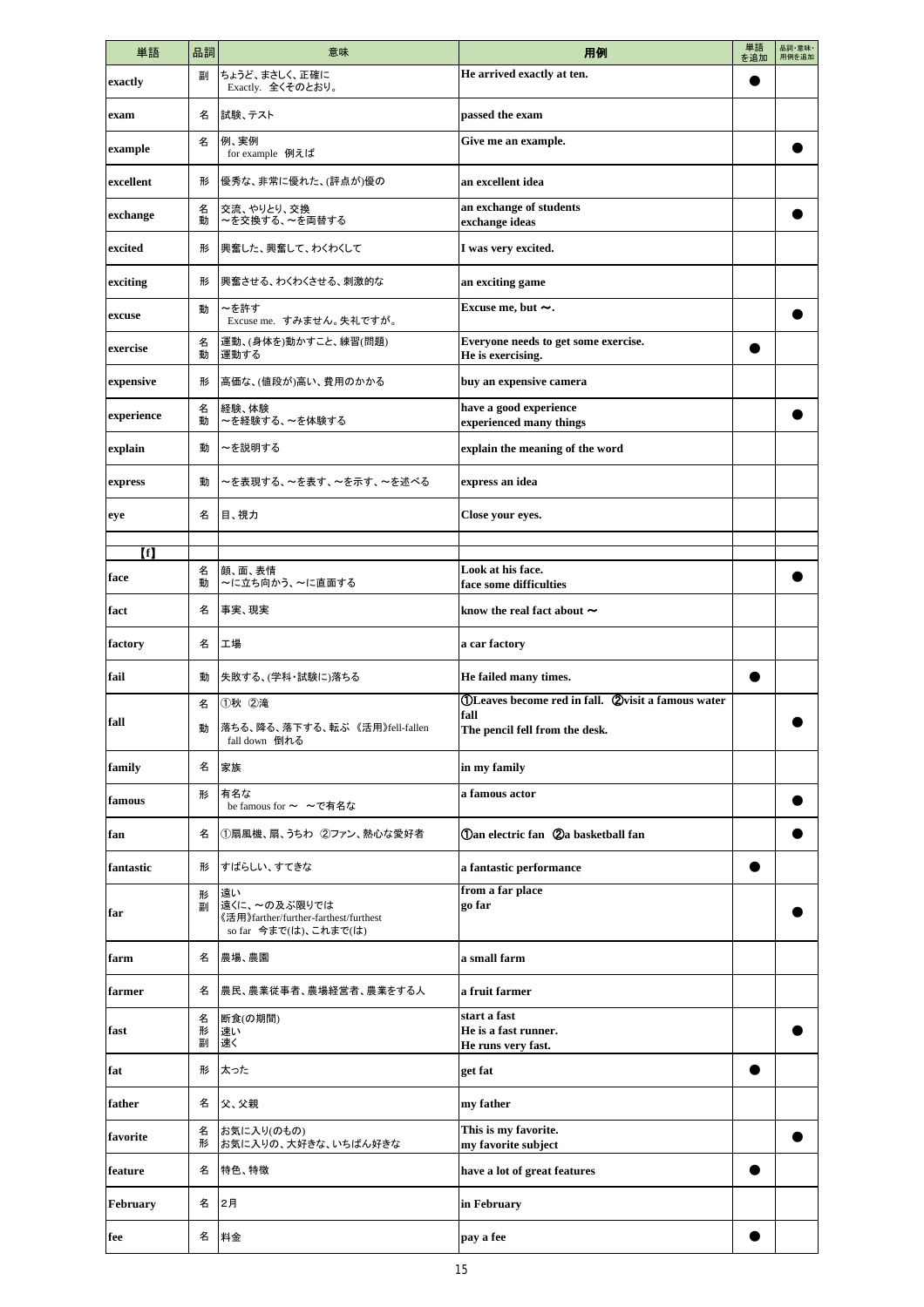| 単語 | 品詞 | 意味 | 用例 | 単語を追加 | 品詞・意味・用例を追加 |
|---|---|---|---|---|---|
| exactly | 副 | ちょうど、まさしく、正確に<br>Exactly. 全くそのとおり。 | He arrived exactly at ten. | ● | |
| exam | 名 | 試験、テスト | passed the exam | | |
| example | 名 | 例、実例<br>for example 例えば | Give me an example. | | ● |
| excellent | 形 | 優秀な、非常に優れた、(評点が)優の | an excellent idea | | |
| exchange | 名<br>動 | 交流、やりとり、交換<br>～を交換する、～を両替する | an exchange of students<br>exchange ideas | | ● |
| excited | 形 | 興奮した、興奮して、わくわくして | I was very excited. | | |
| exciting | 形 | 興奮させる、わくわくさせる、刺激的な | an exciting game | | |
| excuse | 動 | ～を許す<br>Excuse me. すみません。失礼ですが。 | Excuse me, but ～. | | ● |
| exercise | 名<br>動 | 運動、(身体を)動かすこと、練習(問題)<br>運動する | Everyone needs to get some exercise.<br>He is exercising. | ● | |
| expensive | 形 | 高価な、(値段が)高い、費用のかかる | buy an expensive camera | | |
| experience | 名<br>動 | 経験、体験<br>～を経験する、～を体験する | have a good experience<br>experienced many things | | ● |
| explain | 動 | ～を説明する | explain the meaning of the word | | |
| express | 動 | ～を表現する、～を表す、～を示す、～を述べる | express an idea | | |
| eye | 名 | 目、視力 | Close your eyes. | | |
| | | | | | |
| 【f】 | | | | | |
| face | 名<br>動 | 顔、面、表情<br>～に立ち向かう、～に直面する | Look at his face.<br>face some difficulties | | ● |
| fact | 名 | 事実、現実 | know the real fact about ～ | | |
| factory | 名 | 工場 | a car factory | | |
| fail | 動 | 失敗する、(学科・試験に)落ちる | He failed many times. | ● | |
| fall | 名<br>動 | ①秋 ②滝<br>落ちる、降る、落下する、転ぶ 《活用》fell-fallen<br>fall down 倒れる | ①Leaves become red in fall. ②visit a famous water fall<br>The pencil fell from the desk. | | ● |
| family | 名 | 家族 | in my family | | |
| famous | 形 | 有名な<br>be famous for ～ ～で有名な | a famous actor | | ● |
| fan | 名 | ①扇風機、扇、うちわ ②ファン、熱心な愛好者 | ①an electric fan ②a basketball fan | | ● |
| fantastic | 形 | すばらしい、すてきな | a fantastic performance | ● | |
| far | 形<br>副 | 遠い<br>遠くに、～の及ぶ限りでは<br>《活用》farther/further-farthest/furthest<br>so far 今まで(は)、これまで(は) | from a far place<br>go far | | ● |
| farm | 名 | 農場、農園 | a small farm | | |
| farmer | 名 | 農民、農業従事者、農場経営者、農業をする人 | a fruit farmer | | |
| fast | 名<br>形<br>副 | 断食(の期間)<br>速い<br>速く | start a fast<br>He is a fast runner.<br>He runs very fast. | | ● |
| fat | 形 | 太った | get fat | ● | |
| father | 名 | 父、父親 | my father | | |
| favorite | 名<br>形 | お気に入り(のもの)<br>お気に入りの、大好きな、いちばん好きな | This is my favorite.<br>my favorite subject | | ● |
| feature | 名 | 特色、特徴 | have a lot of great features | ● | |
| February | 名 | 2月 | in February | | |
| fee | 名 | 料金 | pay a fee | ● | |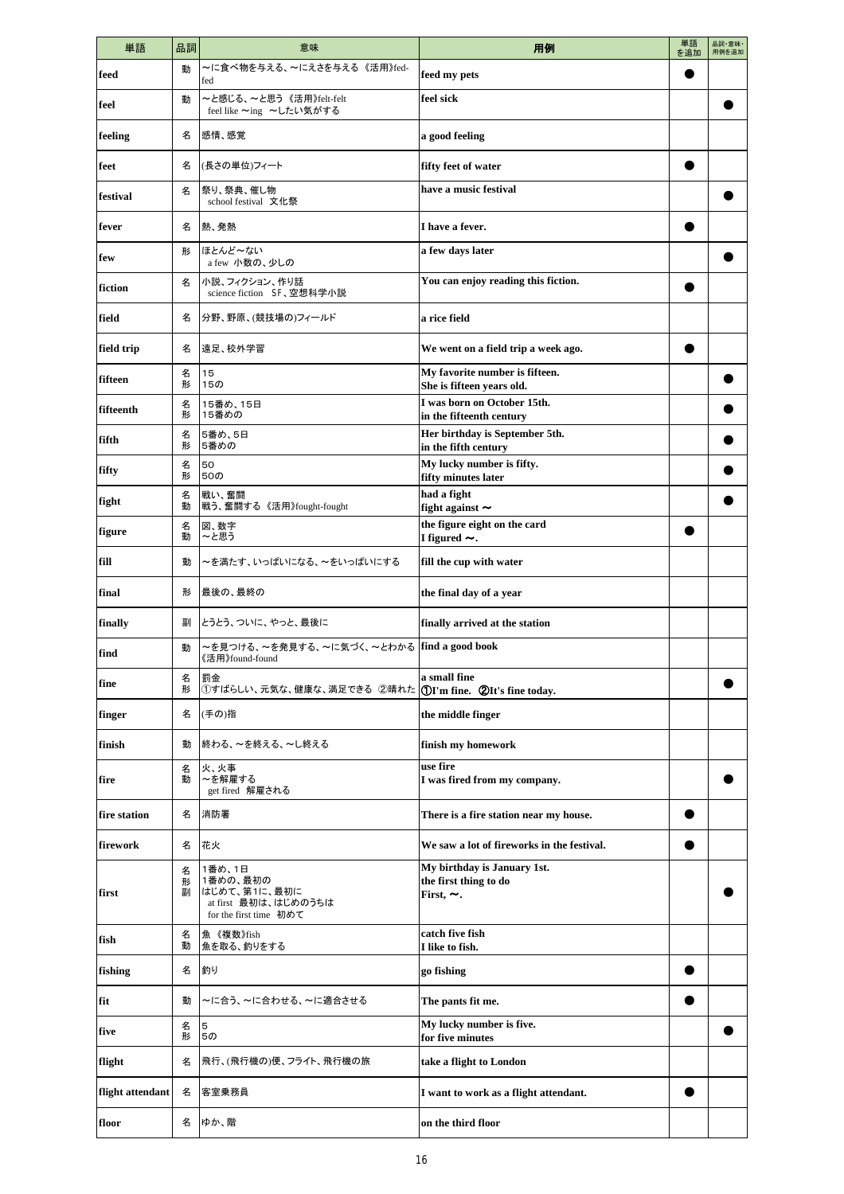| 単語 | 品詞 | 意味 | 用例 | 単語を追加 | 品詞・意味・用例を追加 |
| --- | --- | --- | --- | --- | --- |
| feed | 動 | ～に食べ物を与える、～にえさを与える 《活用》fed-fed | feed my pets | ● | |
| feel | 動 | ～と感じる、～と思う 《活用》felt-felt<br>feel like ～ing ～したい気がする | feel sick | | ● |
| feeling | 名 | 感情、感覚 | a good feeling | | |
| feet | 名 | (長さの単位)フィート | fifty feet of water | ● | |
| festival | 名 | 祭り、祭典、催し物<br>school festival 文化祭 | have a music festival | | ● |
| fever | 名 | 熱、発熱 | I have a fever. | ● | |
| few | 形 | ほとんど～ない<br>a few 小数の、少しの | a few days later | | ● |
| fiction | 名 | 小説、フィクション、作り話<br>science fiction SF、空想科学小説 | You can enjoy reading this fiction. | ● | |
| field | 名 | 分野、野原、(競技場の)フィールド | a rice field | | |
| field trip | 名 | 遠足、校外学習 | We went on a field trip a week ago. | ● | |
| fifteen | 名<br>形 | 15<br>15の | My favorite number is fifteen.<br>She is fifteen years old. | | ● |
| fifteenth | 名<br>形 | 15番め、15日<br>15番めの | I was born on October 15th.<br>in the fifteenth century | | ● |
| fifth | 名<br>形 | 5番め、5日<br>5番めの | Her birthday is September 5th.<br>in the fifth century | | ● |
| fifty | 名<br>形 | 50<br>50の | My lucky number is fifty.<br>fifty minutes later | | ● |
| fight | 名<br>動 | 戦い、奮闘<br>戦う、奮闘する 《活用》fought-fought | had a fight<br>fight against ～ | | ● |
| figure | 名<br>動 | 図、数字<br>～と思う | the figure eight on the card<br>I figured ～. | ● | |
| fill | 動 | ～を満たす、いっぱいになる、～をいっぱいにする | fill the cup with water | | |
| final | 形 | 最後の、最終の | the final day of a year | | |
| finally | 副 | とうとう、ついに、やっと、最後に | finally arrived at the station | | |
| find | 動 | ～を見つける、～を発見する、～に気づく、～とわかる 《活用》found-found | find a good book | | |
| fine | 名<br>形 | 罰金<br>①すばらしい、元気な、健康な、満足できる ②晴れた | a small fine<br>①I'm fine. ②It's fine today. | | ● |
| finger | 名 | (手の)指 | the middle finger | | |
| finish | 動 | 終わる、～を終える、～し終える | finish my homework | | |
| fire | 名<br>動 | 火、火事<br>～を解雇する<br>get fired 解雇される | use fire<br>I was fired from my company. | | ● |
| fire station | 名 | 消防署 | There is a fire station near my house. | ● | |
| firework | 名 | 花火 | We saw a lot of fireworks in the festival. | ● | |
| first | 名<br>形<br>副 | 1番め、1日<br>1番めの、最初の<br>はじめて、第1に、最初に<br>at first 最初は、はじめのうちは<br>for the first time 初めて | My birthday is January 1st.<br>the first thing to do<br>First, ～. | | ● |
| fish | 名<br>動 | 魚 《複数》fish<br>魚を取る、釣りをする | catch five fish<br>I like to fish. | | |
| fishing | 名 | 釣り | go fishing | ● | |
| fit | 動 | ～に合う、～に合わせる、～に適合させる | The pants fit me. | ● | |
| five | 名<br>形 | 5<br>5の | My lucky number is five.<br>for five minutes | | ● |
| flight | 名 | 飛行、(飛行機の)便、フライト、飛行機の旅 | take a flight to London | | |
| flight attendant | 名 | 客室乗務員 | I want to work as a flight attendant. | ● | |
| floor | 名 | ゆか、階 | on the third floor | | |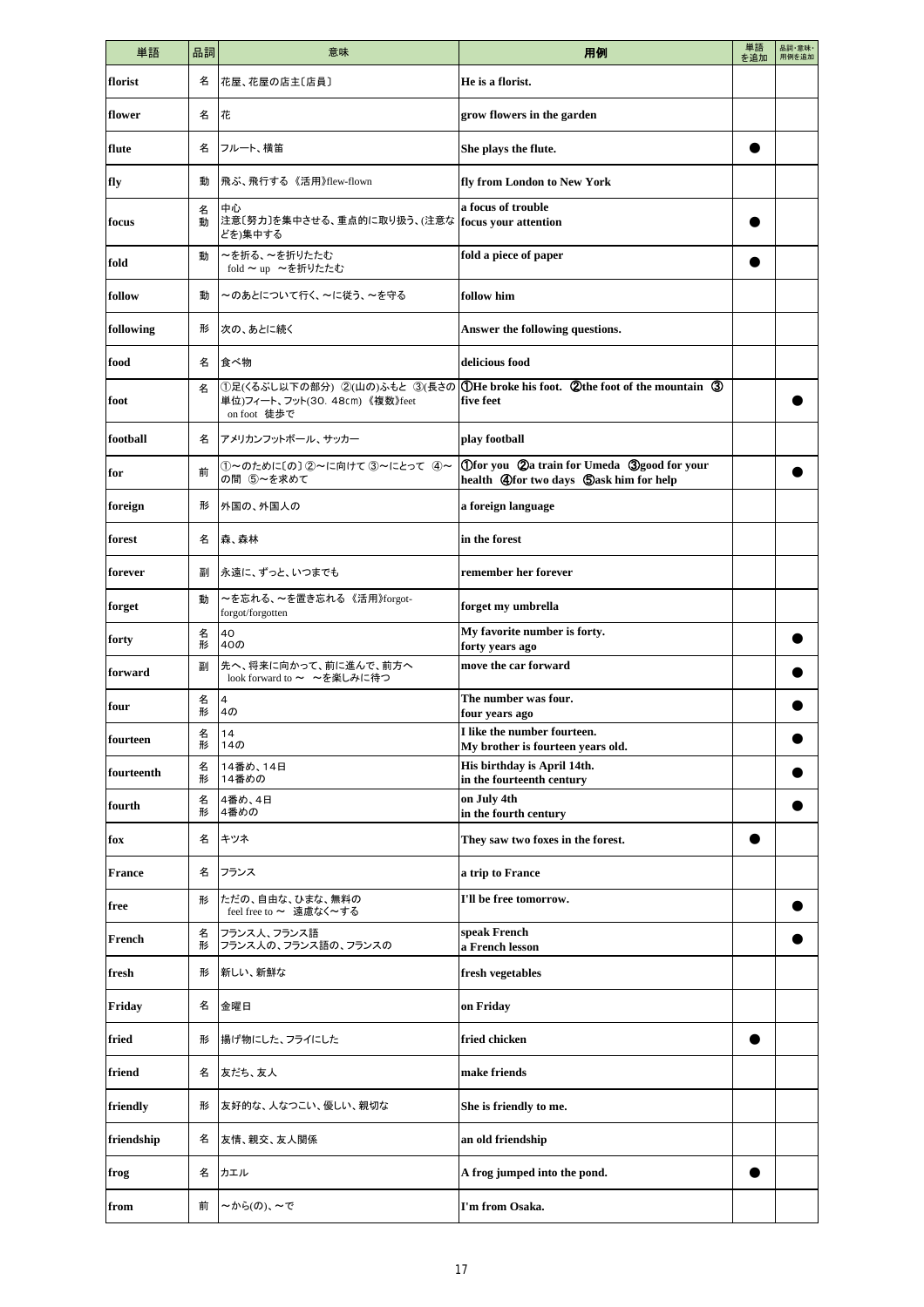| 単語 | 品詞 | 意味 | 用例 | 単語を追加 | 品詞・意味・用例を追加 |
|---|---|---|---|---|---|
| florist | 名 | 花屋、花屋の店主〔店員〕 | He is a florist. | | |
| flower | 名 | 花 | grow flowers in the garden | | |
| flute | 名 | フルート、横笛 | She plays the flute. | ● | |
| fly | 動 | 飛ぶ、飛行する 《活用》flew-flown | fly from London to New York | | |
| focus | 名<br>動 | 中心<br>注意〔努力〕を集中させる、重点的に取り扱う、(注意などを)集中する | a focus of trouble<br>focus your attention | ● | |
| fold | 動 | ～を折る、～を折りたたむ<br>fold ～ up ～を折りたたむ | fold a piece of paper | ● | |
| follow | 動 | ～のあとについて行く、～に従う、～を守る | follow him | | |
| following | 形 | 次の、あとに続く | Answer the following questions. | | |
| food | 名 | 食べ物 | delicious food | | |
| foot | 名 | ①足(くるぶし以下の部分) ②(山の)ふもと ③(長さの単位)フィート、フット(30. 48cm) 《複数》feet<br>on foot 徒歩で | ①He broke his foot. ②the foot of the mountain ③five feet | | ● |
| football | 名 | アメリカンフットボール、サッカー | play football | | |
| for | 前 | ①～のために〔の〕 ②～に向けて ③～にとって ④～の間 ⑤～を求めて | ①for you ②a train for Umeda ③good for your health ④for two days ⑤ask him for help | | ● |
| foreign | 形 | 外国の、外国人の | a foreign language | | |
| forest | 名 | 森、森林 | in the forest | | |
| forever | 副 | 永遠に、ずっと、いつまでも | remember her forever | | |
| forget | 動 | ～を忘れる、～を置き忘れる 《活用》forgot-forgot/forgotten | forget my umbrella | | |
| forty | 名<br>形 | 40<br>40の | My favorite number is forty.<br>forty years ago | | ● |
| forward | 副 | 先へ、将来に向かって、前に進んで、前方へ<br>look forward to ～ ～を楽しみに待つ | move the car forward | | ● |
| four | 名<br>形 | 4<br>4の | The number was four.<br>four years ago | | ● |
| fourteen | 名<br>形 | 14<br>14の | I like the number fourteen.<br>My brother is fourteen years old. | | ● |
| fourteenth | 名<br>形 | 14番め、14日<br>14番めの | His birthday is April 14th.<br>in the fourteenth century | | ● |
| fourth | 名<br>形 | 4番め、4日<br>4番めの | on July 4th<br>in the fourth century | | ● |
| fox | 名 | キツネ | They saw two foxes in the forest. | ● | |
| France | 名 | フランス | a trip to France | | |
| free | 形 | ただの、自由な、ひまな、無料の<br>feel free to ～ 遠慮なく～する | I'll be free tomorrow. | | ● |
| French | 名<br>形 | フランス人、フランス語<br>フランス人の、フランス語の、フランスの | speak French<br>a French lesson | | ● |
| fresh | 形 | 新しい、新鮮な | fresh vegetables | | |
| Friday | 名 | 金曜日 | on Friday | | |
| fried | 形 | 揚げ物にした、フライにした | fried chicken | ● | |
| friend | 名 | 友だち、友人 | make friends | | |
| friendly | 形 | 友好的な、人なつこい、優しい、親切な | She is friendly to me. | | |
| friendship | 名 | 友情、親交、友人関係 | an old friendship | | |
| frog | 名 | カエル | A frog jumped into the pond. | ● | |
| from | 前 | ～から(の)、～で | I'm from Osaka. | | |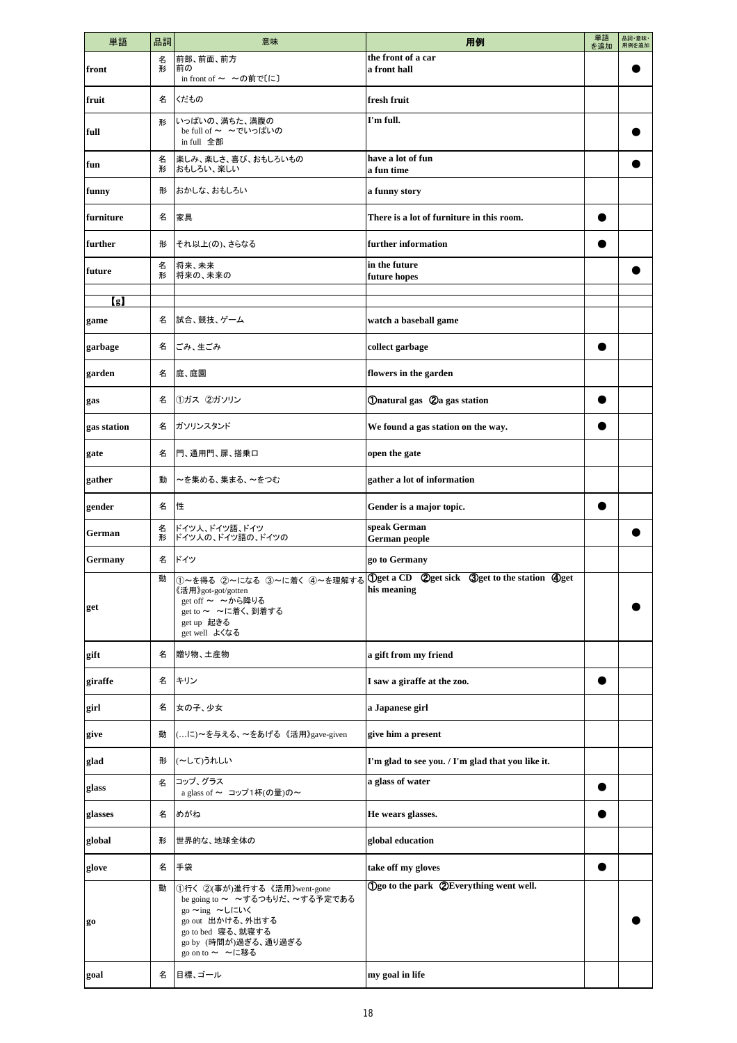| 単語 | 品詞 | 意味 | 用例 | 単語を追加 | 品詞・意味・用例を追加 |
|---|---|---|---|---|---|
| front | 名<br>形 | 前部、前面、前方<br>前の<br>in front of ～　～の前で[に] | the front of a car<br>a front hall | | ● |
| fruit | 名 | くだもの | fresh fruit | | |
| full | 形 | いっぱいの、満ちた、満腹の<br>be full of ～　～でいっぱいの<br>in full　全部 | I'm full. | | ● |
| fun | 名<br>形 | 楽しみ、楽しさ、喜び、おもしろいもの<br>おもしろい、楽しい | have a lot of fun<br>a fun time | | ● |
| funny | 形 | おかしな、おもしろい | a funny story | | |
| furniture | 名 | 家具 | There is a lot of furniture in this room. | ● | |
| further | 形 | それ以上(の)、さらなる | further information | ● | |
| future | 名<br>形 | 将来、未来<br>将来の、未来の | in the future<br>future hopes | | ● |
| | | | | | |
| 【g】 | | | | | |
| game | 名 | 試合、競技、ゲーム | watch a baseball game | | |
| garbage | 名 | ごみ、生ごみ | collect garbage | ● | |
| garden | 名 | 庭、庭園 | flowers in the garden | | |
| gas | 名 | ①ガス　②ガソリン | ①natural gas　②a gas station | ● | |
| gas station | 名 | ガソリンスタンド | We found a gas station on the way. | ● | |
| gate | 名 | 門、通用門、扉、搭乗口 | open the gate | | |
| gather | 動 | ～を集める、集まる、～をつむ | gather a lot of information | | |
| gender | 名 | 性 | Gender is a major topic. | ● | |
| German | 名<br>形 | ドイツ人、ドイツ語、ドイツ<br>ドイツ人の、ドイツ語の、ドイツの | speak German<br>German people | | ● |
| Germany | 名 | ドイツ | go to Germany | | |
| get | 動 | ①～を得る ②～になる ③～に着く ④～を理解する<br>《活用》got-got/gotten<br>get off ～　～から降りる<br>get to ～　～に着く、到着する<br>get up　起きる<br>get well　よくなる | ①get a CD　②get sick　③get to the station　④get his meaning | | ● |
| gift | 名 | 贈り物、土産物 | a gift from my friend | | |
| giraffe | 名 | キリン | I saw a giraffe at the zoo. | ● | |
| girl | 名 | 女の子、少女 | a Japanese girl | | |
| give | 動 | (…に)～を与える、～をあげる 《活用》gave-given | give him a present | | |
| glad | 形 | (～して)うれしい | I'm glad to see you. / I'm glad that you like it. | | |
| glass | 名 | コップ、グラス<br>a glass of ～　コップ1杯(の量)の～ | a glass of water | ● | |
| glasses | 名 | めがね | He wears glasses. | ● | |
| global | 形 | 世界的な、地球全体の | global education | | |
| glove | 名 | 手袋 | take off my gloves | ● | |
| go | 動 | ①行く ②(事が)進行する 《活用》went-gone<br>be going to ～　～するつもりだ、～する予定である<br>go ～ing　～しにいく<br>go out　出かける、外出する<br>go to bed　寝る、就寝する<br>go by　(時間が)過ぎる、通り過ぎる<br>go on to ～　～に移る | ①go to the park　②Everything went well. | | ● |
| goal | 名 | 目標、ゴール | my goal in life | | |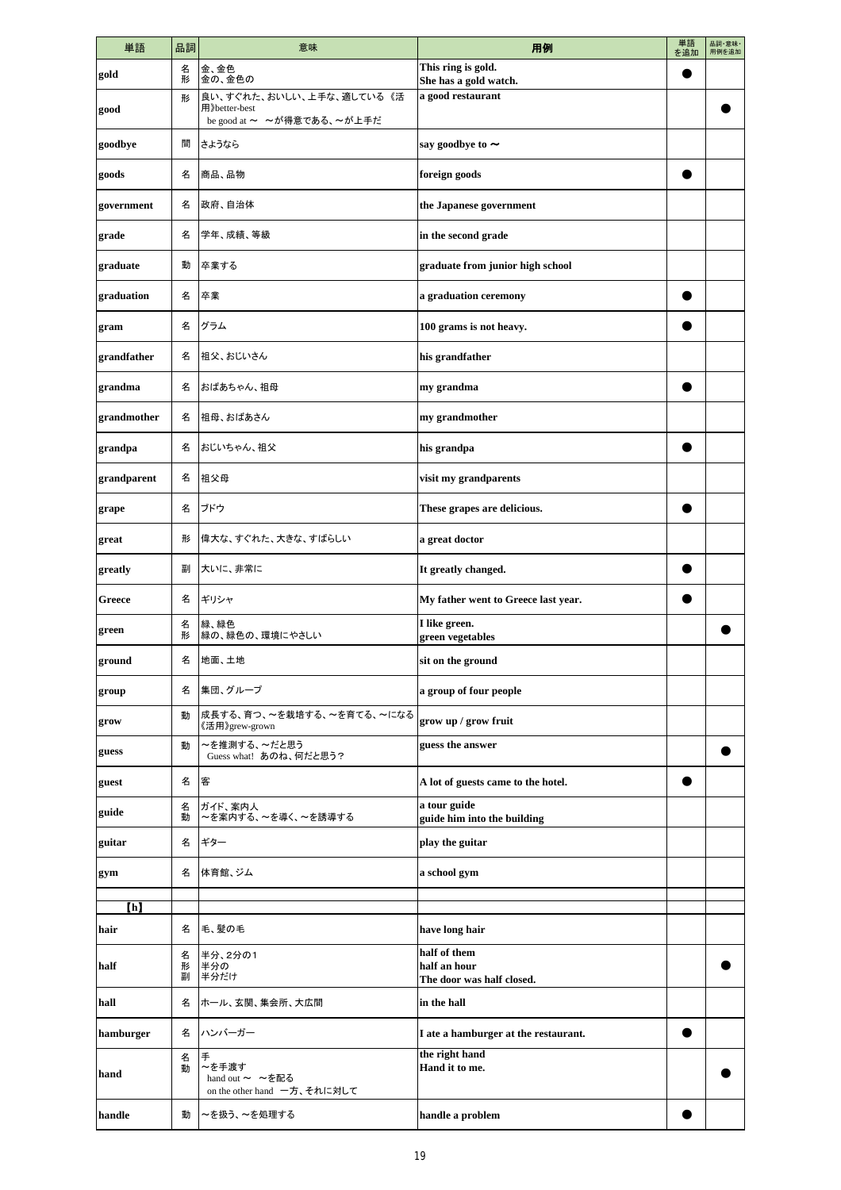| 単語 | 品詞 | 意味 | 用例 | 単語を追加 | 品詞・意味・用例を追加 |
| --- | --- | --- | --- | --- | --- |
| gold | 名<br>形 | 金、金色<br>金の、金色の | This ring is gold.<br>She has a gold watch. | ● | |
| good | 形 | 良い、すぐれた、おいしい、上手な、適している 《活用》better-best<br>be good at ～　～が得意である、～が上手だ | a good restaurant | | ● |
| goodbye | 間 | さようなら | say goodbye to ～ | | |
| goods | 名 | 商品、品物 | foreign goods | ● | |
| government | 名 | 政府、自治体 | the Japanese government | | |
| grade | 名 | 学年、成績、等級 | in the second grade | | |
| graduate | 動 | 卒業する | graduate from junior high school | | |
| graduation | 名 | 卒業 | a graduation ceremony | ● | |
| gram | 名 | グラム | 100 grams is not heavy. | ● | |
| grandfather | 名 | 祖父、おじいさん | his grandfather | | |
| grandma | 名 | おばあちゃん、祖母 | my grandma | ● | |
| grandmother | 名 | 祖母、おばあさん | my grandmother | | |
| grandpa | 名 | おじいちゃん、祖父 | his grandpa | ● | |
| grandparent | 名 | 祖父母 | visit my grandparents | | |
| grape | 名 | ブドウ | These grapes are delicious. | ● | |
| great | 形 | 偉大な、すぐれた、大きな、すばらしい | a great doctor | | |
| greatly | 副 | 大いに、非常に | It greatly changed. | ● | |
| Greece | 名 | ギリシャ | My father went to Greece last year. | ● | |
| green | 名<br>形 | 緑、緑色<br>緑の、緑色の、環境にやさしい | I like green.<br>green vegetables | | ● |
| ground | 名 | 地面、土地 | sit on the ground | | |
| group | 名 | 集団、グループ | a group of four people | | |
| grow | 動 | 成長する、育つ、～を栽培する、～を育てる、～になる 《活用》grew-grown | grow up / grow fruit | | |
| guess | 動 | ～を推測する、～だと思う<br>Guess what!  あのね、何だと思う? | guess the answer | | ● |
| guest | 名 | 客 | A lot of guests came to the hotel. | ● | |
| guide | 名<br>動 | ガイド、案内人<br>～を案内する、～を導く、～を誘導する | a tour guide<br>guide him into the building | | |
| guitar | 名 | ギター | play the guitar | | |
| gym | 名 | 体育館、ジム | a school gym | | |
| | | | | | |
| 【h】 | | | | | |
| hair | 名 | 毛、髪の毛 | have long hair | | |
| half | 名<br>形<br>副 | 半分、2分の1<br>半分の<br>半分だけ | half of them<br>half an hour<br>The door was half closed. | | ● |
| hall | 名 | ホール、玄関、集会所、大広間 | in the hall | | |
| hamburger | 名 | ハンバーガー | I ate a hamburger at the restaurant. | ● | |
| hand | 名<br>動 | 手<br>～を手渡す<br>hand out ～　～を配る<br>on the other hand　一方、それに対して | the right hand<br>Hand it to me. | | ● |
| handle | 動 | ～を扱う、～を処理する | handle a problem | ● | |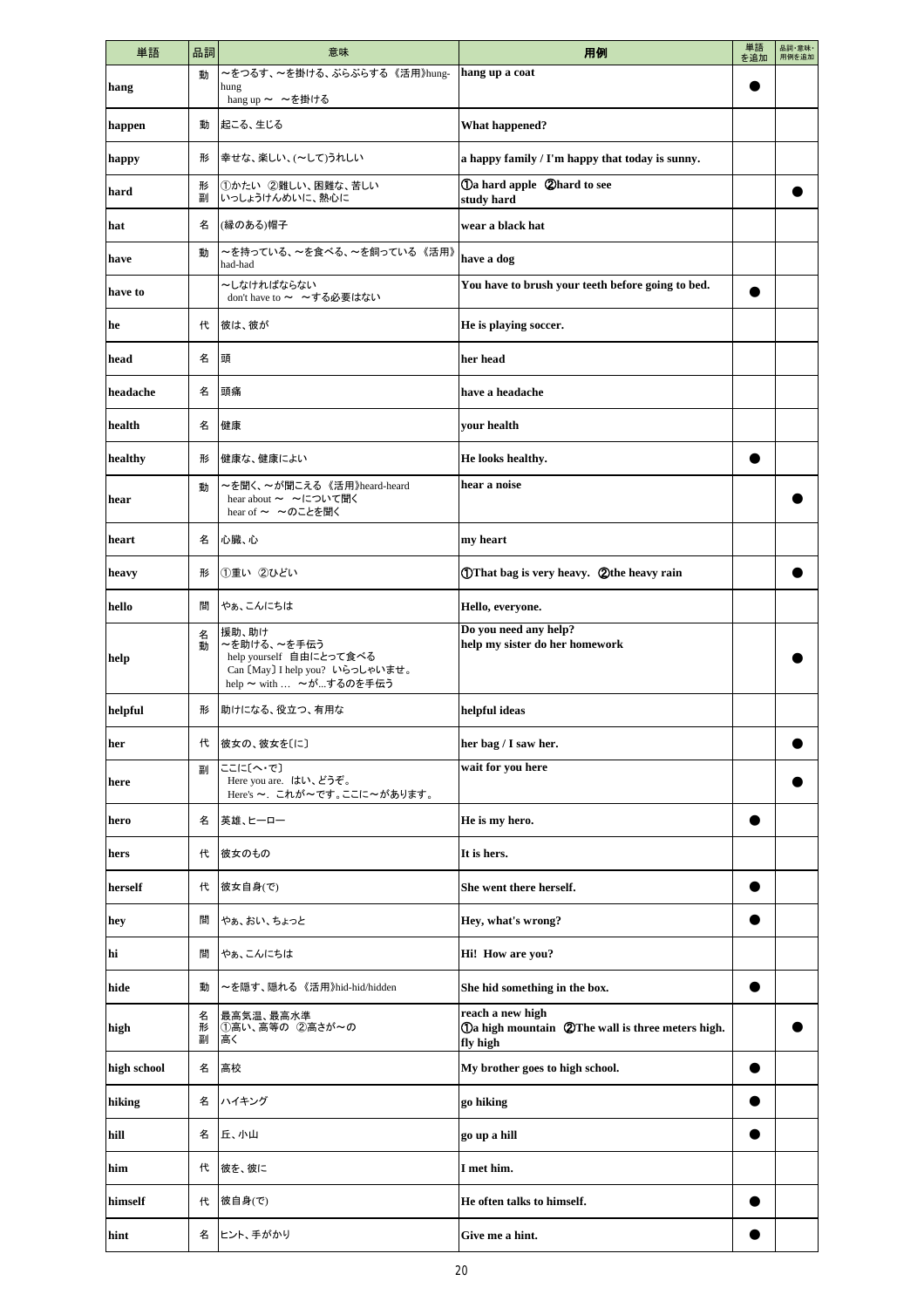| 単語 | 品詞 | 意味 | 用例 | 単語を追加 | 品詞・意味・用例を追加 |
|---|---|---|---|---|---|
| hang | 動 | ～をつるす、～を掛ける、ぶらぶらする《活用》hung-hung<br>hang up ～ ～を掛ける | hang up a coat | ● | |
| happen | 動 | 起こる、生じる | What happened? | | |
| happy | 形 | 幸せな、楽しい、(～して)うれしい | a happy family / I'm happy that today is sunny. | | |
| hard | 形<br>副 | ①かたい ②難しい、困難な、苦しい<br>いっしょうけんめいに、熱心に | ①a hard apple ②hard to see<br>study hard | | ● |
| hat | 名 | (縁のある)帽子 | wear a black hat | | |
| have | 動 | ～を持っている、～を食べる、～を飼っている《活用》had-had | have a dog | | |
| have to | | ～しなければならない<br>don't have to ～ ～する必要はない | You have to brush your teeth before going to bed. | ● | |
| he | 代 | 彼は、彼が | He is playing soccer. | | |
| head | 名 | 頭 | her head | | |
| headache | 名 | 頭痛 | have a headache | | |
| health | 名 | 健康 | your health | | |
| healthy | 形 | 健康な、健康によい | He looks healthy. | ● | |
| hear | 動 | ～を聞く、～が聞こえる《活用》heard-heard<br>hear about ～ ～について聞く<br>hear of ～ ～のことを聞く | hear a noise | | ● |
| heart | 名 | 心臓、心 | my heart | | |
| heavy | 形 | ①重い ②ひどい | ①That bag is very heavy. ②the heavy rain | | ● |
| hello | 間 | やぁ、こんにちは | Hello, everyone. | | |
| help | 名<br>動 | 援助、助け<br>～を助ける、～を手伝う<br>help yourself 自由にとって食べる<br>Can〔May〕I help you? いらっしゃいませ。<br>help ～ with … ～が…するのを手伝う | Do you need any help?<br>help my sister do her homework | | ● |
| helpful | 形 | 助けになる、役立つ、有用な | helpful ideas | | |
| her | 代 | 彼女の、彼女を〔に〕 | her bag / I saw her. | | ● |
| here | 副 | ここに〔へ・で〕<br>Here you are. はい、どうぞ。<br>Here's ～. これが～です。ここに～があります。 | wait for you here | | ● |
| hero | 名 | 英雄、ヒーロー | He is my hero. | ● | |
| hers | 代 | 彼女のもの | It is hers. | | |
| herself | 代 | 彼女自身(で) | She went there herself. | ● | |
| hey | 間 | やぁ、おい、ちょっと | Hey, what's wrong? | ● | |
| hi | 間 | やぁ、こんにちは | Hi! How are you? | | |
| hide | 動 | ～を隠す、隠れる《活用》hid-hid/hidden | She hid something in the box. | ● | |
| high | 名<br>形<br>副 | 最高気温、最高水準<br>①高い、高等の ②高さが～の<br>高く | reach a new high<br>①a high mountain ②The wall is three meters high.<br>fly high | | ● |
| high school | 名 | 高校 | My brother goes to high school. | ● | |
| hiking | 名 | ハイキング | go hiking | ● | |
| hill | 名 | 丘、小山 | go up a hill | ● | |
| him | 代 | 彼を、彼に | I met him. | | |
| himself | 代 | 彼自身(で) | He often talks to himself. | ● | |
| hint | 名 | ヒント、手がかり | Give me a hint. | ● | |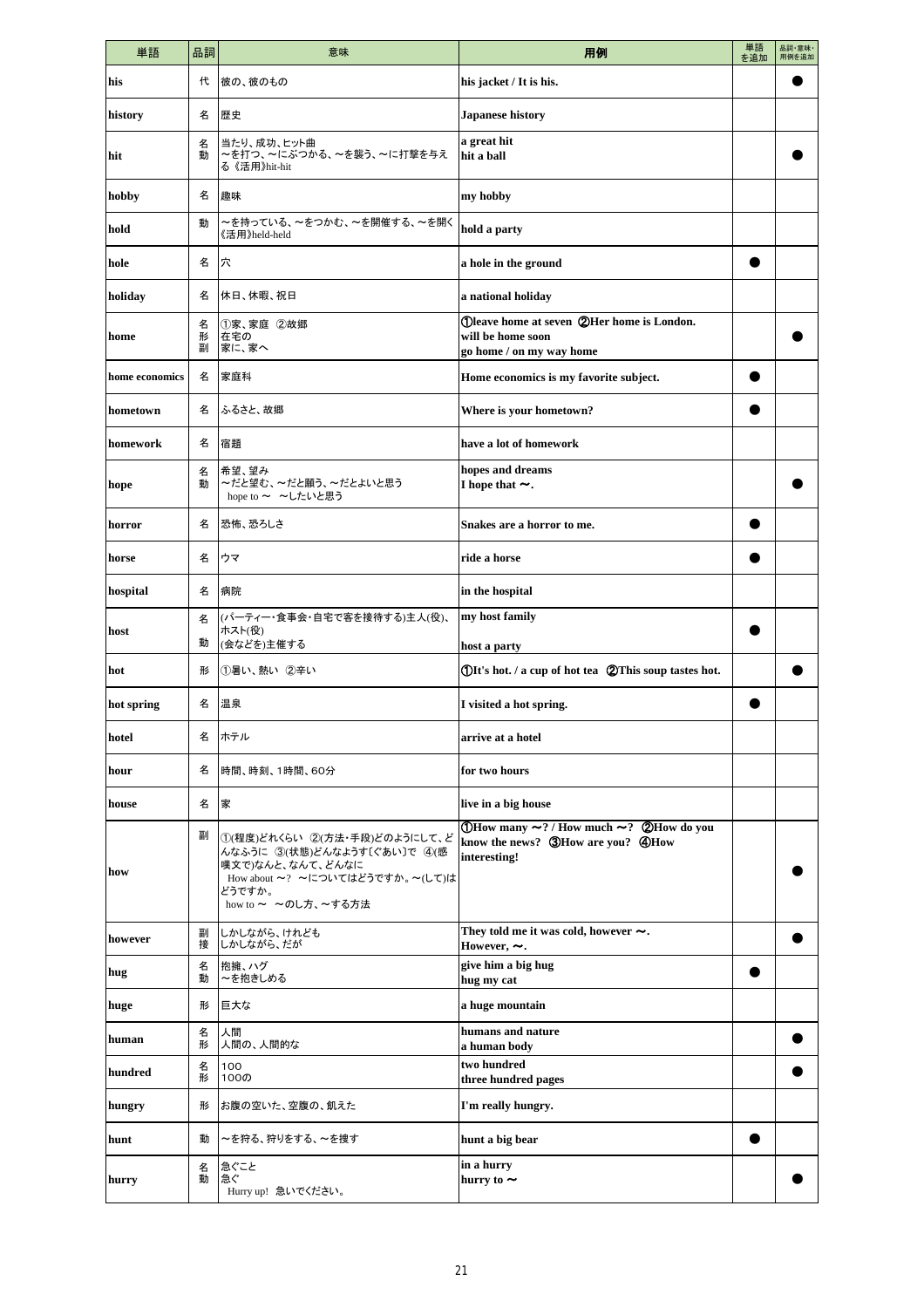| 単語 | 品詞 | 意味 | 用例 | 単語を追加 | 品詞・意味・用例を追加 |
|---|---|---|---|---|---|
| his | 代 | 彼の、彼のもの | his jacket / It is his. | | ● |
| history | 名 | 歴史 | Japanese history | | |
| hit | 名<br>動 | 当たり、成功、ヒット曲<br>～を打つ、～にぶつかる、～を襲う、～に打撃を与える《活用》hit-hit | a great hit<br>hit a ball | | ● |
| hobby | 名 | 趣味 | my hobby | | |
| hold | 動 | ～を持っている、～をつかむ、～を開催する、～を開く《活用》held-held | hold a party | | |
| hole | 名 | 穴 | a hole in the ground | ● | |
| holiday | 名 | 休日、休暇、祝日 | a national holiday | | |
| home | 名<br>形<br>副 | ①家、家庭 ②故郷<br>在宅の<br>家に、家へ | ①leave home at seven ②Her home is London.<br>will be home soon<br>go home / on my way home | | ● |
| home economics | 名 | 家庭科 | Home economics is my favorite subject. | ● | |
| hometown | 名 | ふるさと、故郷 | Where is your hometown? | ● | |
| homework | 名 | 宿題 | have a lot of homework | | |
| hope | 名<br>動 | 希望、望み<br>～だと望む、～だと願う、～だとよいと思う<br>hope to ～ ～したいと思う | hopes and dreams<br>I hope that ～. | | ● |
| horror | 名 | 恐怖、恐ろしさ | Snakes are a horror to me. | ● | |
| horse | 名 | ウマ | ride a horse | ● | |
| hospital | 名 | 病院 | in the hospital | | |
| host | 名<br>動 | (パーティー・食事会・自宅で客を接待する)主人(役)、ホスト(役)<br>(会などを)主催する | my host family<br>host a party | ● | |
| hot | 形 | ①暑い、熱い ②辛い | ①It's hot. / a cup of hot tea ②This soup tastes hot. | | ● |
| hot spring | 名 | 温泉 | I visited a hot spring. | ● | |
| hotel | 名 | ホテル | arrive at a hotel | | |
| hour | 名 | 時間、時刻、1時間、60分 | for two hours | | |
| house | 名 | 家 | live in a big house | | |
| how | 副 | ①(程度)どれくらい ②(方法・手段)どのようにして、どんなふうに ③(状態)どんなようす[ぐあい]で ④(感嘆文で)なんと、なんて、どんなに<br>How about ～? ～についてはどうですか。～(して)はどうですか。<br>how to ～ ～のし方、～する方法 | ①How many ～? / How much ～? ②How do you know the news? ③How are you? ④How interesting! | | ● |
| however | 副<br>接 | しかしながら、けれども<br>しかしながら、だが | They told me it was cold, however ～.<br>However, ～. | | ● |
| hug | 名<br>動 | 抱擁、ハグ<br>～を抱きしめる | give him a big hug<br>hug my cat | ● | |
| huge | 形 | 巨大な | a huge mountain | | |
| human | 名<br>形 | 人間<br>人間の、人間的な | humans and nature<br>a human body | | ● |
| hundred | 名<br>形 | 100<br>100の | two hundred<br>three hundred pages | | ● |
| hungry | 形 | お腹の空いた、空腹の、飢えた | I'm really hungry. | | |
| hunt | 動 | ～を狩る、狩りをする、～を捜す | hunt a big bear | ● | |
| hurry | 名<br>動 | 急ぐこと<br>急ぐ<br>Hurry up! 急いでください。 | in a hurry<br>hurry to ～ | | ● |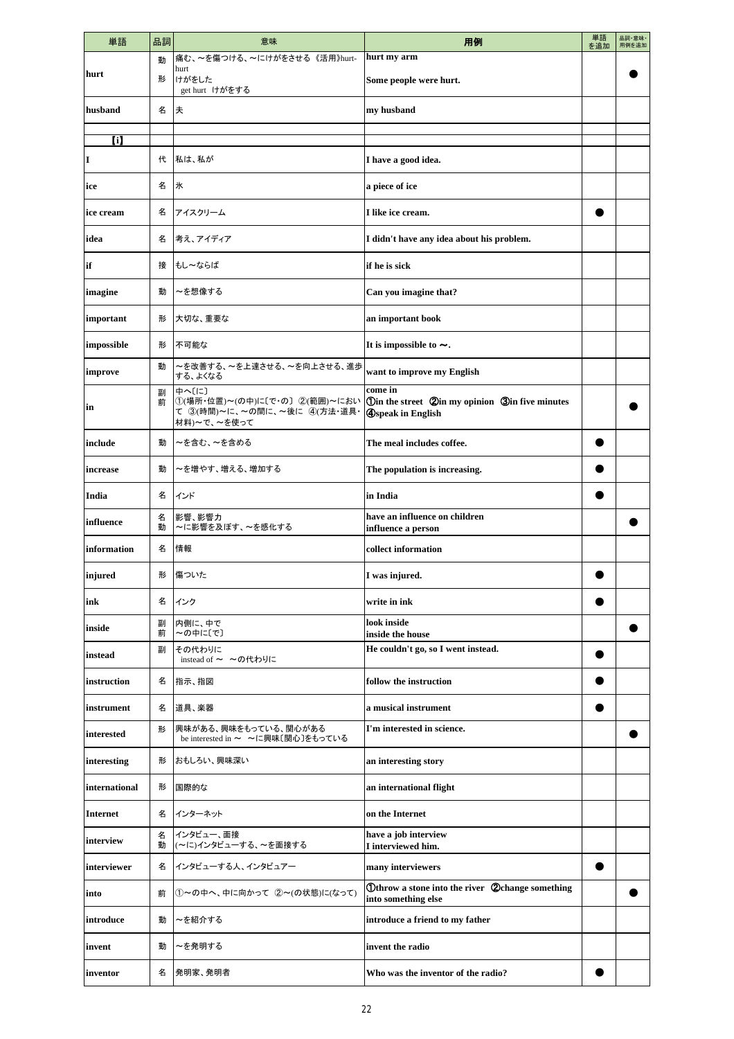| 単語 | 品詞 | 意味 | 用例 | 単語を追加 | 品詞・意味・用例を追加 |
|---|---|---|---|---|---|
| hurt | 動<br>形 | 痛む、～を傷つける、～にけがをさせる 《活用》hurt-hurt<br>けがをした<br>get hurt　けがをする | hurt my arm<br>Some people were hurt. | | ● |
| husband | 名 | 夫 | my husband | | |
| | | | | | |
| 【i】 | | | | | |
| I | 代 | 私は、私が | I have a good idea. | | |
| ice | 名 | 氷 | a piece of ice | | |
| ice cream | 名 | アイスクリーム | I like ice cream. | ● | |
| idea | 名 | 考え、アイディア | I didn't have any idea about his problem. | | |
| if | 接 | もし～ならば | if he is sick | | |
| imagine | 動 | ～を想像する | Can you imagine that? | | |
| important | 形 | 大切な、重要な | an important book | | |
| impossible | 形 | 不可能な | It is impossible to ～. | | |
| improve | 動 | ～を改善する、～を上達させる、～を向上させる、進歩する、よくなる | want to improve my English | | |
| in | 副<br>前 | 中へ〔に〕<br>①(場所・位置)～(の中)に〔で・の〕 ②(範囲)～において ③(時間)～に、～の間に、～後に ④(方法・道具・材料)～で、～を使って | come in<br>①in the street ②in my opinion ③in five minutes ④speak in English | | ● |
| include | 動 | ～を含む、～を含める | The meal includes coffee. | ● | |
| increase | 動 | ～を増やす、増える、増加する | The population is increasing. | ● | |
| India | 名 | インド | in India | ● | |
| influence | 名<br>動 | 影響、影響力<br>～に影響を及ぼす、～を感化する | have an influence on children<br>influence a person | | ● |
| information | 名 | 情報 | collect information | | |
| injured | 形 | 傷ついた | I was injured. | ● | |
| ink | 名 | インク | write in ink | ● | |
| inside | 副<br>前 | 内側に、中で<br>～の中に〔で〕 | look inside<br>inside the house | | ● |
| instead | 副 | その代わりに<br>instead of ～　～の代わりに | He couldn't go, so I went instead. | ● | |
| instruction | 名 | 指示、指図 | follow the instruction | ● | |
| instrument | 名 | 道具、楽器 | a musical instrument | ● | |
| interested | 形 | 興味がある、興味をもっている、関心がある<br>be interested in ～　～に興味〔関心〕をもっている | I'm interested in science. | | ● |
| interesting | 形 | おもしろい、興味深い | an interesting story | | |
| international | 形 | 国際的な | an international flight | | |
| Internet | 名 | インターネット | on the Internet | | |
| interview | 名<br>動 | インタビュー、面接<br>(～に)インタビューする、～を面接する | have a job interview<br>I interviewed him. | | |
| interviewer | 名 | インタビューする人、インタビュアー | many interviewers | ● | |
| into | 前 | ①～の中へ、中に向かって ②～(の状態)に(なって) | ①throw a stone into the river ②change something into something else | | ● |
| introduce | 動 | ～を紹介する | introduce a friend to my father | | |
| invent | 動 | ～を発明する | invent the radio | | |
| inventor | 名 | 発明家、発明者 | Who was the inventor of the radio? | ● | |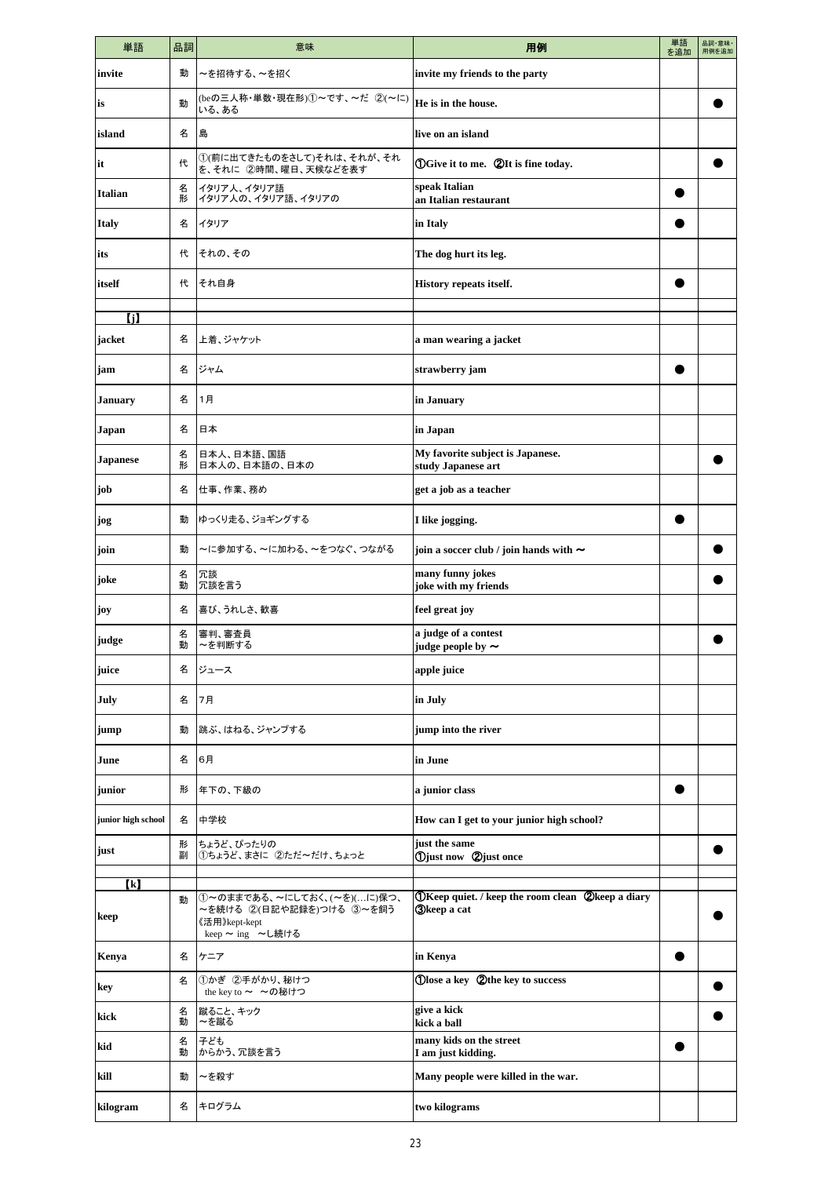| 単語 | 品詞 | 意味 | 用例 | 単語を追加 | 品詞・意味・用例を追加 |
|---|---|---|---|---|---|
| invite | 動 | ～を招待する、～を招く | invite my friends to the party | | |
| is | 動 | (beの三人称・単数・現在形)①～です、～だ ②(～に)いる、ある | He is in the house. | | ● |
| island | 名 | 島 | live on an island | | |
| it | 代 | ①(前に出てきたものをさして)それは、それが、それを、それに ②時間、曜日、天候などを表す | ①Give it to me. ②It is fine today. | | ● |
| Italian | 名<br>形 | イタリア人、イタリア語<br>イタリア人の、イタリア語、イタリアの | speak Italian<br>an Italian restaurant | ● | |
| Italy | 名 | イタリア | in Italy | ● | |
| its | 代 | それの、その | The dog hurt its leg. | | |
| itself | 代 | それ自身 | History repeats itself. | ● | |
| | | | | | |
| 【j】 | | | | | |
| jacket | 名 | 上着、ジャケット | a man wearing a jacket | | |
| jam | 名 | ジャム | strawberry jam | ● | |
| January | 名 | 1月 | in January | | |
| Japan | 名 | 日本 | in Japan | | |
| Japanese | 名<br>形 | 日本人、日本語、国語<br>日本人の、日本語の、日本の | My favorite subject is Japanese.<br>study Japanese art | | ● |
| job | 名 | 仕事、作業、務め | get a job as a teacher | | |
| jog | 動 | ゆっくり走る、ジョギングする | I like jogging. | ● | |
| join | 動 | ～に参加する、～に加わる、～をつなぐ、つながる | join a soccer club / join hands with ～ | | ● |
| joke | 名<br>動 | 冗談<br>冗談を言う | many funny jokes<br>joke with my friends | | ● |
| joy | 名 | 喜び、うれしさ、歓喜 | feel great joy | | |
| judge | 名<br>動 | 審判、審査員<br>～を判断する | a judge of a contest<br>judge people by ～ | | ● |
| juice | 名 | ジュース | apple juice | | |
| July | 名 | 7月 | in July | | |
| jump | 動 | 跳ぶ、はねる、ジャンプする | jump into the river | | |
| June | 名 | 6月 | in June | | |
| junior | 形 | 年下の、下級の | a junior class | ● | |
| junior high school | 名 | 中学校 | How can I get to your junior high school? | | |
| just | 形<br>副 | ちょうど、ぴったりの<br>①ちょうど、まさに ②ただ～だけ、ちょっと | just the same<br>①just now ②just once | | ● |
| | | | | | |
| 【k】 | | | | | |
| keep | 動 | ①～のままである、～にしておく、(～を)(…に)保つ、～を続ける ②(日記や記録を)つける ③～を飼う<br>《活用》kept-kept<br>keep ～ ing ～し続ける | ①Keep quiet. / keep the room clean ②keep a diary<br>③keep a cat | | ● |
| Kenya | 名 | ケニア | in Kenya | ● | |
| key | 名 | ①かぎ ②手がかり、秘けつ<br>the key to ～ ～の秘けつ | ①lose a key ②the key to success | | ● |
| kick | 名<br>動 | 蹴ること、キック<br>～を蹴る | give a kick<br>kick a ball | | ● |
| kid | 名<br>動 | 子ども<br>からかう、冗談を言う | many kids on the street<br>I am just kidding. | ● | |
| kill | 動 | ～を殺す | Many people were killed in the war. | | |
| kilogram | 名 | キログラム | two kilograms | | |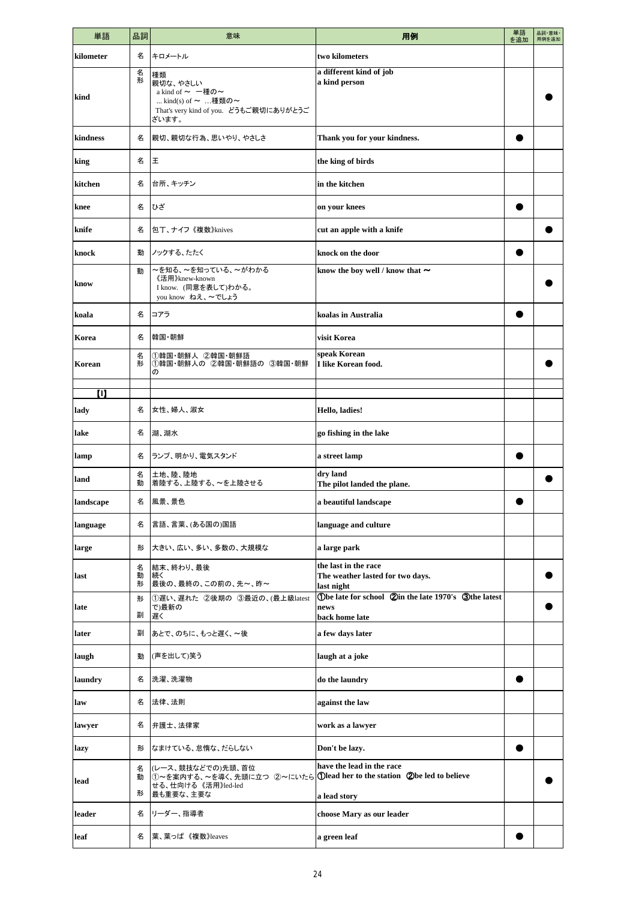| 単語 | 品詞 | 意味 | 用例 | 単語を追加 | 品詞・意味・用例を追加 |
|---|---|---|---|---|---|
| kilometer | 名 | キロメートル | two kilometers | | |
| kind | 名<br>形 | 種類<br>親切な、やさしい<br>a kind of ～　一種の～<br>... kind(s) of ～　…種類の～<br>That's very kind of you.　どうもご親切にありがとうございます。 | a different kind of job<br>a kind person | | ● |
| kindness | 名 | 親切、親切な行為、思いやり、やさしさ | Thank you for your kindness. | ● | |
| king | 名 | 王 | the king of birds | | |
| kitchen | 名 | 台所、キッチン | in the kitchen | | |
| knee | 名 | ひざ | on your knees | ● | |
| knife | 名 | 包丁、ナイフ 《複数》knives | cut an apple with a knife | | ● |
| knock | 動 | ノックする、たたく | knock on the door | ● | |
| know | 動 | ～を知る、～を知っている、～がわかる<br>《活用》knew-known<br>I know.（同意を表して)わかる。<br>you know　ねえ、～でしょう | know the boy well / know that ～ | | ● |
| koala | 名 | コアラ | koalas in Australia | ● | |
| Korea | 名 | 韓国・朝鮮 | visit Korea | | |
| Korean | 名<br>形 | ①韓国・朝鮮人 ②韓国・朝鮮語<br>①韓国・朝鮮人の ②韓国・朝鮮語の ③韓国・朝鮮の | speak Korean<br>I like Korean food. | | ● |
| | | | | | |
| 【l】 | | | | | |
| lady | 名 | 女性、婦人、淑女 | Hello, ladies! | | |
| lake | 名 | 湖、湖水 | go fishing in the lake | | |
| lamp | 名 | ランプ、明かり、電気スタンド | a street lamp | ● | |
| land | 名<br>動 | 土地、陸、陸地<br>着陸する、上陸する、～を上陸させる | dry land<br>The pilot landed the plane. | | ● |
| landscape | 名 | 風景、景色 | a beautiful landscape | ● | |
| language | 名 | 言語、言葉、(ある国の)国語 | language and culture | | |
| large | 形 | 大きい、広い、多い、多数の、大規模な | a large park | | |
| last | 名<br>動<br>形 | 結末、終わり、最後<br>続く<br>最後の、最終の、この前の、先～、昨～ | the last in the race<br>The weather lasted for two days.<br>last night | | ● |
| late | 形<br>副 | ①遅い、遅れた ②後期の ③最近の、(最上級latestで)最新の<br>遅く | ①be late for school ②in the late 1970's ③the latest news<br>back home late | | ● |
| later | 副 | あとで、のちに、もっと遅く、～後 | a few days later | | |
| laugh | 動 | (声を出して)笑う | laugh at a joke | | |
| laundry | 名 | 洗濯、洗濯物 | do the laundry | ● | |
| law | 名 | 法律、法則 | against the law | | |
| lawyer | 名 | 弁護士、法律家 | work as a lawyer | | |
| lazy | 形 | なまけている、怠惰な、だらしない | Don't be lazy. | ● | |
| lead | 名<br>動<br>形 | (レース、競技などでの)先頭、首位<br>①～を案内する、～を導く、先頭に立つ ②～にいたらせる、仕向ける 《活用》led-led<br>最も重要な、主要な | have the lead in the race<br>①lead her to the station ②be led to believe<br>a lead story | | ● |
| leader | 名 | リーダー、指導者 | choose Mary as our leader | | |
| leaf | 名 | 葉、葉っぱ 《複数》leaves | a green leaf | ● | |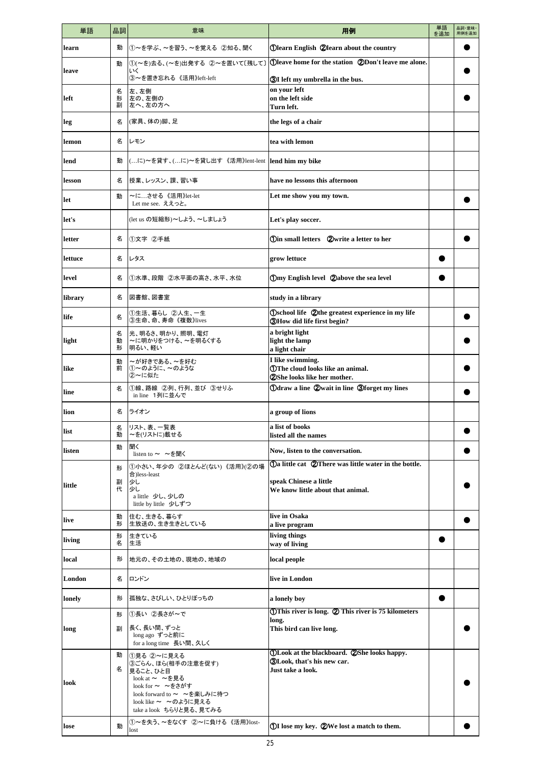| 単語 | 品詞 | 意味 | 用例 | 単語を追加 | 品詞・意味・用例を追加 |
|---|---|---|---|---|---|
| learn | 動 | ①～を学ぶ、～を習う、～を覚える ②知る、聞く | ①learn English ②learn about the country | | ● |
| leave | 動 | ①(～を)去る、(～を)出発する ②～を置いて[残して]いく<br>③～を置き忘れる 《活用》left-left | ①leave home for the station ②Don't leave me alone.<br>③I left my umbrella in the bus. | | ● |
| left | 名<br>形<br>副 | 左、左側<br>左の、左側の<br>左へ、左の方へ | on your left<br>on the left side<br>Turn left. | | ● |
| leg | 名 | (家具、体の)脚、足 | the legs of a chair | | |
| lemon | 名 | レモン | tea with lemon | | |
| lend | 動 | (…に)～を貸す、(…に)～を貸し出す 《活用》lent-lent | lend him my bike | | |
| lesson | 名 | 授業、レッスン、課、習い事 | have no lessons this afternoon | | |
| let | 動 | ～に…させる 《活用》let-let<br>Let me see. ええっと。 | Let me show you my town. | | ● |
| let's | | (let us の短縮形)～しよう、～しましょう | Let's play soccer. | | |
| letter | 名 | ①文字 ②手紙 | ①in small letters ②write a letter to her | | ● |
| lettuce | 名 | レタス | grow lettuce | ● | |
| level | 名 | ①水準、段階 ②水平面の高さ、水平、水位 | ①my English level ②above the sea level | ● | |
| library | 名 | 図書館、図書室 | study in a library | | |
| life | 名 | ①生活、暮らし ②人生、一生<br>③生命、命、寿命 《複数》lives | ①school life ②the greatest experience in my life<br>③How did life first begin? | | ● |
| light | 名<br>動<br>形 | 光、明るさ、明かり、照明、電灯<br>～に明かりをつける、～を明るくする<br>明るい、軽い | a bright light<br>light the lamp<br>a light chair | | ● |
| like | 動<br>前 | ～が好きである、～を好む<br>①～のように、～のような<br>②～に似た | I like swimming.<br>①The cloud looks like an animal.<br>②She looks like her mother. | | ● |
| line | 名 | ①線、路線 ②列、行列、並び ③せりふ<br>in line 1列に並んで | ①draw a line ②wait in line ③forget my lines | | ● |
| lion | 名 | ライオン | a group of lions | | |
| list | 名<br>動 | リスト、表、一覧表<br>～を(リストに)載せる | a list of books<br>listed all the names | | ● |
| listen | 動 | 聞く<br>listen to ～ ～を聞く | Now, listen to the conversation. | | ● |
| little | 形<br><br>副<br>代 | ①小さい、年少の ②ほとんど(ない) 《活用》(②の場合)less-least<br>少し<br>少し<br>a little 少し、少しの<br>little by little 少しずつ | ①a little cat ②There was little water in the bottle.<br><br>speak Chinese a little<br>We know little about that animal. | | ● |
| live | 動<br>形 | 住む、生きる、暮らす<br>生放送の、生き生きとしている | live in Osaka<br>a live program | | ● |
| living | 形<br>名 | 生きている<br>生活 | living things<br>way of living | ● | |
| local | 形 | 地元の、その土地の、現地の、地域の | local people | | |
| London | 名 | ロンドン | live in London | | |
| lonely | 形 | 孤独な、さびしい、ひとりぼっちの | a lonely boy | ● | |
| long | 形<br><br>副 | ①長い ②長さが～で<br><br>長く、長い間、ずっと<br>long ago ずっと前に<br>for a long time 長い間、久しく | ①This river is long. ② This river is 75 kilometers long.<br>This bird can live long. | | ● |
| look | 動<br><br>名 | ①見る ②～に見える<br>③ごらん、ほら(相手の注意を促す)<br>見ること、ひと目<br>look at ～ ～を見る<br>look for ～ ～をさがす<br>look forward to ～ ～を楽しみに待つ<br>look like ～ ～のように見える<br>take a look ちらりと見る、見てみる | ①Look at the blackboard. ②She looks happy.<br>③Look, that's his new car.<br>Just take a look. | | ● |
| lose | 動 | ①～を失う、～をなくす ②～に負ける 《活用》lost-lost | ①I lose my key. ②We lost a match to them. | | ● |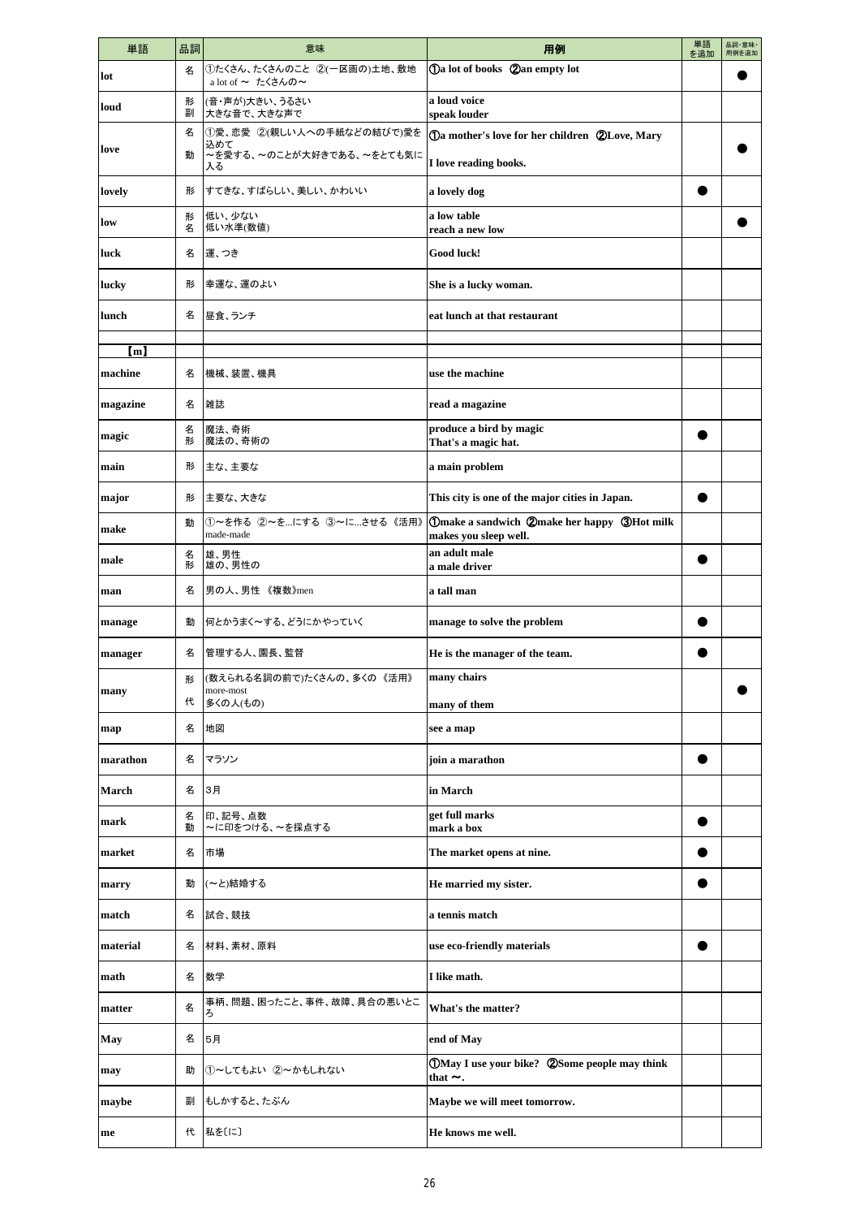| 単語 | 品詞 | 意味 | 用例 | 単語を追加 | 品詞・意味・用例を追加 |
|---|---|---|---|---|---|
| lot | 名 | ①たくさん、たくさんのこと ②(一区画の)土地、敷地 a lot of ～ たくさんの～ | ①a lot of books ②an empty lot | | ● |
| loud | 形<br>副 | (音・声が)大きい、うるさい<br>大きな音で、大きな声で | a loud voice<br>speak louder | | |
| love | 名<br>動 | ①愛、恋愛 ②(親しい人への手紙などの結びで)愛を込めて<br>～を愛する、～のことが大好きである、～をとても気に入る | ①a mother's love for her children ②Love, Mary<br>I love reading books. | | ● |
| lovely | 形 | すてきな、すばらしい、美しい、かわいい | a lovely dog | ● | |
| low | 形<br>名 | 低い、少ない<br>低い水準(数値) | a low table<br>reach a new low | | ● |
| luck | 名 | 運、つき | Good luck! | | |
| lucky | 形 | 幸運な、運のよい | She is a lucky woman. | | |
| lunch | 名 | 昼食、ランチ | eat lunch at that restaurant | | |
| | | | | | |
| 【m】 | | | | | |
| machine | 名 | 機械、装置、機具 | use the machine | | |
| magazine | 名 | 雑誌 | read a magazine | | |
| magic | 名<br>形 | 魔法、奇術<br>魔法の、奇術の | produce a bird by magic<br>That's a magic hat. | ● | |
| main | 形 | 主な、主要な | a main problem | | |
| major | 形 | 主要な、大きな | This city is one of the major cities in Japan. | ● | |
| make | 動 | ①～を作る ②～を...にする ③～に...させる 《活用》made-made | ①make a sandwich ②make her happy ③Hot milk makes you sleep well. | | |
| male | 名<br>形 | 雄、男性<br>雄の、男性の | an adult male<br>a male driver | ● | |
| man | 名 | 男の人、男性 《複数》men | a tall man | | |
| manage | 動 | 何とかうまく～する、どうにかやっていく | manage to solve the problem | ● | |
| manager | 名 | 管理する人、園長、監督 | He is the manager of the team. | ● | |
| many | 形<br>代 | (数えられる名詞の前で)たくさんの、多くの 《活用》more-most<br>多くの人(もの) | many chairs<br>many of them | | ● |
| map | 名 | 地図 | see a map | | |
| marathon | 名 | マラソン | join a marathon | ● | |
| March | 名 | 3月 | in March | | |
| mark | 名<br>動 | 印、記号、点数<br>～に印をつける、～を採点する | get full marks<br>mark a box | ● | |
| market | 名 | 市場 | The market opens at nine. | ● | |
| marry | 動 | (～と)結婚する | He married my sister. | ● | |
| match | 名 | 試合、競技 | a tennis match | | |
| material | 名 | 材料、素材、原料 | use eco-friendly materials | ● | |
| math | 名 | 数学 | I like math. | | |
| matter | 名 | 事柄、問題、困ったこと、事件、故障、具合の悪いところ | What's the matter? | | |
| May | 名 | 5月 | end of May | | |
| may | 助 | ①～してもよい ②～かもしれない | ①May I use your bike? ②Some people may think that ～. | | |
| maybe | 副 | もしかすると、たぶん | Maybe we will meet tomorrow. | | |
| me | 代 | 私を〔に〕 | He knows me well. | | |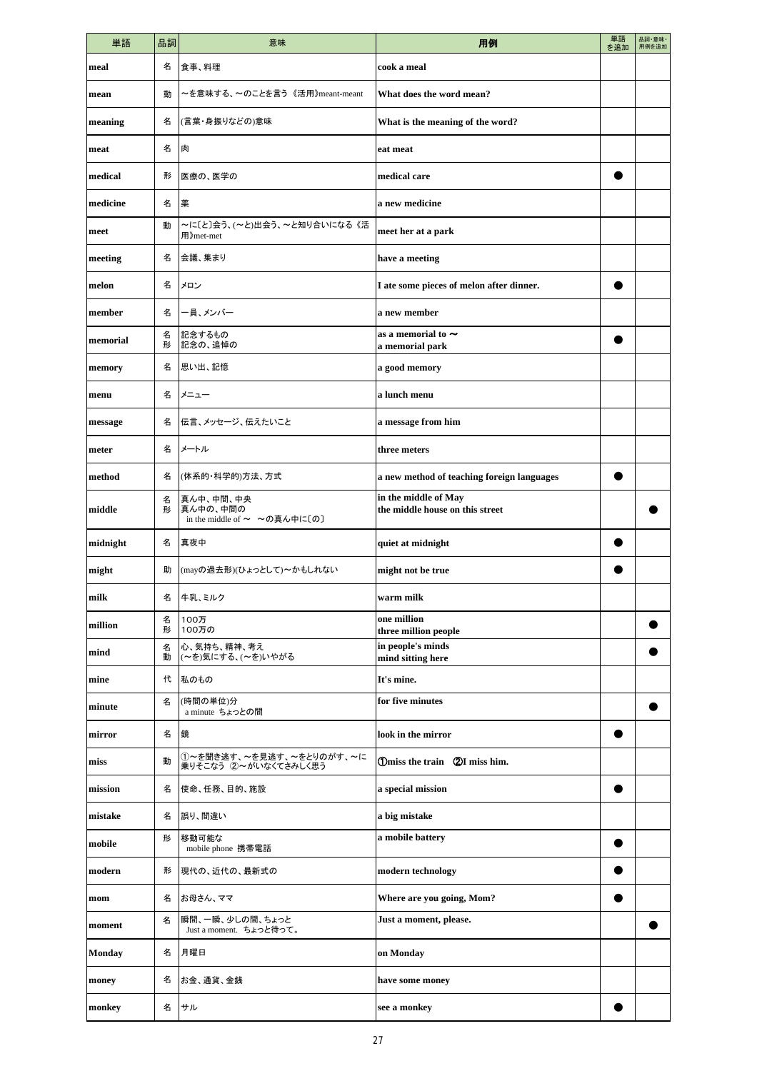| 単語 | 品詞 | 意味 | 用例 | 単語を追加 | 品詞・意味・用例を追加 |
|---|---|---|---|---|---|
| meal | 名 | 食事、料理 | cook a meal | | |
| mean | 動 | ～を意味する、～のことを言う《活用》meant-meant | What does the word mean? | | |
| meaning | 名 | (言葉・身振りなどの)意味 | What is the meaning of the word? | | |
| meat | 名 | 肉 | eat meat | | |
| medical | 形 | 医療の、医学の | medical care | ● | |
| medicine | 名 | 薬 | a new medicine | | |
| meet | 動 | ～に〔と〕会う、(～と)出会う、～と知り合いになる《活用》met-met | meet her at a park | | |
| meeting | 名 | 会議、集まり | have a meeting | | |
| melon | 名 | メロン | I ate some pieces of melon after dinner. | ● | |
| member | 名 | 一員、メンバー | a new member | | |
| memorial | 名<br>形 | 記念するもの<br>記念の、追悼の | as a memorial to ～<br>a memorial park | ● | |
| memory | 名 | 思い出、記憶 | a good memory | | |
| menu | 名 | メニュー | a lunch menu | | |
| message | 名 | 伝言、メッセージ、伝えたいこと | a message from him | | |
| meter | 名 | メートル | three meters | | |
| method | 名 | (体系的・科学的)方法、方式 | a new method of teaching foreign languages | ● | |
| middle | 名<br>形 | 真ん中、中間、中央<br>真ん中の、中間の<br>in the middle of ～　～の真ん中に〔の〕 | in the middle of May<br>the middle house on this street | | ● |
| midnight | 名 | 真夜中 | quiet at midnight | ● | |
| might | 助 | (mayの過去形)(ひょっとして)～かもしれない | might not be true | ● | |
| milk | 名 | 牛乳、ミルク | warm milk | | |
| million | 名<br>形 | 100万<br>100万の | one million<br>three million people | | ● |
| mind | 名<br>動 | 心、気持ち、精神、考え<br>(～を)気にする、(～を)いやがる | in people's minds<br>mind sitting here | | ● |
| mine | 代 | 私のもの | It's mine. | | |
| minute | 名 | (時間の単位)分<br>a minute　ちょっとの間 | for five minutes | | ● |
| mirror | 名 | 鏡 | look in the mirror | ● | |
| miss | 動 | ①～を聞き逃す、～を見逃す、～をとりのがす、～に乗りそこなう　②～がいなくてさみしく思う | ①miss the train　②I miss him. | | |
| mission | 名 | 使命、任務、目的、施設 | a special mission | ● | |
| mistake | 名 | 誤り、間違い | a big mistake | | |
| mobile | 形 | 移動可能な<br>mobile phone　携帯電話 | a mobile battery | ● | |
| modern | 形 | 現代の、近代の、最新式の | modern technology | ● | |
| mom | 名 | お母さん、ママ | Where are you going, Mom? | ● | |
| moment | 名 | 瞬間、一瞬、少しの間、ちょっと<br>Just a moment.　ちょっと待って。 | Just a moment, please. | | ● |
| Monday | 名 | 月曜日 | on Monday | | |
| money | 名 | お金、通貨、金銭 | have some money | | |
| monkey | 名 | サル | see a monkey | ● | |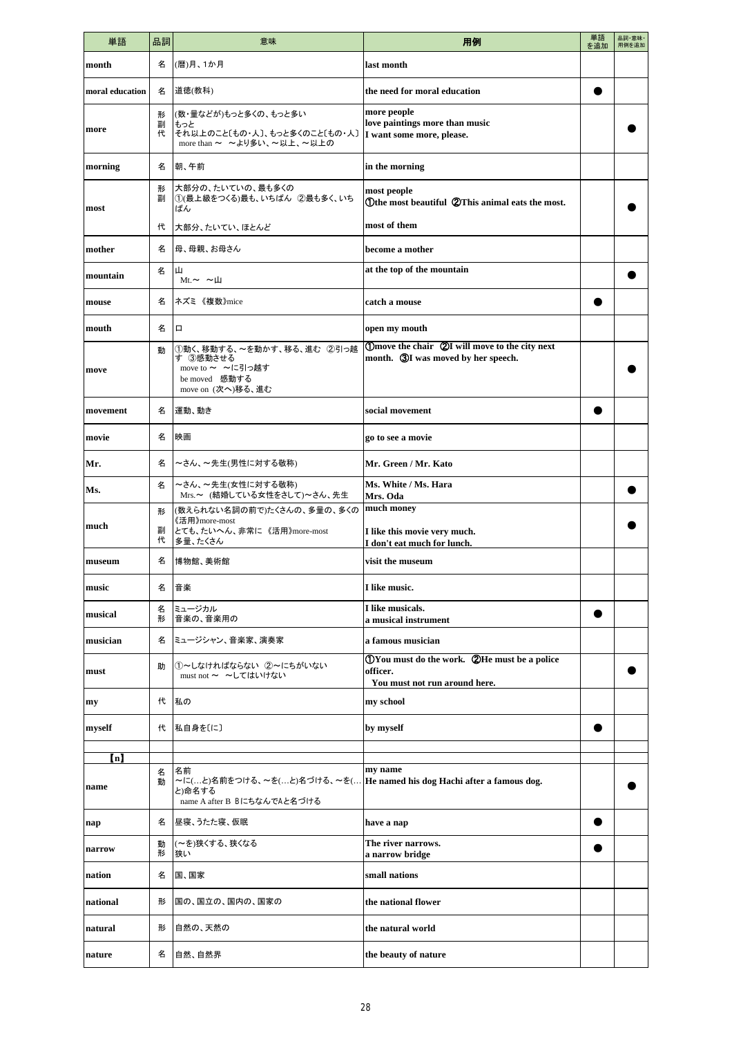| 単語 | 品詞 | 意味 | 用例 | 単語を追加 | 品詞・意味・用例を追加 |
|---|---|---|---|---|---|
| month | 名 | (暦)月、1か月 | last month | | |
| moral education | 名 | 道徳(教科) | the need for moral education | ● | |
| more | 形<br>副<br>代 | (数・量などが)もっと多くの、もっと多い<br>もっと<br>それ以上のこと[もの・人]、もっと多くのこと[もの・人]<br>more than ～　～より多い、～以上、～以上の | more people<br>love paintings more than music<br>I want some more, please. | | ● |
| morning | 名 | 朝、午前 | in the morning | | |
| most | 形<br>副<br>代 | 大部分の、たいていの、最も多くの<br>①(最上級をつくる)最も、いちばん ②最も多く、いちばん<br>大部分、たいてい、ほとんど | most people<br>①the most beautiful ②This animal eats the most.<br>most of them | | ● |
| mother | 名 | 母、母親、お母さん | become a mother | | |
| mountain | 名 | 山<br>Mt.～　～山 | at the top of the mountain | | ● |
| mouse | 名 | ネズミ 《複数》mice | catch a mouse | ● | |
| mouth | 名 | 口 | open my mouth | | |
| move | 動 | ①動く、移動する、～を動かす、移る、進む ②引っ越す ③感動させる<br>move to ～　～に引っ越す<br>be moved　感動する<br>move on (次へ)移る、進む | ①move the chair ②I will move to the city next month. ③I was moved by her speech. | | ● |
| movement | 名 | 運動、動き | social movement | ● | |
| movie | 名 | 映画 | go to see a movie | | |
| Mr. | 名 | ～さん、～先生(男性に対する敬称) | Mr. Green / Mr. Kato | | |
| Ms. | 名 | ～さん、～先生(女性に対する敬称)<br>Mrs.～ (結婚している女性をさして)～さん、先生 | Ms. White / Ms. Hara<br>Mrs. Oda | | ● |
| much | 形<br>副<br>代 | (数えられない名詞の前で)たくさんの、多量の、多くの 《活用》more-most<br>とても、たいへん、非常に 《活用》more-most<br>多量、たくさん | much money<br>I like this movie very much.<br>I don't eat much for lunch. | | ● |
| museum | 名 | 博物館、美術館 | visit the museum | | |
| music | 名 | 音楽 | I like music. | | |
| musical | 名<br>形 | ミュージカル<br>音楽の、音楽用の | I like musicals.<br>a musical instrument | ● | |
| musician | 名 | ミュージシャン、音楽家、演奏家 | a famous musician | | |
| must | 助 | ①～しなければならない ②～にちがいない<br>must not ～　～してはいけない | ①You must do the work. ②He must be a police officer.<br>You must not run around here. | | ● |
| my | 代 | 私の | my school | | |
| myself | 代 | 私自身を[に] | by myself | ● | |
| | | | | | |
| 【n】 | | | | | |
| name | 名<br>動 | 名前<br>～に(…と)名前をつける、～を(…と)名づける、～を(…と)命名する<br>name A after B　Bにちなんでと名づける | my name<br>He named his dog Hachi after a famous dog. | | ● |
| nap | 名 | 昼寝、うたた寝、仮眠 | have a nap | ● | |
| narrow | 動<br>形 | (～を)狭くする、狭くなる<br>狭い | The river narrows.<br>a narrow bridge | ● | |
| nation | 名 | 国、国家 | small nations | | |
| national | 形 | 国の、国立の、国内の、国家の | the national flower | | |
| natural | 形 | 自然の、天然の | the natural world | | |
| nature | 名 | 自然、自然界 | the beauty of nature | | |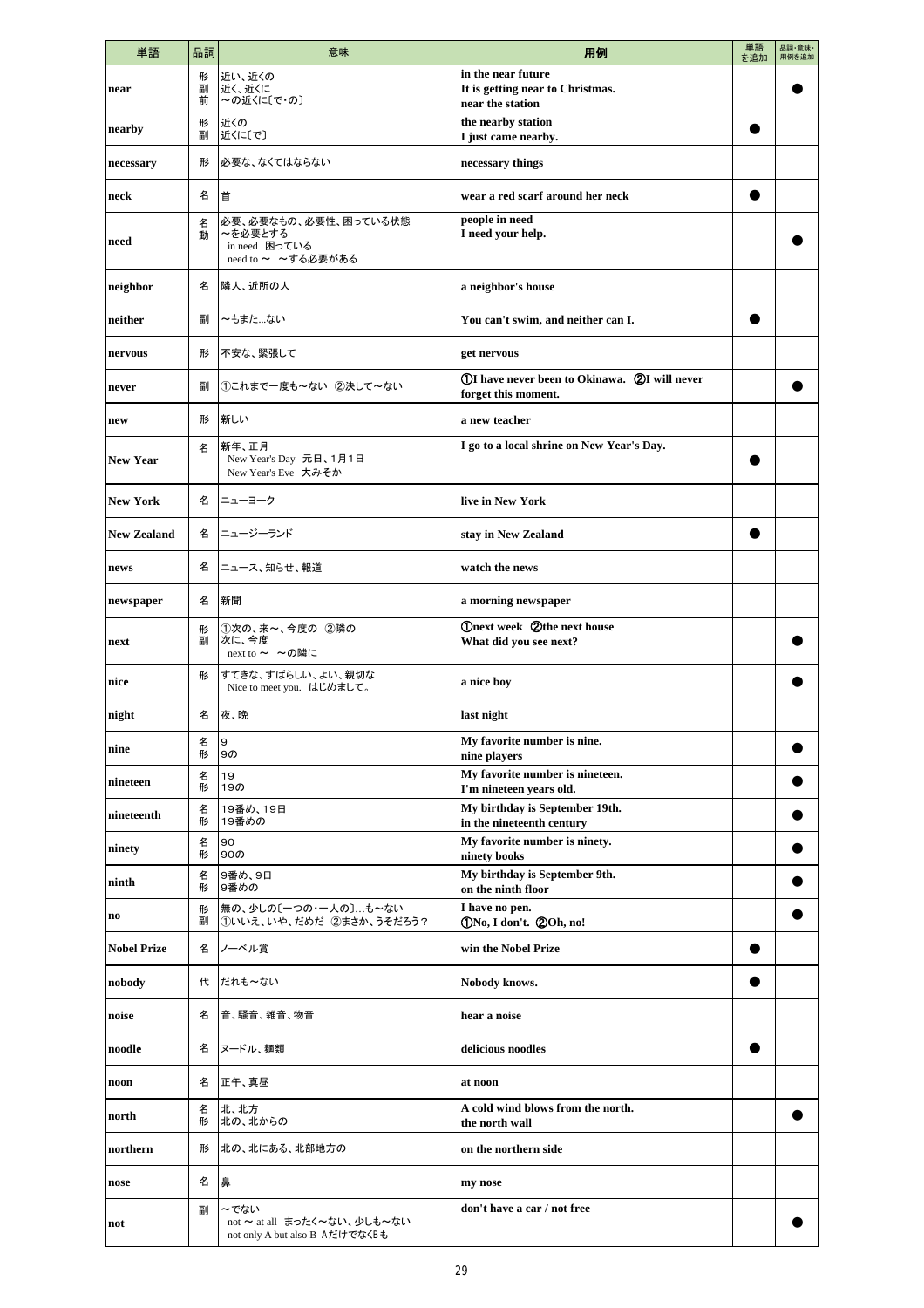| 単語 | 品詞 | 意味 | 用例 | 単語を追加 | 品詞・意味・用例を追加 |
|---|---|---|---|---|---|
| near | 形<br>副<br>前 | 近い、近くの<br>近く、近くに<br>～の近くに〔で・の〕 | in the near future<br>It is getting near to Christmas.<br>near the station | | ● |
| nearby | 形<br>副 | 近くの<br>近くに〔で〕 | the nearby station<br>I just came nearby. | ● | |
| necessary | 形 | 必要な、なくてはならない | necessary things | | |
| neck | 名 | 首 | wear a red scarf around her neck | ● | |
| need | 名<br>動 | 必要、必要なもの、必要性、困っている状態<br>～を必要とする<br>in need 困っている<br>need to ～ ～する必要がある | people in need<br>I need your help. | | ● |
| neighbor | 名 | 隣人、近所の人 | a neighbor's house | | |
| neither | 副 | ～もまた…ない | You can't swim, and neither can I. | ● | |
| nervous | 形 | 不安な、緊張して | get nervous | | |
| never | 副 | ①これまで一度も～ない ②決して～ない | ①I have never been to Okinawa. ②I will never forget this moment. | | ● |
| new | 形 | 新しい | a new teacher | | |
| New Year | 名 | 新年、正月<br>New Year's Day 元日、1月1日<br>New Year's Eve 大みそか | I go to a local shrine on New Year's Day. | ● | |
| New York | 名 | ニューヨーク | live in New York | | |
| New Zealand | 名 | ニュージーランド | stay in New Zealand | ● | |
| news | 名 | ニュース、知らせ、報道 | watch the news | | |
| newspaper | 名 | 新聞 | a morning newspaper | | |
| next | 形<br>副 | ①次の、来～、今度の ②隣の<br>次に、今度<br>next to ～ ～の隣に | ①next week ②the next house<br>What did you see next? | | ● |
| nice | 形 | すてきな、すばらしい、よい、親切な<br>Nice to meet you. はじめまして。 | a nice boy | | ● |
| night | 名 | 夜、晩 | last night | | |
| nine | 名<br>形 | 9<br>9の | My favorite number is nine.<br>nine players | | ● |
| nineteen | 名<br>形 | 19<br>19の | My favorite number is nineteen.<br>I'm nineteen years old. | | ● |
| nineteenth | 名<br>形 | 19番め、19日<br>19番めの | My birthday is September 19th.<br>in the nineteenth century | | ● |
| ninety | 名<br>形 | 90<br>90の | My favorite number is ninety.<br>ninety books | | ● |
| ninth | 名<br>形 | 9番め、9日<br>9番めの | My birthday is September 9th.<br>on the ninth floor | | ● |
| no | 形<br>副 | 無の、少しの〔一つの・一人の〕…も～ない<br>①いいえ、いや、だめだ ②まさか、うそだろう? | I have no pen.<br>①No, I don't. ②Oh, no! | | ● |
| Nobel Prize | 名 | ノーベル賞 | win the Nobel Prize | ● | |
| nobody | 代 | だれも～ない | Nobody knows. | ● | |
| noise | 名 | 音、騒音、雑音、物音 | hear a noise | | |
| noodle | 名 | ヌードル、麺類 | delicious noodles | ● | |
| noon | 名 | 正午、真昼 | at noon | | |
| north | 名<br>形 | 北、北方<br>北の、北からの | A cold wind blows from the north.<br>the north wall | | ● |
| northern | 形 | 北の、北にある、北部地方の | on the northern side | | |
| nose | 名 | 鼻 | my nose | | |
| not | 副 | ～でない<br>not ～ at all まったく～ない、少しも～ない<br>not only A but also B AだけでなくBも | don't have a car / not free | | ● |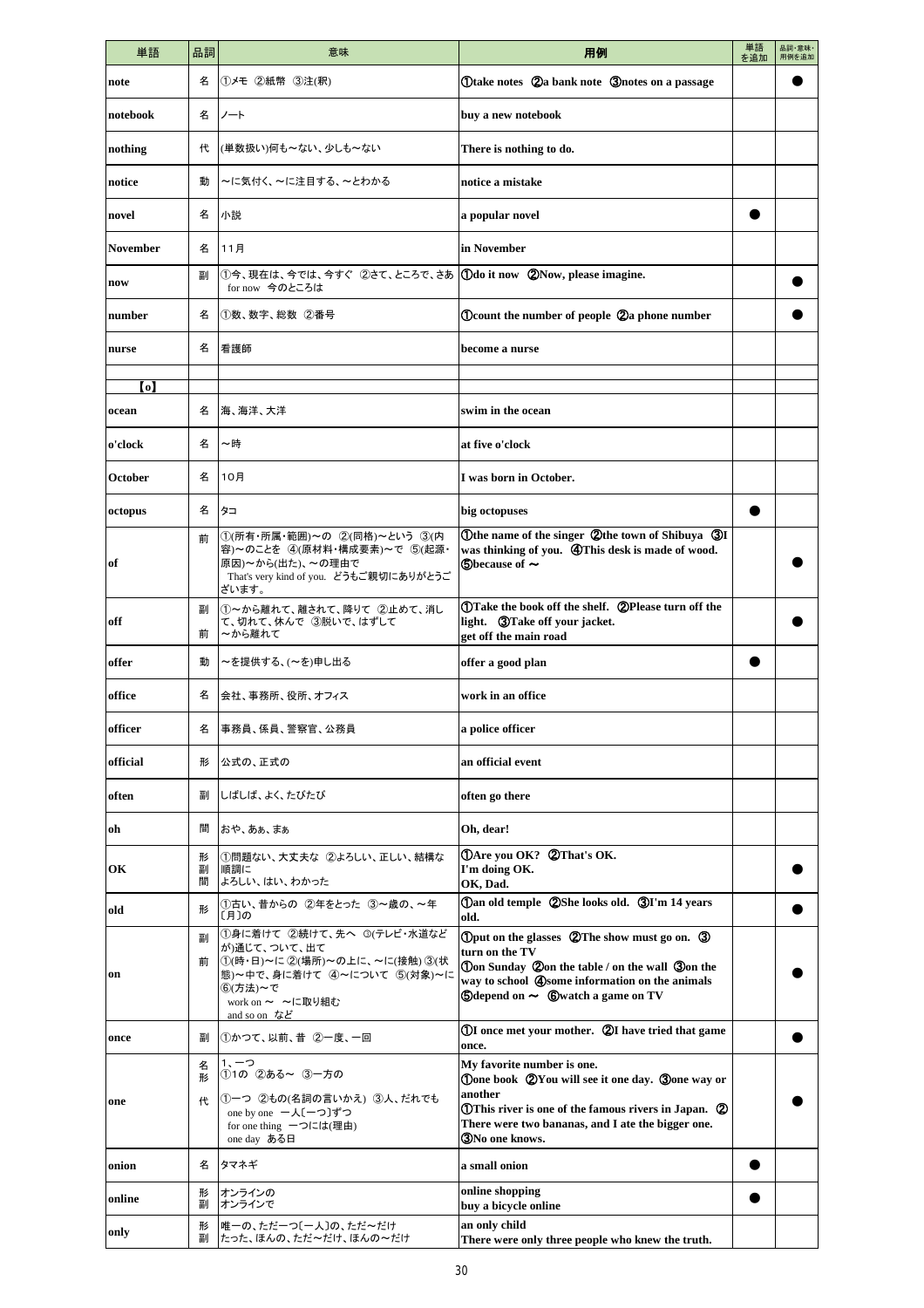| 単語 | 品詞 | 意味 | 用例 | 単語を追加 | 品詞・意味・用例を追加 |
|---|---|---|---|---|---|
| note | 名 | ①メモ ②紙幣 ③注(釈) | ①take notes ②a bank note ③notes on a passage | | ● |
| notebook | 名 | ノート | buy a new notebook | | |
| nothing | 代 | (単数扱い)何も～ない、少しも～ない | There is nothing to do. | | |
| notice | 動 | ～に気付く、～に注目する、～とわかる | notice a mistake | | |
| novel | 名 | 小説 | a popular novel | ● | |
| November | 名 | 11月 | in November | | |
| now | 副 | ①今、現在は、今では、今すぐ ②さて、ところで、さあ<br>for now 今のところは | ①do it now ②Now, please imagine. | | ● |
| number | 名 | ①数、数字、総数 ②番号 | ①count the number of people ②a phone number | | ● |
| nurse | 名 | 看護師 | become a nurse | | |
| | | | | | |
| 【o】 | | | | | |
| ocean | 名 | 海、海洋、大洋 | swim in the ocean | | |
| o'clock | 名 | ～時 | at five o'clock | | |
| October | 名 | 10月 | I was born in October. | | |
| octopus | 名 | タコ | big octopuses | ● | |
| of | 前 | ①(所有・所属・範囲)～の ②(同格)～という ③(内容)～のことを ④(原材料・構成要素)～で ⑤(起源・原因)～から(出た)、～の理由で<br>That's very kind of you. どうもご親切にありがとうございます。 | ①the name of the singer ②the town of Shibuya ③I was thinking of you. ④This desk is made of wood. ⑤because of ～ | | ● |
| off | 副<br>前 | ①～から離れて、離されて、降りて ②止めて、消して、切れて、休んで ③脱いで、はずして<br>～から離れて | ①Take the book off the shelf. ②Please turn off the light. ③Take off your jacket.<br>get off the main road | | ● |
| offer | 動 | ～を提供する、(～を)申し出る | offer a good plan | ● | |
| office | 名 | 会社、事務所、役所、オフィス | work in an office | | |
| officer | 名 | 事務員、係員、警察官、公務員 | a police officer | | |
| official | 形 | 公式の、正式の | an official event | | |
| often | 副 | しばしば、よく、たびたび | often go there | | |
| oh | 間 | おや、あぁ、まぁ | Oh, dear! | | |
| OK | 形<br>副<br>間 | ①問題ない、大丈夫な ②よろしい、正しい、結構な<br>順調に<br>よろしい、はい、わかった | ①Are you OK? ②That's OK.<br>I'm doing OK.<br>OK, Dad. | | ● |
| old | 形 | ①古い、昔からの ②年をとった ③～歳の、～年〔月〕の | ①an old temple ②She looks old. ③I'm 14 years old. | | ● |
| on | 副<br>前 | ①身に着けて ②続けて、先へ ③(テレビ・水道などが)通じて、ついて、出て<br>①(時・日)～に ②(場所)～の上に、～に(接触) ③(状態)～中で、身に着けて ④～について ⑤(対象)～に ⑥(方法)～で<br>work on ～ ～に取り組む<br>and so on など | ①put on the glasses ②The show must go on. ③turn on the TV<br>①on Sunday ②on the table / on the wall ③on the way to school ④some information on the animals ⑤depend on ～ ⑥watch a game on TV | | ● |
| once | 副 | ①かつて、以前、昔 ②一度、一回 | ①I once met your mother. ②I have tried that game once. | | ● |
| one | 名<br>形<br>代 | 1、一つ<br>①1の ②ある～ ③一方の<br>①一つ ②もの(名詞の言いかえ) ③人、だれでも<br>one by one 一人〔一つ〕ずつ<br>for one thing 一つには(理由)<br>one day ある日 | My favorite number is one.<br>①one book ②You will see it one day. ③one way or another<br>①This river is one of the famous rivers in Japan. ②There were two bananas, and I ate the bigger one. ③No one knows. | | ● |
| onion | 名 | タマネギ | a small onion | ● | |
| online | 形<br>副 | オンラインの<br>オンラインで | online shopping<br>buy a bicycle online | ● | |
| only | 形<br>副 | 唯一の、ただ一つ〔一人〕の、ただ～だけ<br>たった、ほんの、ただ～だけ、ほんの～だけ | an only child<br>There were only three people who knew the truth. | | |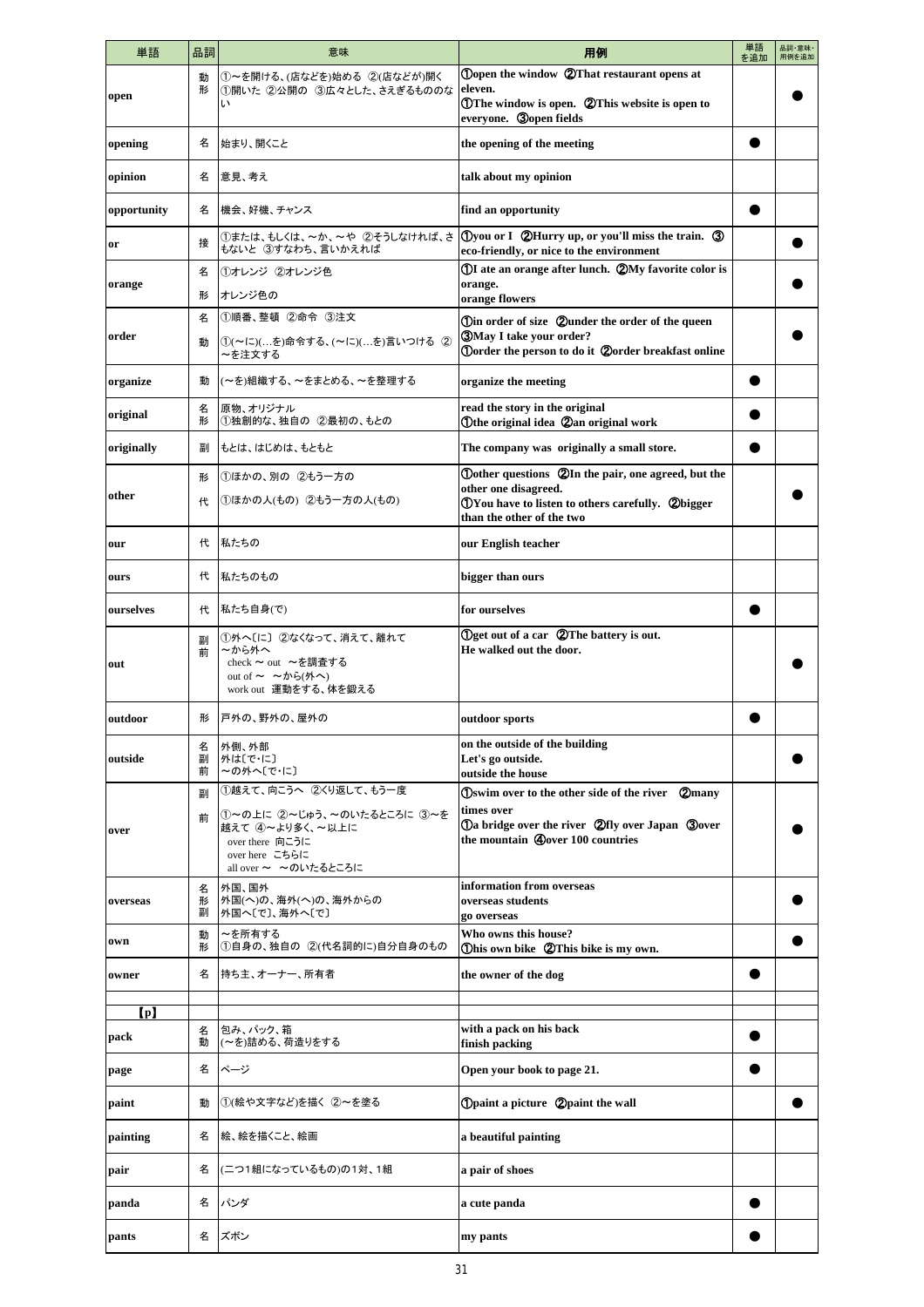| 単語 | 品詞 | 意味 | 用例 | 単語を追加 | 品詞・意味・用例を追加 |
|---|---|---|---|---|---|
| open | 動<br>形 | ①～を開ける、(店などを)始める ②(店などが)開く<br>①開いた ②公開の ③広々とした、さえぎるもののない | ①open the window ②That restaurant opens at eleven.<br>①The window is open. ②This website is open to everyone. ③open fields | | ● |
| opening | 名 | 始まり、開くこと | the opening of the meeting | ● | |
| opinion | 名 | 意見、考え | talk about my opinion | | |
| opportunity | 名 | 機会、好機、チャンス | find an opportunity | ● | |
| or | 接 | ①または、もしくは、～か、～や ②そうしなければ、さもないと ③すなわち、言いかえれば | ①you or I ②Hurry up, or you'll miss the train. ③eco-friendly, or nice to the environment | | ● |
| orange | 名<br>形 | ①オレンジ ②オレンジ色<br>オレンジ色の | ①I ate an orange after lunch. ②My favorite color is orange.<br>orange flowers | | ● |
| order | 名<br>動 | ①順番、整頓 ②命令 ③注文<br>①(～に)(…を)命令する、(～に)(…を)言いつける ②～を注文する | ①in order of size ②under the order of the queen ③May I take your order?<br>①order the person to do it ②order breakfast online | | ● |
| organize | 動 | (～を)組織する、～をまとめる、～を整理する | organize the meeting | ● | |
| original | 名<br>形 | 原物、オリジナル<br>①独創的な、独自の ②最初の、もとの | read the story in the original<br>①the original idea ②an original work | ● | |
| originally | 副 | もとは、はじめは、もともと | The company was originally a small store. | ● | |
| other | 形<br>代 | ①ほかの、別の ②もう一方の<br>①ほかの人(もの) ②もう一方の人(もの) | ①other questions ②In the pair, one agreed, but the other one disagreed.<br>①You have to listen to others carefully. ②bigger than the other of the two | | ● |
| our | 代 | 私たちの | our English teacher | | |
| ours | 代 | 私たちのもの | bigger than ours | | |
| ourselves | 代 | 私たち自身(で) | for ourselves | ● | |
| out | 副<br>前 | ①外へ[に] ②なくなって、消えて、離れて<br>～から外へ<br>check ～ out ～を調査する<br>out of ～ ～から(外へ)<br>work out 運動をする、体を鍛える | ①get out of a car ②The battery is out.<br>He walked out the door. | | ● |
| outdoor | 形 | 戸外の、野外の、屋外の | outdoor sports | ● | |
| outside | 名<br>副<br>前 | 外側、外部<br>外は[で・に]<br>～の外へ[で・に] | on the outside of the building<br>Let's go outside.<br>outside the house | | ● |
| over | 副<br>前 | ①越えて、向こうへ ②くり返して、もう一度<br>①～の上に ②～じゅう、～のいたるところに ③～を越えて ④～より多く、～以上に<br>over there 向こうに<br>over here こちらに<br>all over ～ ～のいたるところに | ①swim over to the other side of the river ②many times over<br>①a bridge over the river ②fly over Japan ③over the mountain ④over 100 countries | | ● |
| overseas | 名<br>形<br>副 | 外国、国外<br>外国(へ)の、海外(へ)の、海外からの<br>外国へ[で]、海外へ[で] | information from overseas<br>overseas students<br>go overseas | | ● |
| own | 動<br>形 | ～を所有する<br>①自身の、独自の ②(代名詞的に)自分自身のもの | Who owns this house?<br>①his own bike ②This bike is my own. | | ● |
| owner | 名 | 持ち主、オーナー、所有者 | the owner of the dog | ● | |
| | | | | | |
| 【p】 | | | | | |
| pack | 名<br>動 | 包み、パック、箱<br>(～を)詰める、荷造りをする | with a pack on his back<br>finish packing | ● | |
| page | 名 | ページ | Open your book to page 21. | ● | |
| paint | 動 | ①(絵や文字など)を描く ②～を塗る | ①paint a picture ②paint the wall | | ● |
| painting | 名 | 絵、絵を描くこと、絵画 | a beautiful painting | | |
| pair | 名 | (二つ1組になっているもの)の1対、1組 | a pair of shoes | | |
| panda | 名 | パンダ | a cute panda | ● | |
| pants | 名 | ズボン | my pants | ● | |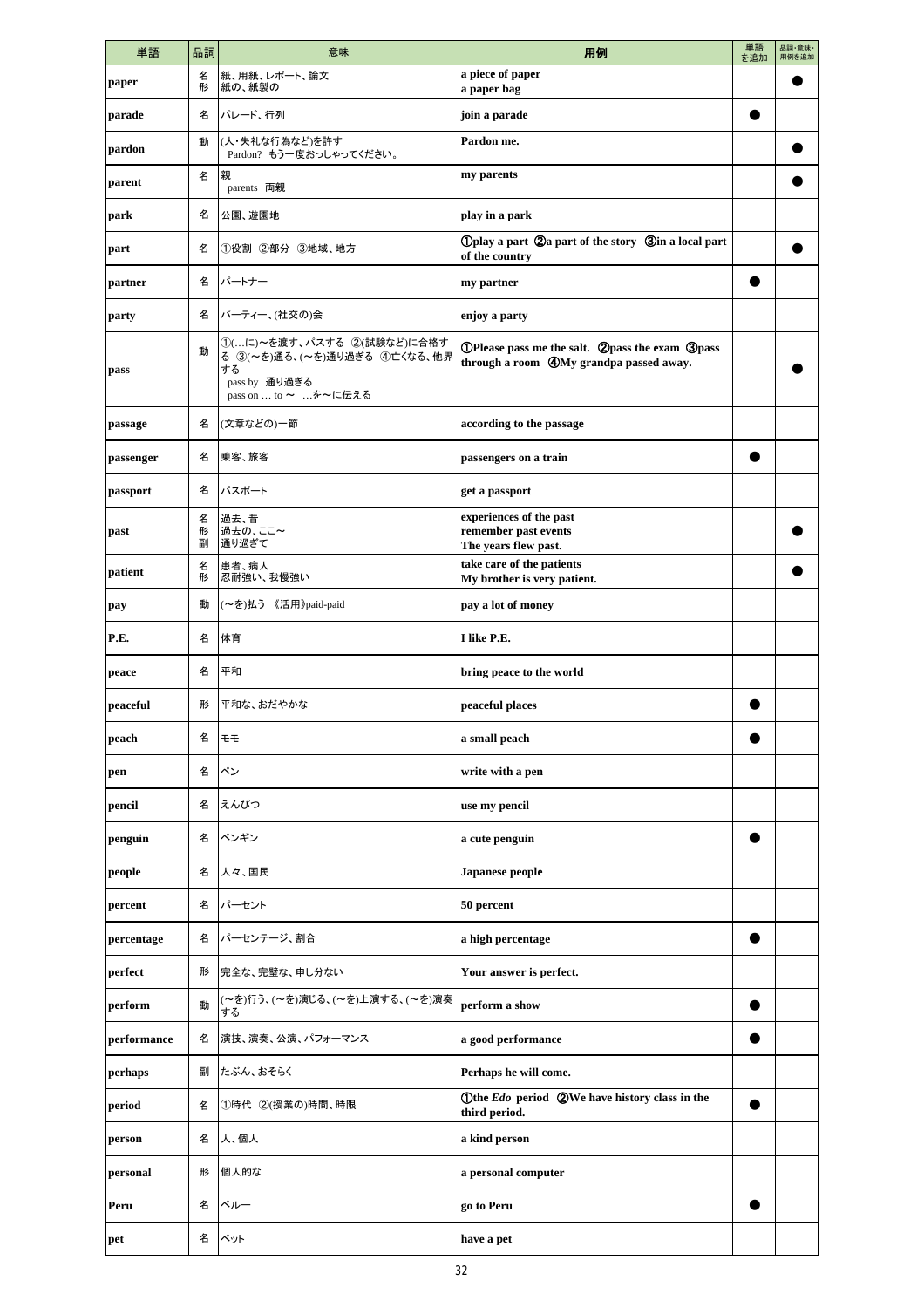| 単語 | 品詞 | 意味 | 用例 | 単語を追加 | 品詞・意味・用例を追加 |
|---|---|---|---|---|---|
| paper | 名<br>形 | 紙、用紙、レポート、論文<br>紙の、紙製の | a piece of paper<br>a paper bag | | ● |
| parade | 名 | パレード、行列 | join a parade | ● | |
| pardon | 動 | (人・失礼な行為など)を許す<br>Pardon?　もう一度おっしゃってください。 | Pardon me. | | ● |
| parent | 名 | 親<br>parents　両親 | my parents | | ● |
| park | 名 | 公園、遊園地 | play in a park | | |
| part | 名 | ①役割　②部分　③地域、地方 | ①play a part　②a part of the story　③in a local part of the country | | ● |
| partner | 名 | パートナー | my partner | ● | |
| party | 名 | パーティー、(社交の)会 | enjoy a party | | |
| pass | 動 | ①(…に)～を渡す、パスする　②(試験など)に合格する　③(～を)通る、(～を)通り過ぎる　④亡くなる、世界する<br>pass by　通り過ぎる<br>pass on … to ～　…を～に伝える | ①Please pass me the salt.　②pass the exam　③pass through a room　④My grandpa passed away. | | ● |
| passage | 名 | (文章などの)一節 | according to the passage | | |
| passenger | 名 | 乗客、旅客 | passengers on a train | ● | |
| passport | 名 | パスポート | get a passport | | |
| past | 名<br>形<br>副 | 過去、昔<br>過去の、ここ～<br>通り過ぎて | experiences of the past<br>remember past events<br>The years flew past. | | ● |
| patient | 名<br>形 | 患者、病人<br>忍耐強い、我慢強い | take care of the patients<br>My brother is very patient. | | ● |
| pay | 動 | (～を)払う　《活用》paid-paid | pay a lot of money | | |
| P.E. | 名 | 体育 | I like P.E. | | |
| peace | 名 | 平和 | bring peace to the world | | |
| peaceful | 形 | 平和な、おだやかな | peaceful places | ● | |
| peach | 名 | モモ | a small peach | ● | |
| pen | 名 | ペン | write with a pen | | |
| pencil | 名 | えんぴつ | use my pencil | | |
| penguin | 名 | ペンギン | a cute penguin | ● | |
| people | 名 | 人々、国民 | Japanese people | | |
| percent | 名 | パーセント | 50 percent | | |
| percentage | 名 | パーセンテージ、割合 | a high percentage | ● | |
| perfect | 形 | 完全な、完璧な、申し分ない | Your answer is perfect. | | |
| perform | 動 | (～を)行う、(～を)演じる、(～を)上演する、(～を)演奏する | perform a show | ● | |
| performance | 名 | 演技、演奏、公演、パフォーマンス | a good performance | ● | |
| perhaps | 副 | たぶん、おそらく | Perhaps he will come. | | |
| period | 名 | ①時代　②(授業の)時間、時限 | ①the *Edo* period　②We have history class in the third period. | ● | |
| person | 名 | 人、個人 | a kind person | | |
| personal | 形 | 個人的な | a personal computer | | |
| Peru | 名 | ペルー | go to Peru | ● | |
| pet | 名 | ペット | have a pet | | |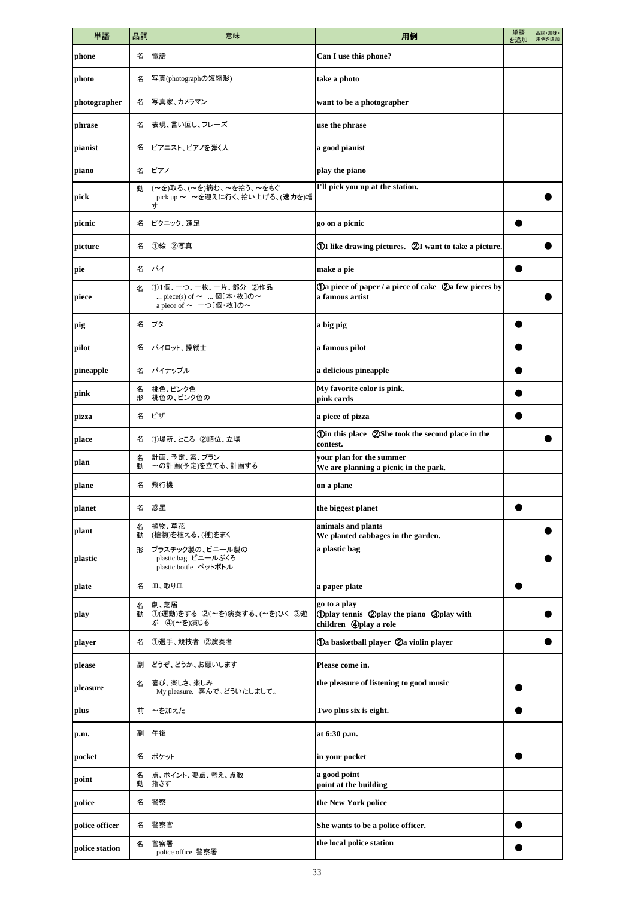| 単語 | 品詞 | 意味 | 用例 | 単語を追加 | 品詞・意味・用例を追加 |
|---|---|---|---|---|---|
| phone | 名 | 電話 | Can I use this phone? | | |
| photo | 名 | 写真(photographの短縮形) | take a photo | | |
| photographer | 名 | 写真家、カメラマン | want to be a photographer | | |
| phrase | 名 | 表現、言い回し、フレーズ | use the phrase | | |
| pianist | 名 | ピアニスト、ピアノを弾く人 | a good pianist | | |
| piano | 名 | ピアノ | play the piano | | |
| pick | 動 | (〜を)取る、(〜を)摘む、〜を拾う、〜をもぐ<br>pick up 〜 〜を迎えに行く、拾い上げる、(速力を)増す | I'll pick you up at the station. | | ● |
| picnic | 名 | ピクニック、遠足 | go on a picnic | ● | |
| picture | 名 | ①絵 ②写真 | ①I like drawing pictures. ②I want to take a picture. | | ● |
| pie | 名 | パイ | make a pie | ● | |
| piece | 名 | ①1個、一つ、一枚、一片、部分 ②作品<br>... piece(s) of 〜 ... 個〔本・枚〕の〜<br>a piece of 〜 一つ〔個・枚〕の〜 | ①a piece of paper / a piece of cake ②a few pieces by a famous artist | | ● |
| pig | 名 | ブタ | a big pig | ● | |
| pilot | 名 | パイロット、操縦士 | a famous pilot | ● | |
| pineapple | 名 | パイナップル | a delicious pineapple | ● | |
| pink | 名<br>形 | 桃色、ピンク色<br>桃色の、ピンク色の | My favorite color is pink.<br>pink cards | ● | |
| pizza | 名 | ピザ | a piece of pizza | ● | |
| place | 名 | ①場所、ところ ②順位、立場 | ①in this place ②She took the second place in the contest. | | ● |
| plan | 名<br>動 | 計画、予定、案、プラン<br>〜の計画(予定)を立てる、計画する | your plan for the summer<br>We are planning a picnic in the park. | | |
| plane | 名 | 飛行機 | on a plane | | |
| planet | 名 | 惑星 | the biggest planet | ● | |
| plant | 名<br>動 | 植物、草花<br>(植物)を植える、(種)をまく | animals and plants<br>We planted cabbages in the garden. | | ● |
| plastic | 形 | プラスチック製の、ビニール製の<br>plastic bag ビニールぶくろ<br>plastic bottle ペットボトル | a plastic bag | | ● |
| plate | 名 | 皿、取り皿 | a paper plate | ● | |
| play | 名<br>動 | 劇、芝居<br>①(運動)をする ②(〜を)演奏する、(〜を)ひく ③遊ぶ ④(〜を)演じる | go to a play<br>①play tennis ②play the piano ③play with children ④play a role | | ● |
| player | 名 | ①選手、競技者 ②演奏者 | ①a basketball player ②a violin player | | ● |
| please | 副 | どうぞ、どうか、お願いします | Please come in. | | |
| pleasure | 名 | 喜び、楽しさ、楽しみ<br>My pleasure. 喜んで。どういたしまして。 | the pleasure of listening to good music | ● | |
| plus | 前 | 〜を加えた | Two plus six is eight. | ● | |
| p.m. | 副 | 午後 | at 6:30 p.m. | | |
| pocket | 名 | ポケット | in your pocket | ● | |
| point | 名<br>動 | 点、ポイント、要点、考え、点数<br>指さす | a good point<br>point at the building | | |
| police | 名 | 警察 | the New York police | | |
| police officer | 名 | 警察官 | She wants to be a police officer. | ● | |
| police station | 名 | 警察署<br>police office 警察署 | the local police station | ● | |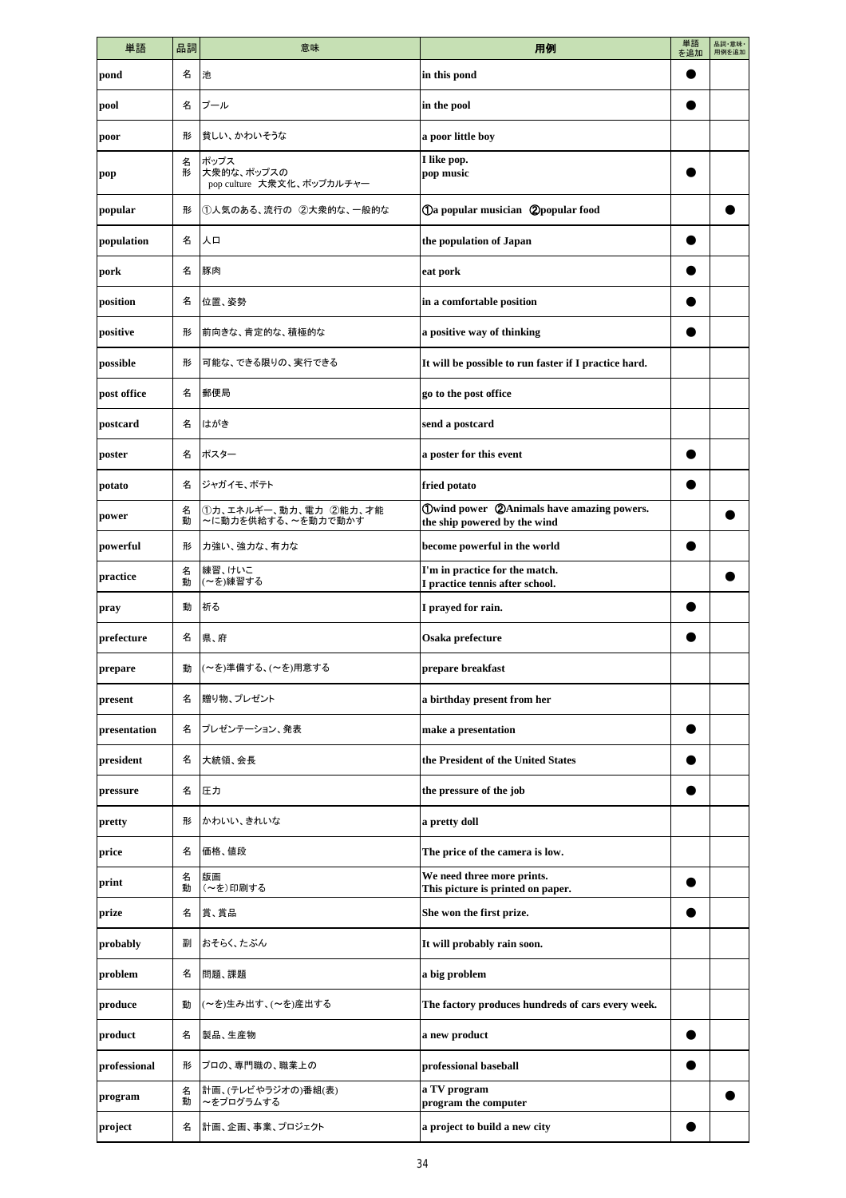| 単語 | 品詞 | 意味 | 用例 | 単語を追加 | 品詞・意味・用例を追加 |
|---|---|---|---|---|---|
| pond | 名 | 池 | in this pond | ● | |
| pool | 名 | プール | in the pool | ● | |
| poor | 形 | 貧しい、かわいそうな | a poor little boy | | |
| pop | 名<br>形 | ポップス<br>大衆的な、ポップスの<br>pop culture 大衆文化、ポップカルチャー | I like pop.<br>pop music | ● | |
| popular | 形 | ①人気のある、流行の ②大衆的な、一般的な | ①a popular musician ②popular food | | ● |
| population | 名 | 人口 | the population of Japan | ● | |
| pork | 名 | 豚肉 | eat pork | ● | |
| position | 名 | 位置、姿勢 | in a comfortable position | ● | |
| positive | 形 | 前向きな、肯定的な、積極的な | a positive way of thinking | ● | |
| possible | 形 | 可能な、できる限りの、実行できる | It will be possible to run faster if I practice hard. | | |
| post office | 名 | 郵便局 | go to the post office | | |
| postcard | 名 | はがき | send a postcard | | |
| poster | 名 | ポスター | a poster for this event | ● | |
| potato | 名 | ジャガイモ、ポテト | fried potato | ● | |
| power | 名<br>動 | ①力、エネルギー、動力、電力 ②能力、才能<br>～に動力を供給する、～を動力で動かす | ①wind power ②Animals have amazing powers.<br>the ship powered by the wind | | ● |
| powerful | 形 | 力強い、強力な、有力な | become powerful in the world | ● | |
| practice | 名<br>動 | 練習、けいこ<br>(～を)練習する | I'm in practice for the match.<br>I practice tennis after school. | | ● |
| pray | 動 | 祈る | I prayed for rain. | ● | |
| prefecture | 名 | 県、府 | Osaka prefecture | ● | |
| prepare | 動 | (～を)準備する、(～を)用意する | prepare breakfast | | |
| present | 名 | 贈り物、プレゼント | a birthday present from her | | |
| presentation | 名 | プレゼンテーション、発表 | make a presentation | ● | |
| president | 名 | 大統領、会長 | the President of the United States | ● | |
| pressure | 名 | 圧力 | the pressure of the job | ● | |
| pretty | 形 | かわいい、きれいな | a pretty doll | | |
| price | 名 | 価格、値段 | The price of the camera is low. | | |
| print | 名<br>動 | 版画<br>(～を)印刷する | We need three more prints.<br>This picture is printed on paper. | ● | |
| prize | 名 | 賞、賞品 | She won the first prize. | ● | |
| probably | 副 | おそらく、たぶん | It will probably rain soon. | | |
| problem | 名 | 問題、課題 | a big problem | | |
| produce | 動 | (～を)生み出す、(～を)産出する | The factory produces hundreds of cars every week. | | |
| product | 名 | 製品、生産物 | a new product | ● | |
| professional | 形 | プロの、専門職の、職業上の | professional baseball | ● | |
| program | 名<br>動 | 計画、(テレビやラジオの)番組(表)<br>～をプログラムする | a TV program<br>program the computer | | ● |
| project | 名 | 計画、企画、事業、プロジェクト | a project to build a new city | ● | |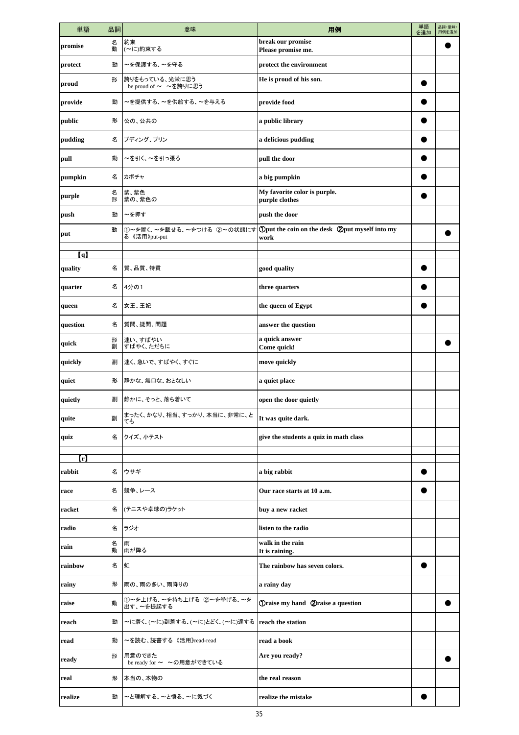| 単語 | 品詞 | 意味 | 用例 | 単語を追加 | 品詞・意味・用例を追加 |
|---|---|---|---|---|---|
| promise | 名<br>動 | 約束<br>(〜に)約束する | break our promise<br>Please promise me. | | ● |
| protect | 動 | 〜を保護する、〜を守る | protect the environment | | |
| proud | 形 | 誇りをもっている、光栄に思う<br>be proud of 〜 〜を誇りに思う | He is proud of his son. | ● | |
| provide | 動 | 〜を提供する、〜を供給する、〜を与える | provide food | ● | |
| public | 形 | 公の、公共の | a public library | ● | |
| pudding | 名 | プディング、プリン | a delicious pudding | ● | |
| pull | 動 | 〜を引く、〜を引っ張る | pull the door | ● | |
| pumpkin | 名 | カボチャ | a big pumpkin | ● | |
| purple | 名<br>形 | 紫、紫色<br>紫の、紫色の | My favorite color is purple.<br>purple clothes | ● | |
| push | 動 | 〜を押す | push the door | | |
| put | 動 | ①〜を置く、〜を載せる、〜をつける ②〜の状態にする 《活用》put-put | ①put the coin on the desk ②put myself into my work | | ● |
| | | | | | |
| 【q】 | | | | | |
| quality | 名 | 質、品質、特質 | good quality | ● | |
| quarter | 名 | 4分の1 | three quarters | ● | |
| queen | 名 | 女王、王妃 | the queen of Egypt | ● | |
| question | 名 | 質問、疑問、問題 | answer the question | | |
| quick | 形<br>副 | 速い、すばやい<br>すばやく、ただちに | a quick answer<br>Come quick! | | ● |
| quickly | 副 | 速く、急いで、すばやく、すぐに | move quickly | | |
| quiet | 形 | 静かな、無口な、おとなしい | a quiet place | | |
| quietly | 副 | 静かに、そっと、落ち着いて | open the door quietly | | |
| quite | 副 | まったく、かなり、相当、すっかり、本当に、非常に、とても | It was quite dark. | | |
| quiz | 名 | クイズ、小テスト | give the students a quiz in math class | | |
| | | | | | |
| 【r】 | | | | | |
| rabbit | 名 | ウサギ | a big rabbit | ● | |
| race | 名 | 競争、レース | Our race starts at 10 a.m. | ● | |
| racket | 名 | (テニスや卓球の)ラケット | buy a new racket | | |
| radio | 名 | ラジオ | listen to the radio | | |
| rain | 名<br>動 | 雨<br>雨が降る | walk in the rain<br>It is raining. | | |
| rainbow | 名 | 虹 | The rainbow has seven colors. | ● | |
| rainy | 形 | 雨の、雨の多い、雨降りの | a rainy day | | |
| raise | 動 | ①〜を上げる、〜を持ち上げる ②〜を挙げる、〜を出す、〜を提起する | ①raise my hand ②raise a question | | ● |
| reach | 動 | 〜に着く、(〜に)到着する、(〜に)とどく、(〜に)達する | reach the station | | |
| read | 動 | 〜を読む、読書する 《活用》read-read | read a book | | |
| ready | 形 | 用意のできた<br>be ready for 〜 〜の用意ができている | Are you ready? | | ● |
| real | 形 | 本当の、本物の | the real reason | | |
| realize | 動 | 〜と理解する、〜と悟る、〜に気づく | realize the mistake | ● | |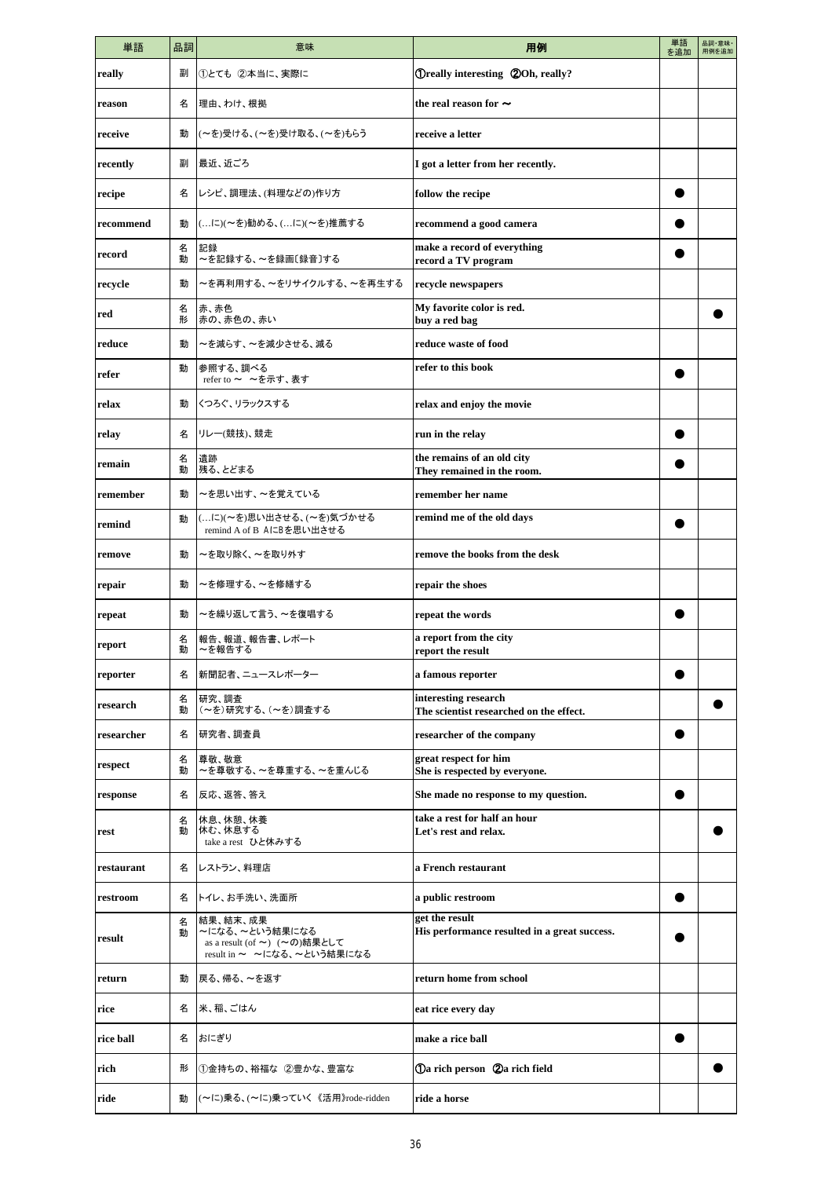| 単語 | 品詞 | 意味 | 用例 | 単語を追加 | 品詞・意味・用例を追加 |
|---|---|---|---|---|---|
| really | 副 | ①とても ②本当に、実際に | ①really interesting ②Oh, really? | | |
| reason | 名 | 理由、わけ、根拠 | the real reason for ～ | | |
| receive | 動 | (～を)受ける、(～を)受け取る、(～を)もらう | receive a letter | | |
| recently | 副 | 最近、近ごろ | I got a letter from her recently. | | |
| recipe | 名 | レシピ、調理法、(料理などの)作り方 | follow the recipe | ● | |
| recommend | 動 | (…に)(～を)勧める、(…に)(～を)推薦する | recommend a good camera | ● | |
| record | 名<br>動 | 記録<br>～を記録する、～を録画〔録音〕する | make a record of everything<br>record a TV program | ● | |
| recycle | 動 | ～を再利用する、～をリサイクルする、～を再生する | recycle newspapers | | |
| red | 名<br>形 | 赤、赤色<br>赤の、赤色の、赤い | My favorite color is red.<br>buy a red bag | | ● |
| reduce | 動 | ～を減らす、～を減少させる、減る | reduce waste of food | | |
| refer | 動 | 参照する、調べる<br>refer to ～ ～を示す、表す | refer to this book | ● | |
| relax | 動 | くつろぐ、リラックスする | relax and enjoy the movie | | |
| relay | 名 | リレー(競技)、競走 | run in the relay | ● | |
| remain | 名<br>動 | 遺跡<br>残る、とどまる | the remains of an old city<br>They remained in the room. | ● | |
| remember | 動 | ～を思い出す、～を覚えている | remember her name | | |
| remind | 動 | (…に)(～を)思い出させる、(～を)気づかせる<br>remind A of B AにBを思い出させる | remind me of the old days | ● | |
| remove | 動 | ～を取り除く、～を取り外す | remove the books from the desk | | |
| repair | 動 | ～を修理する、～を修繕する | repair the shoes | | |
| repeat | 動 | ～を繰り返して言う、～を復唱する | repeat the words | ● | |
| report | 名<br>動 | 報告、報道、報告書、レポート<br>～を報告する | a report from the city<br>report the result | | |
| reporter | 名 | 新聞記者、ニュースレポーター | a famous reporter | ● | |
| research | 名<br>動 | 研究、調査<br>(～を)研究する、(～を)調査する | interesting research<br>The scientist researched on the effect. | | ● |
| researcher | 名 | 研究者、調査員 | researcher of the company | ● | |
| respect | 名<br>動 | 尊敬、敬意<br>～を尊敬する、～を尊重する、～を重んじる | great respect for him<br>She is respected by everyone. | | |
| response | 名 | 反応、返答、答え | She made no response to my question. | ● | |
| rest | 名<br>動 | 休息、休憩、休養<br>休む、休息する<br>take a rest ひと休みする | take a rest for half an hour<br>Let's rest and relax. | | ● |
| restaurant | 名 | レストラン、料理店 | a French restaurant | | |
| restroom | 名 | トイレ、お手洗い、洗面所 | a public restroom | ● | |
| result | 名<br>動 | 結果、結末、成果<br>～になる、～という結果になる<br>as a result (of ～) (～の)結果として<br>result in ～ ～になる、～という結果になる | get the result<br>His performance resulted in a great success. | ● | |
| return | 動 | 戻る、帰る、～を返す | return home from school | | |
| rice | 名 | 米、稲、ごはん | eat rice every day | | |
| rice ball | 名 | おにぎり | make a rice ball | ● | |
| rich | 形 | ①金持ちの、裕福な ②豊かな、豊富な | ①a rich person ②a rich field | | ● |
| ride | 動 | (～に)乗る、(～に)乗っていく 《活用》rode-ridden | ride a horse | | |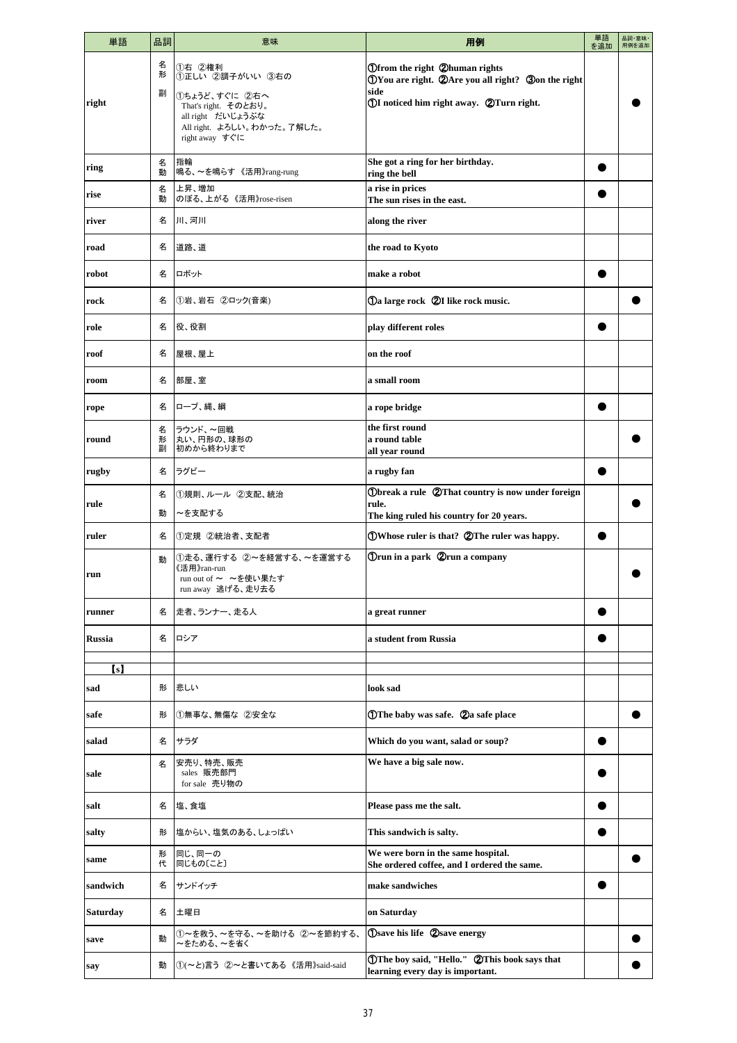| 単語 | 品詞 | 意味 | 用例 | 単語を追加 | 品詞・意味・用例を追加 |
| --- | --- | --- | --- | --- | --- |
| right | 名<br>形<br>副 | ①右 ②権利<br>①正しい ②調子がいい ③右の<br>①ちょうど、すぐに ②右へ<br>That's right. そのとおり。<br>all right だいじょうぶな<br>All right. よろしい。わかった。了解した。<br>right away すぐに | ①from the right ②human rights<br>①You are right. ②Are you all right? ③on the right side<br>①I noticed him right away. ②Turn right. | | ● |
| ring | 名<br>動 | 指輪<br>鳴る、～を鳴らす 《活用》rang-rung | She got a ring for her birthday.<br>ring the bell | ● | |
| rise | 名<br>動 | 上昇、増加<br>のぼる、上がる 《活用》rose-risen | a rise in prices<br>The sun rises in the east. | ● | |
| river | 名 | 川、河川 | along the river | | |
| road | 名 | 道路、道 | the road to Kyoto | | |
| robot | 名 | ロボット | make a robot | ● | |
| rock | 名 | ①岩、岩石 ②ロック(音楽) | ①a large rock ②I like rock music. | | ● |
| role | 名 | 役、役割 | play different roles | ● | |
| roof | 名 | 屋根、屋上 | on the roof | | |
| room | 名 | 部屋、室 | a small room | | |
| rope | 名 | ロープ、縄、綱 | a rope bridge | ● | |
| round | 名<br>形<br>副 | ラウンド、～回戦<br>丸い、円形の、球形の<br>初めから終わりまで | the first round<br>a round table<br>all year round | | ● |
| rugby | 名 | ラグビー | a rugby fan | ● | |
| rule | 名<br>動 | ①規則、ルール ②支配、統治<br>～を支配する | ①break a rule ②That country is now under foreign rule.<br>The king ruled his country for 20 years. | | ● |
| ruler | 名 | ①定規 ②統治者、支配者 | ①Whose ruler is that? ②The ruler was happy. | ● | |
| run | 動 | ①走る、運行する ②～を経営する、～を運営する<br>《活用》ran-run<br>run out of ～ ～を使い果たす<br>run away 逃げる、走り去る | ①run in a park ②run a company | | ● |
| runner | 名 | 走者、ランナー、走る人 | a great runner | ● | |
| Russia | 名 | ロシア | a student from Russia | ● | |
| | | | | | |
| 【s】 | | | | | |
| sad | 形 | 悲しい | look sad | | |
| safe | 形 | ①無事な、無傷な ②安全な | ①The baby was safe. ②a safe place | | ● |
| salad | 名 | サラダ | Which do you want, salad or soup? | ● | |
| sale | 名 | 安売り、特売、販売<br>sales 販売部門<br>for sale 売り物の | We have a big sale now. | ● | |
| salt | 名 | 塩、食塩 | Please pass me the salt. | ● | |
| salty | 形 | 塩からい、塩気のある、しょっぱい | This sandwich is salty. | ● | |
| same | 形<br>代 | 同じ、同一の<br>同じもの〔こと〕 | We were born in the same hospital.<br>She ordered coffee, and I ordered the same. | | ● |
| sandwich | 名 | サンドイッチ | make sandwiches | ● | |
| Saturday | 名 | 土曜日 | on Saturday | | |
| save | 動 | ①～を救う、～を守る、～を助ける ②～を節約する、～をためる、～を省く | ①save his life ②save energy | | ● |
| say | 動 | ①(～と)言う ②～と書いてある 《活用》said-said | ①The boy said, "Hello." ②This book says that learning every day is important. | | ● |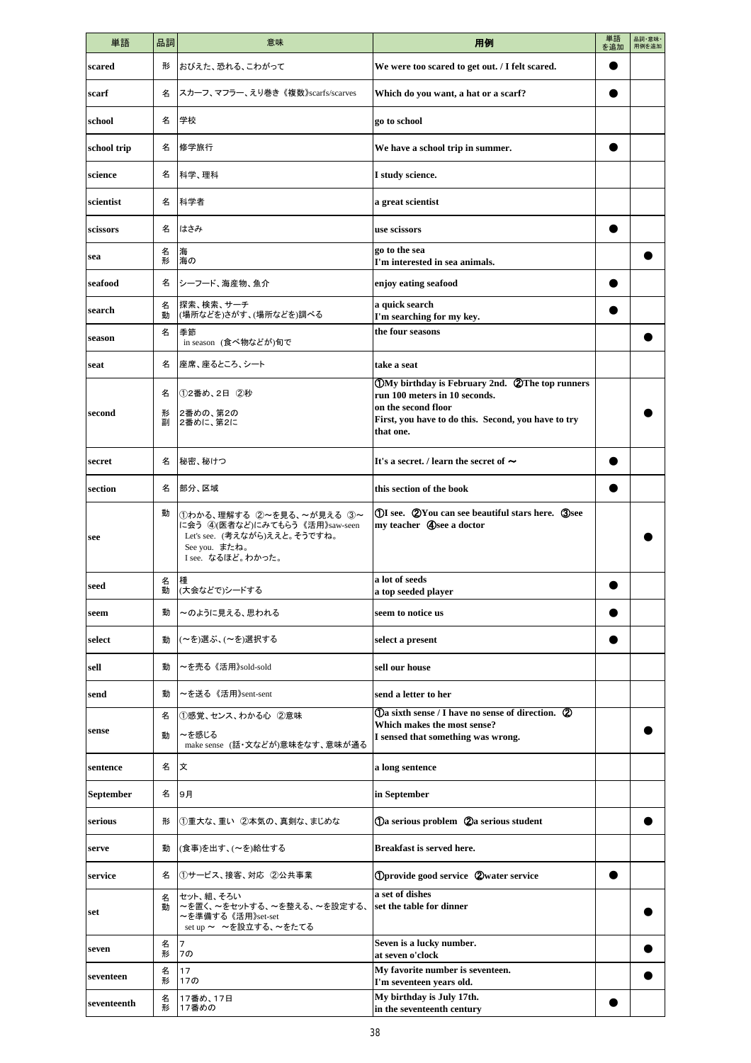| 単語 | 品詞 | 意味 | 用例 | 単語を追加 | 品詞・意味・用例を追加 |
|---|---|---|---|---|---|
| scared | 形 | おびえた、恐れる、こわがって | We were too scared to get out. / I felt scared. | ● | |
| scarf | 名 | スカーフ、マフラー、えり巻き《複数》scarfs/scarves | Which do you want, a hat or a scarf? | ● | |
| school | 名 | 学校 | go to school | | |
| school trip | 名 | 修学旅行 | We have a school trip in summer. | ● | |
| science | 名 | 科学、理科 | I study science. | | |
| scientist | 名 | 科学者 | a great scientist | | |
| scissors | 名 | はさみ | use scissors | ● | |
| sea | 名<br>形 | 海<br>海の | go to the sea<br>I'm interested in sea animals. | | ● |
| seafood | 名 | シーフード、海産物、魚介 | enjoy eating seafood | ● | |
| search | 名<br>動 | 探索、検索、サーチ<br>(場所などを)さがす、(場所などを)調べる | a quick search<br>I'm searching for my key. | ● | |
| season | 名 | 季節<br>in season (食べ物などが)旬で | the four seasons | | ● |
| seat | 名 | 座席、座るところ、シート | take a seat | | |
| second | 名<br>形<br>副 | ①2番め、2日 ②秒<br>2番めの、第2の<br>2番めに、第2に | ①My birthday is February 2nd. ②The top runners run 100 meters in 10 seconds.<br>on the second floor<br>First, you have to do this. Second, you have to try that one. | | ● |
| secret | 名 | 秘密、秘けつ | It's a secret. / learn the secret of ～ | ● | |
| section | 名 | 部分、区域 | this section of the book | ● | |
| see | 動 | ①わかる、理解する ②～を見る、～が見える ③～に会う ④(医者など)にみてもらう《活用》saw-seen<br>Let's see. (考えながら)ええと。そうですね。<br>See you. またね。<br>I see. なるほど。わかった。 | ①I see. ②You can see beautiful stars here. ③see my teacher ④see a doctor | | ● |
| seed | 名<br>動 | 種<br>(大会などで)シードする | a lot of seeds<br>a top seeded player | ● | |
| seem | 動 | ～のように見える、思われる | seem to notice us | ● | |
| select | 動 | (～を)選ぶ、(～を)選択する | select a present | ● | |
| sell | 動 | ～を売る《活用》sold-sold | sell our house | | |
| send | 動 | ～を送る《活用》sent-sent | send a letter to her | | |
| sense | 名<br>動 | ①感覚、センス、わかる心 ②意味<br>～を感じる<br>make sense (話・文などが)意味をなす、意味が通る | ①a sixth sense / I have no sense of direction. ②Which makes the most sense?<br>I sensed that something was wrong. | | ● |
| sentence | 名 | 文 | a long sentence | | |
| September | 名 | 9月 | in September | | |
| serious | 形 | ①重大な、重い ②本気の、真剣な、まじめな | ①a serious problem ②a serious student | | ● |
| serve | 動 | (食事)を出す、(～を)給仕する | Breakfast is served here. | | |
| service | 名 | ①サービス、接客、対応 ②公共事業 | ①provide good service ②water service | ● | |
| set | 名<br>動 | セット、組、そろい<br>～を置く、～をセットする、～を整える、～を設定する、～を準備する《活用》set-set<br>set up ～ ～を設立する、～をたてる | a set of dishes<br>set the table for dinner | | ● |
| seven | 名<br>形 | 7<br>7の | Seven is a lucky number.<br>at seven o'clock | | ● |
| seventeen | 名<br>形 | 17<br>17の | My favorite number is seventeen.<br>I'm seventeen years old. | | ● |
| seventeenth | 名<br>形 | 17番め、17日<br>17番めの | My birthday is July 17th.<br>in the seventeenth century | ● | |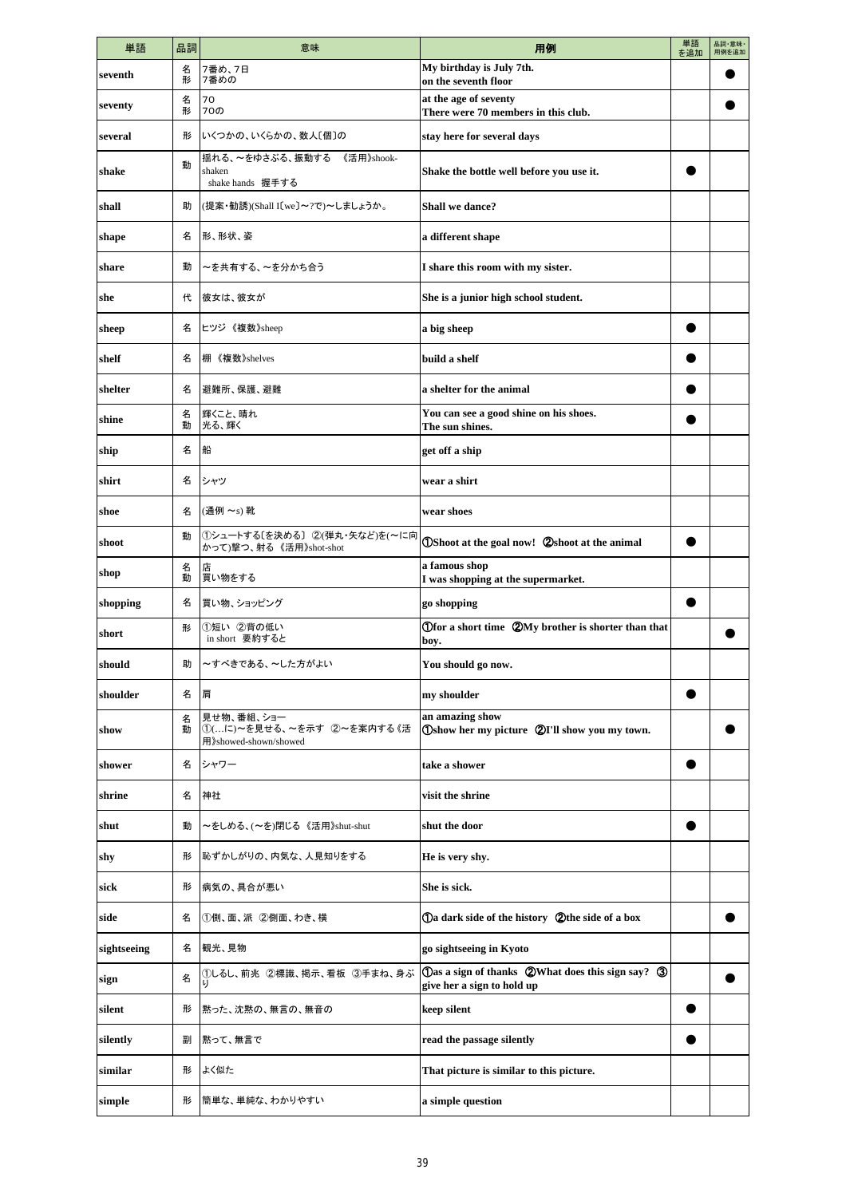| 単語 | 品詞 | 意味 | 用例 | 単語を追加 | 品詞・意味・用例を追加 |
|---|---|---|---|---|---|
| seventh | 名<br>形 | 7番め、7日<br>7番めの | My birthday is July 7th.<br>on the seventh floor | | ● |
| seventy | 名<br>形 | 70<br>70の | at the age of seventy<br>There were 70 members in this club. | | ● |
| several | 形 | いくつかの、いくらかの、数人〔個〕の | stay here for several days | | |
| shake | 動 | 揺れる、〜をゆさぶる、振動する　《活用》shook-shaken<br>shake hands　握手する | Shake the bottle well before you use it. | ● | |
| shall | 助 | (提案・勧誘)(Shall I〔we〕〜?で)〜しましょうか。 | Shall we dance? | | |
| shape | 名 | 形、形状、姿 | a different shape | | |
| share | 動 | 〜を共有する、〜を分かち合う | I share this room with my sister. | | |
| she | 代 | 彼女は、彼女が | She is a junior high school student. | | |
| sheep | 名 | ヒツジ　《複数》sheep | a big sheep | ● | |
| shelf | 名 | 棚　《複数》shelves | build a shelf | ● | |
| shelter | 名 | 避難所、保護、避難 | a shelter for the animal | ● | |
| shine | 名<br>動 | 輝くこと、晴れ<br>光る、輝く | You can see a good shine on his shoes.<br>The sun shines. | ● | |
| ship | 名 | 船 | get off a ship | | |
| shirt | 名 | シャツ | wear a shirt | | |
| shoe | 名 | (通例 〜s) 靴 | wear shoes | | |
| shoot | 動 | ①シュートする[を決める]　②(弾丸・矢など)を(〜に向かって)撃つ、射る　《活用》shot-shot | ①Shoot at the goal now!　②shoot at the animal | ● | |
| shop | 名<br>動 | 店<br>買い物をする | a famous shop<br>I was shopping at the supermarket. | | |
| shopping | 名 | 買い物、ショッピング | go shopping | ● | |
| short | 形 | ①短い　②背の低い<br>in short　要約すると | ①for a short time　②My brother is shorter than that boy. | | ● |
| should | 助 | 〜すべきである、〜した方がよい | You should go now. | | |
| shoulder | 名 | 肩 | my shoulder | ● | |
| show | 名<br>動 | 見せ物、番組、ショー<br>①(…に)〜を見せる、〜を示す　②〜を案内する《活用》showed-shown/showed | an amazing show<br>①show her my picture　②I'll show you my town. | | ● |
| shower | 名 | シャワー | take a shower | ● | |
| shrine | 名 | 神社 | visit the shrine | | |
| shut | 動 | 〜をしめる、(〜を)閉じる　《活用》shut-shut | shut the door | ● | |
| shy | 形 | 恥ずかしがりの、内気な、人見知りをする | He is very shy. | | |
| sick | 形 | 病気の、具合が悪い | She is sick. | | |
| side | 名 | ①側、面、派　②側面、わき、横 | ①a dark side of the history　②the side of a box | | ● |
| sightseeing | 名 | 観光、見物 | go sightseeing in Kyoto | | |
| sign | 名 | ①しるし、前兆　②標識、掲示、看板　③手まね、身ぶり | ①as a sign of thanks　②What does this sign say?　③give her a sign to hold up | | ● |
| silent | 形 | 黙った、沈黙の、無言の、無音の | keep silent | ● | |
| silently | 副 | 黙って、無言で | read the passage silently | ● | |
| similar | 形 | よく似た | That picture is similar to this picture. | | |
| simple | 形 | 簡単な、単純な、わかりやすい | a simple question | | |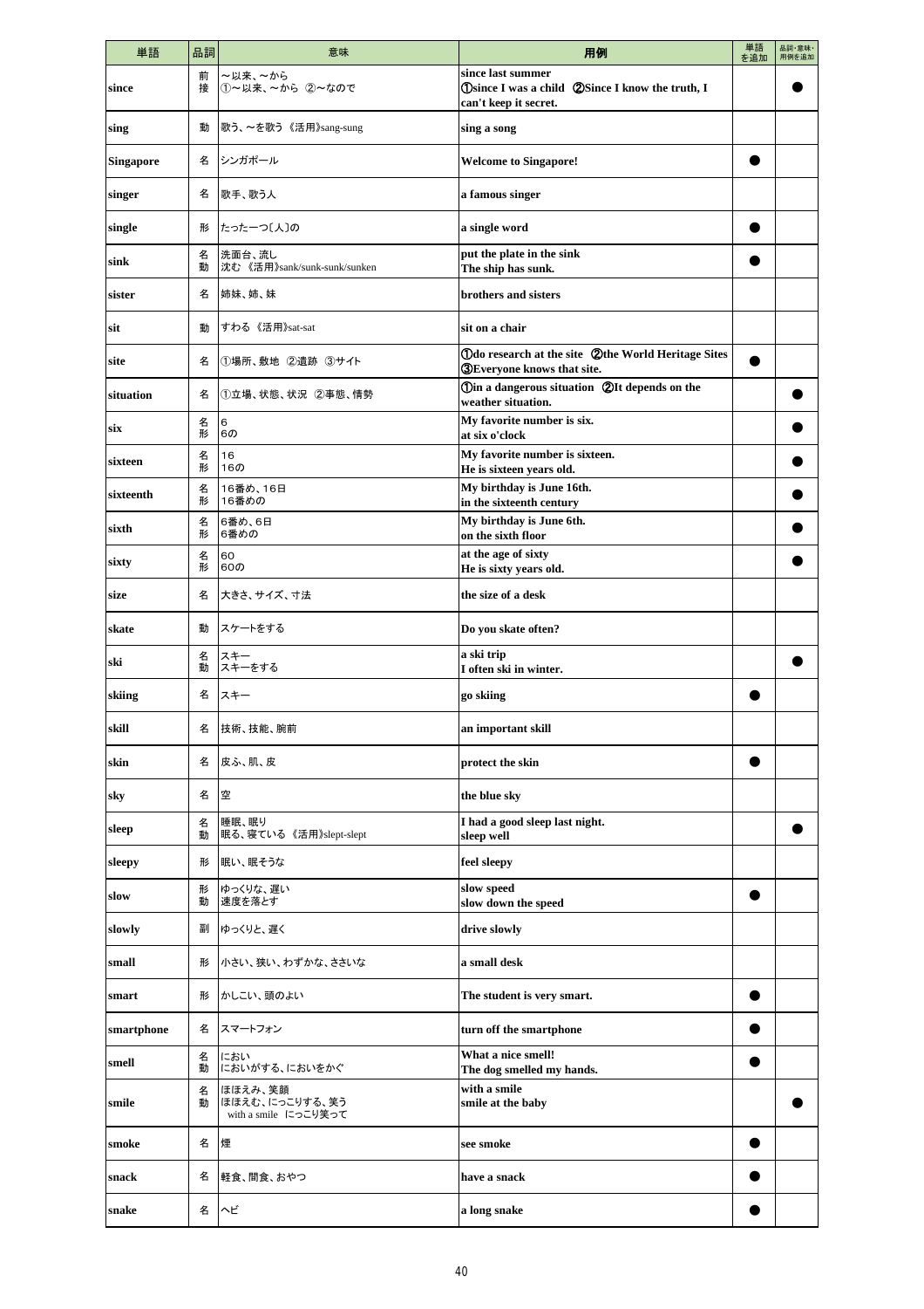| 単語 | 品詞 | 意味 | 用例 | 単語を追加 | 品詞・意味・用例を追加 |
|---|---|---|---|---|---|
| since | 前<br>接 | ～以来、～から<br>①～以来、～から ②～なので | since last summer<br>①since I was a child ②Since I know the truth, I can't keep it secret. | | ● |
| sing | 動 | 歌う、～を歌う 《活用》sang-sung | sing a song | | |
| Singapore | 名 | シンガポール | Welcome to Singapore! | ● | |
| singer | 名 | 歌手、歌う人 | a famous singer | | |
| single | 形 | たった一つ〔人〕の | a single word | ● | |
| sink | 名<br>動 | 洗面台、流し<br>沈む 《活用》sank/sunk-sunk/sunken | put the plate in the sink<br>The ship has sunk. | ● | |
| sister | 名 | 姉妹、姉、妹 | brothers and sisters | | |
| sit | 動 | すわる 《活用》sat-sat | sit on a chair | | |
| site | 名 | ①場所、敷地 ②遺跡 ③サイト | ①do research at the site ②the World Heritage Sites ③Everyone knows that site. | ● | |
| situation | 名 | ①立場、状態、状況 ②事態、情勢 | ①in a dangerous situation ②It depends on the weather situation. | | ● |
| six | 名<br>形 | 6<br>6の | My favorite number is six.<br>at six o'clock | | ● |
| sixteen | 名<br>形 | 16<br>16の | My favorite number is sixteen.<br>He is sixteen years old. | | ● |
| sixteenth | 名<br>形 | 16番め、16日<br>16番めの | My birthday is June 16th.<br>in the sixteenth century | | ● |
| sixth | 名<br>形 | 6番め、6日<br>6番めの | My birthday is June 6th.<br>on the sixth floor | | ● |
| sixty | 名<br>形 | 60<br>60の | at the age of sixty<br>He is sixty years old. | | ● |
| size | 名 | 大きさ、サイズ、寸法 | the size of a desk | | |
| skate | 動 | スケートをする | Do you skate often? | | |
| ski | 名<br>動 | スキー<br>スキーをする | a ski trip<br>I often ski in winter. | | ● |
| skiing | 名 | スキー | go skiing | ● | |
| skill | 名 | 技術、技能、腕前 | an important skill | | |
| skin | 名 | 皮ふ、肌、皮 | protect the skin | ● | |
| sky | 名 | 空 | the blue sky | | |
| sleep | 名<br>動 | 睡眠、眠り<br>眠る、寝ている 《活用》slept-slept | I had a good sleep last night.<br>sleep well | | ● |
| sleepy | 形 | 眠い、眠そうな | feel sleepy | | |
| slow | 形<br>動 | ゆっくりな、遅い<br>速度を落とす | slow speed<br>slow down the speed | ● | |
| slowly | 副 | ゆっくりと、遅く | drive slowly | | |
| small | 形 | 小さい、狭い、わずかな、ささいな | a small desk | | |
| smart | 形 | かしこい、頭のよい | The student is very smart. | ● | |
| smartphone | 名 | スマートフォン | turn off the smartphone | ● | |
| smell | 名<br>動 | におい<br>においがする、においをかぐ | What a nice smell!<br>The dog smelled my hands. | ● | |
| smile | 名<br>動 | ほほえみ、笑顔<br>ほほえむ、にっこりする、笑う<br>with a smile にっこり笑って | with a smile<br>smile at the baby | | ● |
| smoke | 名 | 煙 | see smoke | ● | |
| snack | 名 | 軽食、間食、おやつ | have a snack | ● | |
| snake | 名 | ヘビ | a long snake | ● | |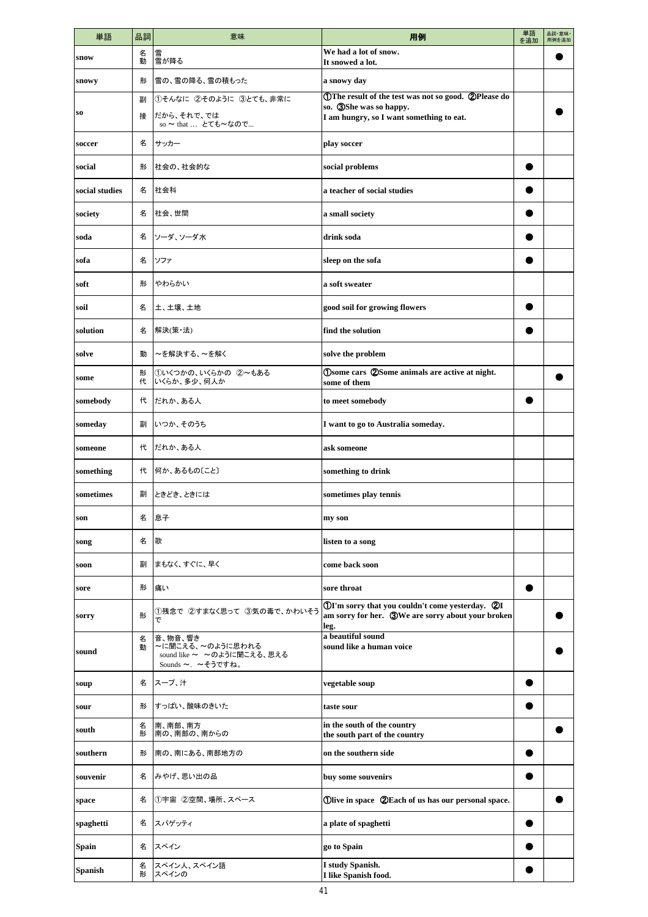| 単語 | 品詞 | 意味 | 用例 | 単語を追加 | 品詞・意味・用例を追加 |
|---|---|---|---|---|---|
| snow | 名<br>動 | 雪<br>雪が降る | We had a lot of snow.<br>It snowed a lot. | | ● |
| snowy | 形 | 雪の、雪の降る、雪の積もった | a snowy day | | |
| so | 副<br>接 | ①そんなに ②そのように ③とても、非常に<br>だから、それで、では<br>so ～ that … とても～なので... | ①The result of the test was not so good. ②Please do so. ③She was so happy.<br>I am hungry, so I want something to eat. | | ● |
| soccer | 名 | サッカー | play soccer | | |
| social | 形 | 社会の、社会的な | social problems | ● | |
| social studies | 名 | 社会科 | a teacher of social studies | ● | |
| society | 名 | 社会、世間 | a small society | ● | |
| soda | 名 | ソーダ、ソーダ水 | drink soda | ● | |
| sofa | 名 | ソファ | sleep on the sofa | ● | |
| soft | 形 | やわらかい | a soft sweater | | |
| soil | 名 | 土、土壌、土地 | good soil for growing flowers | ● | |
| solution | 名 | 解決(策・法) | find the solution | ● | |
| solve | 動 | ～を解決する、～を解く | solve the problem | | |
| some | 形<br>代 | ①いくつかの、いくらかの ②～もある<br>いくらか、多少、何人か | ①some cars ②Some animals are active at night.<br>some of them | | ● |
| somebody | 代 | だれか、ある人 | to meet somebody | ● | |
| someday | 副 | いつか、そのうち | I want to go to Australia someday. | | |
| someone | 代 | だれか、ある人 | ask someone | | |
| something | 代 | 何か、あるもの〔こと〕 | something to drink | | |
| sometimes | 副 | ときどき、ときには | sometimes play tennis | | |
| son | 名 | 息子 | my son | | |
| song | 名 | 歌 | listen to a song | | |
| soon | 副 | まもなく、すぐに、早く | come back soon | | |
| sore | 形 | 痛い | sore throat | ● | |
| sorry | 形 | ①残念で ②すまなく思って ③気の毒で、かわいそうで | ①I'm sorry that you couldn't come yesterday. ②I am sorry for her. ③We are sorry about your broken leg. | | ● |
| sound | 名<br>動 | 音、物音、響き<br>～に聞こえる、～のように思われる<br>sound like ～ ～のように聞こえる、思える<br>Sounds ～. ～そうですね。 | a beautiful sound<br>sound like a human voice | | ● |
| soup | 名 | スープ、汁 | vegetable soup | ● | |
| sour | 形 | すっぱい、酸味のきいた | taste sour | ● | |
| south | 名<br>形 | 南、南部、南方<br>南の、南部の、南からの | in the south of the country<br>the south part of the country | | ● |
| southern | 形 | 南の、南にある、南部地方の | on the southern side | ● | |
| souvenir | 名 | みやげ、思い出の品 | buy some souvenirs | ● | |
| space | 名 | ①宇宙 ②空間、場所、スペース | ①live in space ②Each of us has our personal space. | | ● |
| spaghetti | 名 | スパゲッティ | a plate of spaghetti | ● | |
| Spain | 名 | スペイン | go to Spain | ● | |
| Spanish | 名<br>形 | スペイン人、スペイン語<br>スペインの | I study Spanish.<br>I like Spanish food. | ● | |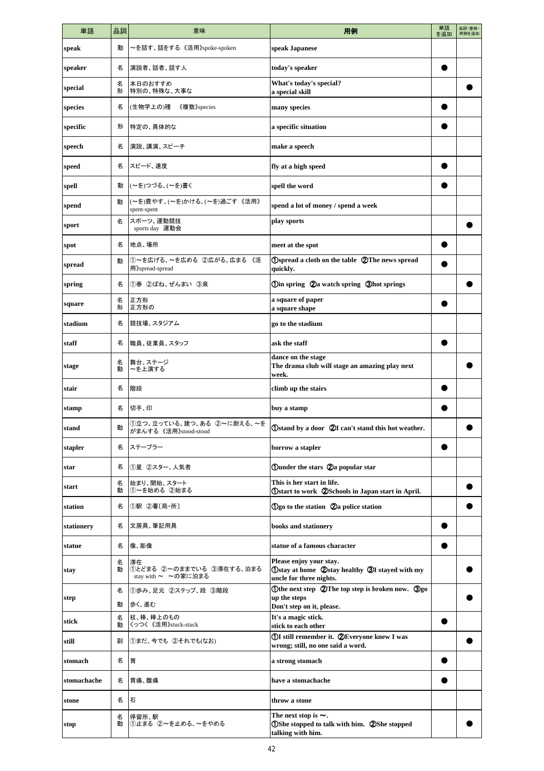| 単語 | 品詞 | 意味 | 用例 | 単語を追加 | 品詞・意味・用例を追加 |
|---|---|---|---|---|---|
| speak | 動 | ～を話す、話をする《活用》spoke-spoken | speak Japanese | | |
| speaker | 名 | 演説者、話者、話す人 | today's speaker | ● | |
| special | 名<br>形 | 本日のおすすめ<br>特別の、特殊な、大事な | What's today's special?<br>a special skill | | ● |
| species | 名 | (生物学上の)種　《複数》species | many species | ● | |
| specific | 形 | 特定の、具体的な | a specific situation | ● | |
| speech | 名 | 演説、講演、スピーチ | make a speech | | |
| speed | 名 | スピード、速度 | fly at a high speed | ● | |
| spell | 動 | (～を)つづる、(～を)書く | spell the word | ● | |
| spend | 動 | (～を)費やす、(～を)かける、(～を)過ごす《活用》spent-spent | spend a lot of money / spend a week | | |
| sport | 名 | スポーツ、運動競技<br>sports day　運動会 | play sports | | ● |
| spot | 名 | 地点、場所 | meet at the spot | ● | |
| spread | 動 | ①～を広げる、～を広める ②広がる、広まる《活用》spread-spread | ①spread a cloth on the table ②The news spread quickly. | ● | |
| spring | 名 | ①春 ②ばね、ぜんまい ③泉 | ①in spring ②a watch spring ③hot springs | | ● |
| square | 名<br>形 | 正方形<br>正方形の | a square of paper<br>a square shape | ● | |
| stadium | 名 | 競技場、スタジアム | go to the stadium | | |
| staff | 名 | 職員、従業員、スタッフ | ask the staff | ● | |
| stage | 名<br>動 | 舞台、ステージ<br>～を上演する | dance on the stage<br>The drama club will stage an amazing play next week. | | ● |
| stair | 名 | 階段 | climb up the stairs | ● | |
| stamp | 名 | 切手、印 | buy a stamp | ● | |
| stand | 動 | ①立つ、立っている、建つ、ある ②～に耐える、～をがまんする《活用》stood-stood | ①stand by a door ②I can't stand this hot weather. | | ● |
| stapler | 名 | ステープラー | borrow a stapler | ● | |
| star | 名 | ①星 ②スター、人気者 | ①under the stars ②a popular star | | |
| start | 名<br>動 | 始まり、開始、スタート<br>①～を始める ②始まる | This is her start in life.<br>①start to work ②Schools in Japan start in April. | | ● |
| station | 名 | ①駅 ②署〔局・所〕 | ①go to the station ②a police station | | ● |
| stationery | 名 | 文房具、筆記用具 | books and stationery | ● | |
| statue | 名 | 像、彫像 | statue of a famous character | ● | |
| stay | 名<br>動 | 滞在<br>①とどまる ②～のままでいる ③滞在する、泊まる<br>stay with ～　～の家に泊まる | Please enjoy your stay.<br>①stay at home ②stay healthy ③I stayed with my uncle for three nights. | | ● |
| step | 名<br>動 | ①歩み、足元 ②ステップ、段 ③階段<br>歩く、進む | ①the next step ②The top step is broken now. ③go up the steps<br>Don't step on it, please. | | ● |
| stick | 名<br>動 | 杖、棒、棒上のもの<br>くっつく《活用》stuck-stuck | It's a magic stick.<br>stick to each other | ● | |
| still | 副 | ①まだ、今でも ②それでも(なお) | ①I still remember it. ②Everyone knew I was wrong; still, no one said a word. | | ● |
| stomach | 名 | 胃 | a strong stomach | ● | |
| stomachache | 名 | 胃痛、腹痛 | have a stomachache | ● | |
| stone | 名 | 石 | throw a stone | | |
| stop | 名<br>動 | 停留所、駅<br>①止まる ②～を止める、～をやめる | The next stop is ～.<br>①She stopped to talk with him. ②She stopped talking with him. | | ● |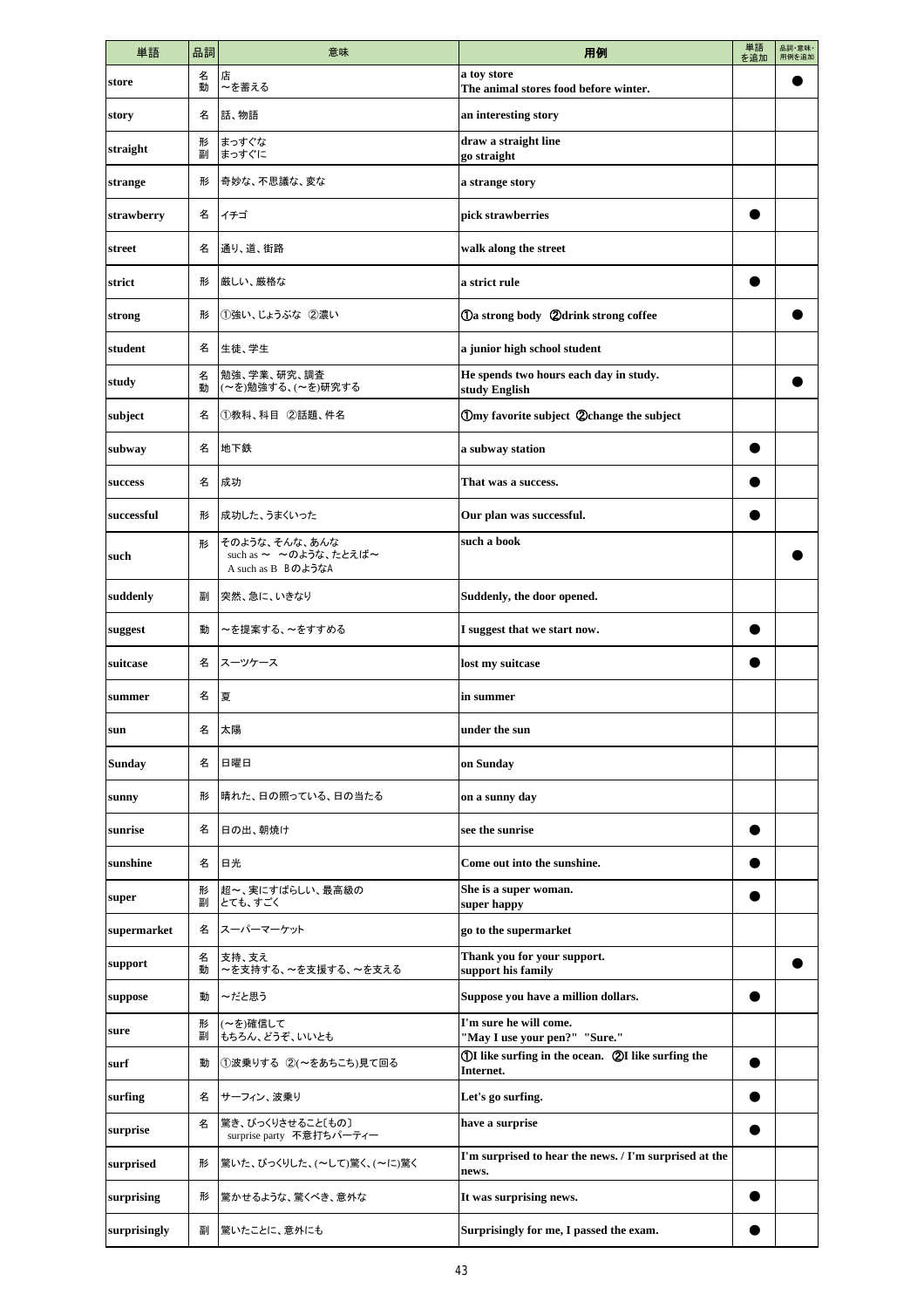| 単語 | 品詞 | 意味 | 用例 | 単語を追加 | 品詞・意味・用例を追加 |
|---|---|---|---|---|---|
| store | 名<br>動 | 店<br>～を蓄える | a toy store<br>The animal stores food before winter. | | ● |
| story | 名 | 話、物語 | an interesting story | | |
| straight | 形<br>副 | まっすぐな<br>まっすぐに | draw a straight line<br>go straight | | |
| strange | 形 | 奇妙な、不思議な、変な | a strange story | | |
| strawberry | 名 | イチゴ | pick strawberries | ● | |
| street | 名 | 通り、道、街路 | walk along the street | | |
| strict | 形 | 厳しい、厳格な | a strict rule | ● | |
| strong | 形 | ①強い、じょうぶな ②濃い | ①a strong body ②drink strong coffee | | ● |
| student | 名 | 生徒、学生 | a junior high school student | | |
| study | 名<br>動 | 勉強、学業、研究、調査<br>(～を)勉強する、(～を)研究する | He spends two hours each day in study.<br>study English | | ● |
| subject | 名 | ①教科、科目 ②話題、件名 | ①my favorite subject ②change the subject | | |
| subway | 名 | 地下鉄 | a subway station | ● | |
| success | 名 | 成功 | That was a success. | ● | |
| successful | 形 | 成功した、うまくいった | Our plan was successful. | ● | |
| such | 形 | そのような、そんな、あんな<br>such as ～ ～のような、たとえば～<br>A such as B Bのような A | such a book | | ● |
| suddenly | 副 | 突然、急に、いきなり | Suddenly, the door opened. | | |
| suggest | 動 | ～を提案する、～をすすめる | I suggest that we start now. | ● | |
| suitcase | 名 | スーツケース | lost my suitcase | ● | |
| summer | 名 | 夏 | in summer | | |
| sun | 名 | 太陽 | under the sun | | |
| Sunday | 名 | 日曜日 | on Sunday | | |
| sunny | 形 | 晴れた、日の照っている、日の当たる | on a sunny day | | |
| sunrise | 名 | 日の出、朝焼け | see the sunrise | ● | |
| sunshine | 名 | 日光 | Come out into the sunshine. | ● | |
| super | 形<br>副 | 超～、実にすばらしい、最高級の<br>とても、すごく | She is a super woman.<br>super happy | ● | |
| supermarket | 名 | スーパーマーケット | go to the supermarket | | |
| support | 名<br>動 | 支持、支え<br>～を支持する、～を支援する、～を支える | Thank you for your support.<br>support his family | | ● |
| suppose | 動 | ～だと思う | Suppose you have a million dollars. | ● | |
| sure | 形<br>副 | (～を)確信して<br>もちろん、どうぞ、いいとも | I'm sure he will come.<br>"May I use your pen?" "Sure." | | |
| surf | 動 | ①波乗りする ②(～をあちこち)見て回る | ①I like surfing in the ocean. ②I like surfing the Internet. | ● | |
| surfing | 名 | サーフィン、波乗り | Let's go surfing. | ● | |
| surprise | 名 | 驚き、びっくりさせること〔もの〕<br>surprise party 不意打ちパーティー | have a surprise | ● | |
| surprised | 形 | 驚いた、びっくりした、(～して)驚く、(～に)驚く | I'm surprised to hear the news. / I'm surprised at the news. | | |
| surprising | 形 | 驚かせるような、驚くべき、意外な | It was surprising news. | ● | |
| surprisingly | 副 | 驚いたことに、意外にも | Surprisingly for me, I passed the exam. | ● | |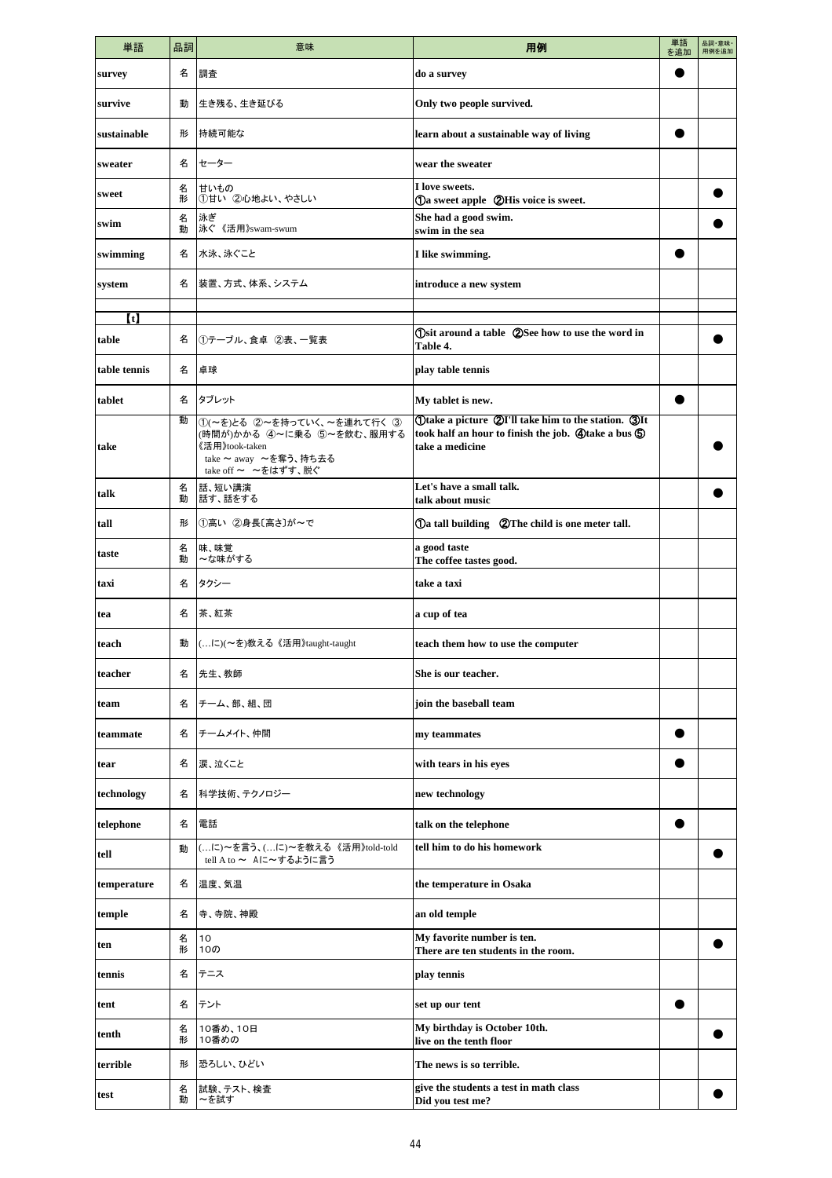| 単語 | 品詞 | 意味 | 用例 | 単語を追加 | 品詞・意味・用例を追加 |
|---|---|---|---|---|---|
| survey | 名 | 調査 | do a survey | ● | |
| survive | 動 | 生き残る、生き延びる | Only two people survived. | | |
| sustainable | 形 | 持続可能な | learn about a sustainable way of living | ● | |
| sweater | 名 | セーター | wear the sweater | | |
| sweet | 名<br>形 | 甘いもの<br>①甘い ②心地よい、やさしい | I love sweets.<br>①a sweet apple ②His voice is sweet. | | ● |
| swim | 名<br>動 | 泳ぎ<br>泳ぐ 《活用》swam-swum | She had a good swim.<br>swim in the sea | | ● |
| swimming | 名 | 水泳、泳ぐこと | I like swimming. | ● | |
| system | 名 | 装置、方式、体系、システム | introduce a new system | | |
| | | | | | |
| 【t】 | | | | | |
| table | 名 | ①テーブル、食卓 ②表、一覧表 | ①sit around a table ②See how to use the word in Table 4. | | ● |
| table tennis | 名 | 卓球 | play table tennis | | |
| tablet | 名 | タブレット | My tablet is new. | ● | |
| take | 動 | ①(～を)とる ②～を持っていく、～を連れて行く ③(時間が)かかる ④～に乗る ⑤～を飲む、服用する 《活用》took-taken<br>take ～ away ～を奪う、持ち去る<br>take off ～ ～をはずす、脱ぐ | ①take a picture ②I'll take him to the station. ③It took half an hour to finish the job. ④take a bus ⑤take a medicine | | ● |
| talk | 名<br>動 | 話、短い講演<br>話す、話をする | Let's have a small talk.<br>talk about music | | ● |
| tall | 形 | ①高い ②身長〔高さ〕が～で | ①a tall building ②The child is one meter tall. | | |
| taste | 名<br>動 | 味、味覚<br>～な味がする | a good taste<br>The coffee tastes good. | | |
| taxi | 名 | タクシー | take a taxi | | |
| tea | 名 | 茶、紅茶 | a cup of tea | | |
| teach | 動 | (…に)(～を)教える《活用》taught-taught | teach them how to use the computer | | |
| teacher | 名 | 先生、教師 | She is our teacher. | | |
| team | 名 | チーム、部、組、団 | join the baseball team | | |
| teammate | 名 | チームメイト、仲間 | my teammates | ● | |
| tear | 名 | 涙、泣くこと | with tears in his eyes | ● | |
| technology | 名 | 科学技術、テクノロジー | new technology | | |
| telephone | 名 | 電話 | talk on the telephone | ● | |
| tell | 動 | (…に)～を言う、(…に)～を教える 《活用》told-told<br>tell A to ～ Aに～するように言う | tell him to do his homework | | ● |
| temperature | 名 | 温度、気温 | the temperature in Osaka | | |
| temple | 名 | 寺、寺院、神殿 | an old temple | | |
| ten | 名<br>形 | 10<br>10の | My favorite number is ten.<br>There are ten students in the room. | | ● |
| tennis | 名 | テニス | play tennis | | |
| tent | 名 | テント | set up our tent | ● | |
| tenth | 名<br>形 | 10番め、10日<br>10番めの | My birthday is October 10th.<br>live on the tenth floor | | ● |
| terrible | 形 | 恐ろしい、ひどい | The news is so terrible. | | |
| test | 名<br>動 | 試験、テスト、検査<br>～を試す | give the students a test in math class<br>Did you test me? | | ● |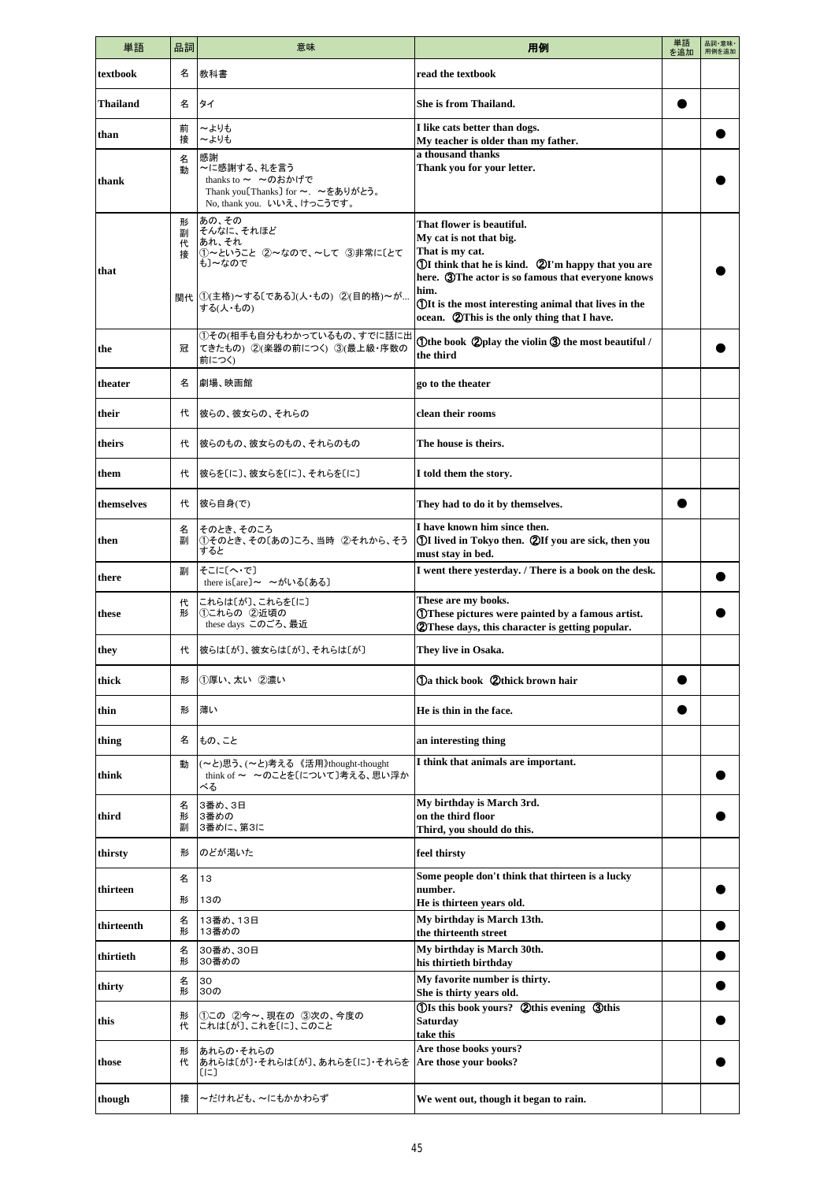| 単語 | 品詞 | 意味 | 用例 | 単語を追加 | 品詞・意味・用例を追加 |
|---|---|---|---|---|---|
| textbook | 名 | 教科書 | read the textbook | | |
| Thailand | 名 | タイ | She is from Thailand. | ● | |
| than | 前<br>接 | ～よりも<br>～よりも | I like cats better than dogs.<br>My teacher is older than my father. | | ● |
| thank | 名<br>動 | 感謝<br>～に感謝する、礼を言う<br>thanks to ～ ～のおかげで<br>Thank you〔Thanks〕 for ～. ～をありがとう。<br>No, thank you. いいえ、けっこうです。 | a thousand thanks<br>Thank you for your letter. | | ● |
| that | 形<br>副<br>代<br>接<br>関代 | あの、その<br>そんなに、それほど<br>あれ、それ<br>①～ということ ②～なので、～して ③非常に〔とても〕～なので<br>①(主格)～する〔である〕(人・もの) ②(目的格)～が…する(人・もの) | That flower is beautiful.<br>My cat is not that big.<br>That is my cat.<br>①I think that he is kind. ②I'm happy that you are here. ③The actor is so famous that everyone knows him.<br>①It is the most interesting animal that lives in the ocean. ②This is the only thing that I have. | | ● |
| the | 冠 | ①その(相手も自分もわかっているもの、すでに話に出てきたもの) ②(楽器の前につく) ③(最上級・序数の前につく) | ①the book ②play the violin ③ the most beautiful / the third | | ● |
| theater | 名 | 劇場、映画館 | go to the theater | | |
| their | 代 | 彼らの、彼女らの、それらの | clean their rooms | | |
| theirs | 代 | 彼らのもの、彼女らのもの、それらのもの | The house is theirs. | | |
| them | 代 | 彼らを〔に〕、彼女らを〔に〕、それらを〔に〕 | I told them the story. | | |
| themselves | 代 | 彼ら自身(で) | They had to do it by themselves. | ● | |
| then | 名<br>副 | そのとき、そのころ<br>①そのとき、その〔あの〕ころ、当時 ②それから、そうすると | I have known him since then.<br>①I lived in Tokyo then. ②If you are sick, then you must stay in bed. | | |
| there | 副 | そこに〔へ・で〕<br>there is〔are〕～ ～がいる〔ある〕 | I went there yesterday. / There is a book on the desk. | | ● |
| these | 代<br>形 | これらは〔が〕、これらを〔に〕<br>①これらの ②近頃の<br>these days このごろ、最近 | These are my books.<br>①These pictures were painted by a famous artist.<br>②These days, this character is getting popular. | | ● |
| they | 代 | 彼らは〔が〕、彼女らは〔が〕、それらは〔が〕 | They live in Osaka. | | |
| thick | 形 | ①厚い、太い ②濃い | ①a thick book ②thick brown hair | ● | |
| thin | 形 | 薄い | He is thin in the face. | ● | |
| thing | 名 | もの、こと | an interesting thing | | |
| think | 動 | (～と)思う、(～と)考える 《活用》thought-thought<br>think of ～ ～のことを〔について〕考える、思い浮かべる | I think that animals are important. | | ● |
| third | 名<br>形<br>副 | 3番め、3日<br>3番めの<br>3番めに、第3に | My birthday is March 3rd.<br>on the third floor<br>Third, you should do this. | | ● |
| thirsty | 形 | のどが渇いた | feel thirsty | | |
| thirteen | 名<br>形 | 13<br>13の | Some people don't think that thirteen is a lucky number.<br>He is thirteen years old. | | ● |
| thirteenth | 名<br>形 | 13番め、13日<br>13番めの | My birthday is March 13th.<br>the thirteenth street | | ● |
| thirtieth | 名<br>形 | 30番め、30日<br>30番めの | My birthday is March 30th.<br>his thirtieth birthday | | ● |
| thirty | 名<br>形 | 30<br>30の | My favorite number is thirty.<br>She is thirty years old. | | ● |
| this | 形<br>代 | ①この ②今～、現在の ③次の、今度の<br>これは〔が〕、これを〔に〕、このこと | ①Is this book yours? ②this evening ③this Saturday<br>take this | | ● |
| those | 形<br>代 | あれらの・それらの<br>あれらは〔が〕・それらは〔が〕、あれらを〔に〕・それらを〔に〕 | Are those books yours?<br>Are those your books? | | ● |
| though | 接 | ～だけれども、～にもかかわらず | We went out, though it began to rain. | | |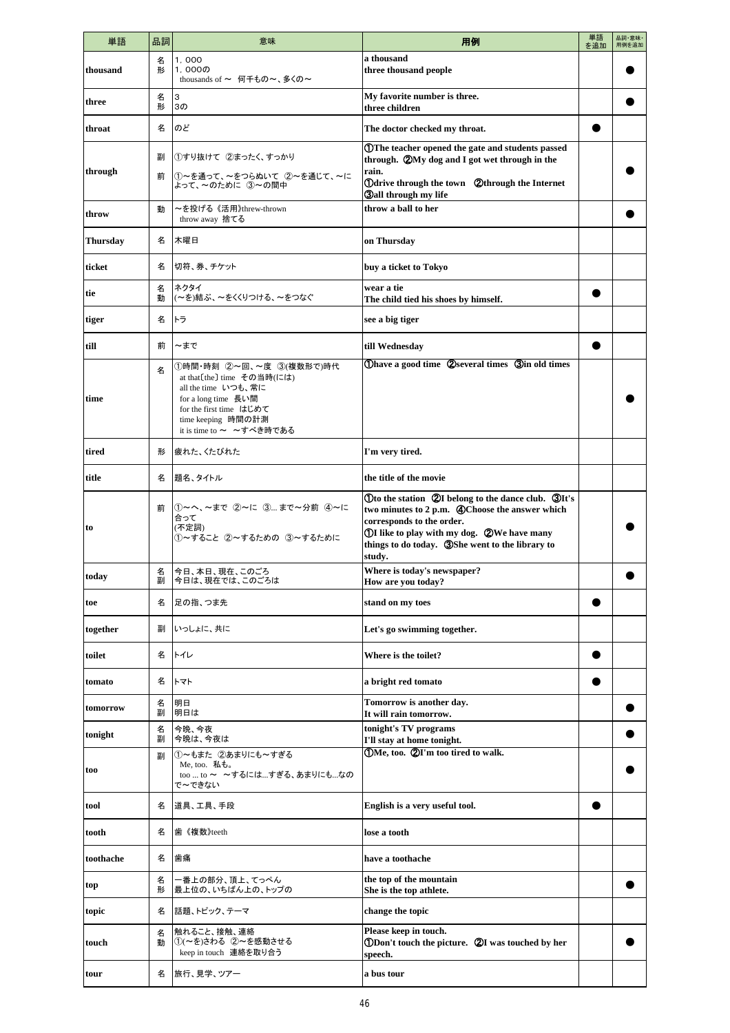| 単語 | 品詞 | 意味 | 用例 | 単語を追加 | 品詞・意味・用例を追加 |
|---|---|---|---|---|---|
| thousand | 名<br>形 | 1，000<br>1，000の<br>thousands of ～ 何千もの～、多くの～ | a thousand<br>three thousand people | | ● |
| three | 名<br>形 | 3<br>3の | My favorite number is three.<br>three children | | ● |
| throat | 名 | のど | The doctor checked my throat. | ● | |
| through | 副<br>前 | ①すり抜けて ②まったく、すっかり<br>①～を通って、～をつらぬいて ②～を通じて、～によって、～のために ③～の間中 | ①The teacher opened the gate and students passed through. ②My dog and I got wet through in the rain.<br>①drive through the town ②through the Internet ③all through my life | | ● |
| throw | 動 | ～を投げる《活用》threw-thrown<br>throw away 捨てる | throw a ball to her | | ● |
| Thursday | 名 | 木曜日 | on Thursday | | |
| ticket | 名 | 切符、券、チケット | buy a ticket to Tokyo | | |
| tie | 名<br>動 | ネクタイ<br>(～を)結ぶ、～をくくりつける、～をつなぐ | wear a tie<br>The child tied his shoes by himself. | ● | |
| tiger | 名 | トラ | see a big tiger | | |
| till | 前 | ～まで | till Wednesday | ● | |
| time | 名 | ①時間・時刻 ②～回、～度 ③(複数形で)時代<br>at that[the] time その当時(には)<br>all the time いつも、常に<br>for a long time 長い間<br>for the first time はじめて<br>time keeping 時間の計測<br>it is time to ～ ～すべき時である | ①have a good time ②several times ③in old times | | ● |
| tired | 形 | 疲れた、くたびれた | I'm very tired. | | |
| title | 名 | 題名、タイトル | the title of the movie | | |
| to | 前<br><br>(不定詞) | ①～へ、～まで ②～に ③... まで～分前 ④～に合って<br>①～すること ②～するための ③～するために | ①to the station ②I belong to the dance club. ③It's two minutes to 2 p.m. ④Choose the answer which corresponds to the order.<br>①I like to play with my dog. ②We have many things to do today. ③She went to the library to study. | | ● |
| today | 名<br>副 | 今日、本日、現在、このごろ<br>今日は、現在では、このごろは | Where is today's newspaper?<br>How are you today? | | ● |
| toe | 名 | 足の指、つま先 | stand on my toes | ● | |
| together | 副 | いっしょに、共に | Let's go swimming together. | | |
| toilet | 名 | トイレ | Where is the toilet? | ● | |
| tomato | 名 | トマト | a bright red tomato | ● | |
| tomorrow | 名<br>副 | 明日<br>明日は | Tomorrow is another day.<br>It will rain tomorrow. | | ● |
| tonight | 名<br>副 | 今晩、今夜<br>今晩は、今夜は | tonight's TV programs<br>I'll stay at home tonight. | | ● |
| too | 副 | ①～もまた ②あまりにも～すぎる<br>Me, too. 私も。<br>too ... to ～ ～するには...すぎる、あまりにも...なので～できない | ①Me, too. ②I'm too tired to walk. | | ● |
| tool | 名 | 道具、工具、手段 | English is a very useful tool. | ● | |
| tooth | 名 | 歯《複数》teeth | lose a tooth | | |
| toothache | 名 | 歯痛 | have a toothache | | |
| top | 名<br>形 | 一番上の部分、頂上、てっぺん<br>最上位の、いちばん上の、トップの | the top of the mountain<br>She is the top athlete. | | ● |
| topic | 名 | 話題、トピック、テーマ | change the topic | | |
| touch | 名<br>動 | 触れること、接触、連絡<br>①(～を)さわる ②～を感動させる<br>keep in touch 連絡を取り合う | Please keep in touch.<br>①Don't touch the picture. ②I was touched by her speech. | | ● |
| tour | 名 | 旅行、見学、ツアー | a bus tour | | |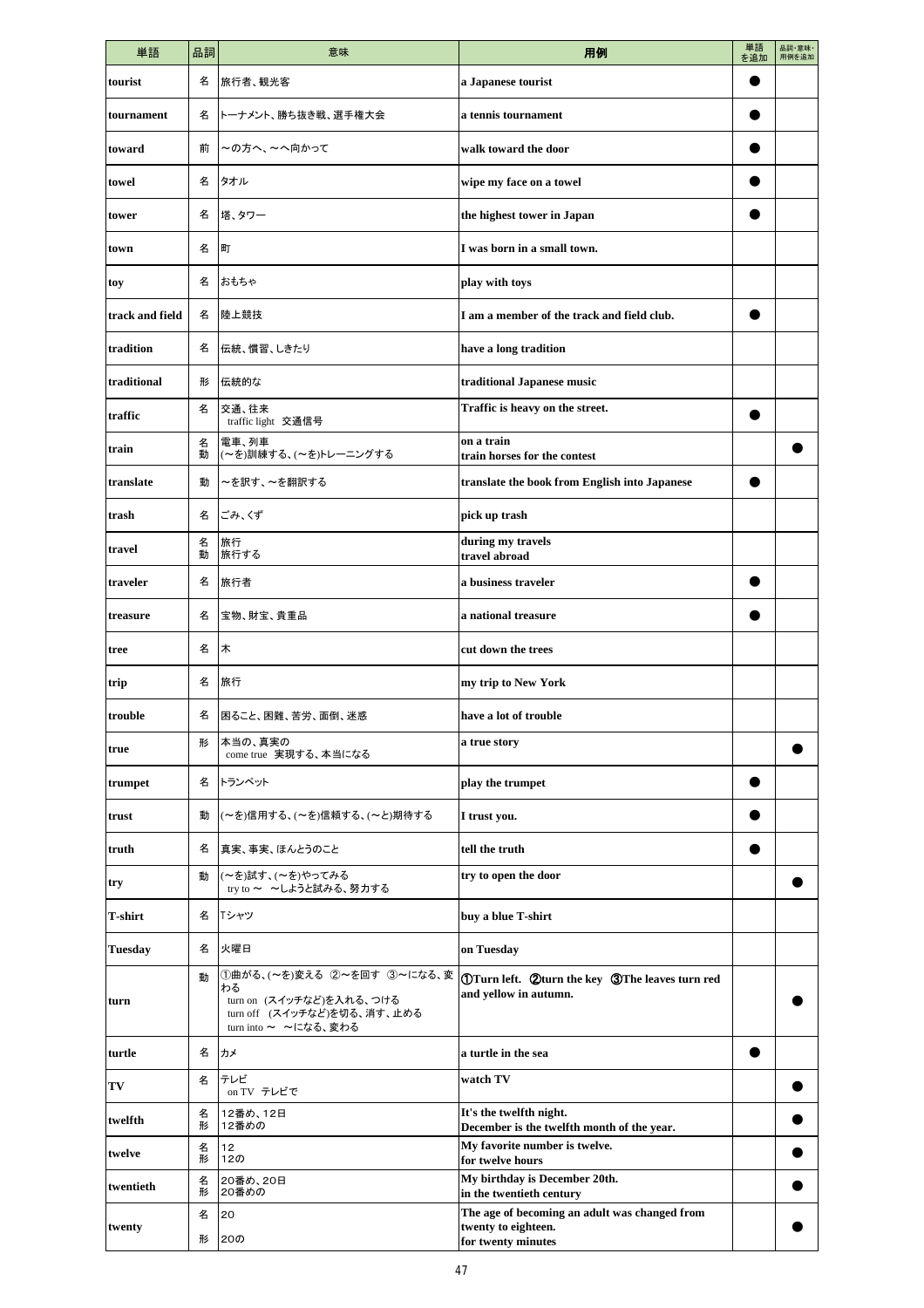| 単語 | 品詞 | 意味 | 用例 | 単語を追加 | 品詞・意味・用例を追加 |
|---|---|---|---|---|---|
| tourist | 名 | 旅行者、観光客 | a Japanese tourist | ● | |
| tournament | 名 | トーナメント、勝ち抜き戦、選手権大会 | a tennis tournament | ● | |
| toward | 前 | ～の方へ、～へ向かって | walk toward the door | ● | |
| towel | 名 | タオル | wipe my face on a towel | ● | |
| tower | 名 | 塔、タワー | the highest tower in Japan | ● | |
| town | 名 | 町 | I was born in a small town. | | |
| toy | 名 | おもちゃ | play with toys | | |
| track and field | 名 | 陸上競技 | I am a member of the track and field club. | ● | |
| tradition | 名 | 伝統、慣習、しきたり | have a long tradition | | |
| traditional | 形 | 伝統的な | traditional Japanese music | | |
| traffic | 名 | 交通、往来<br>traffic light 交通信号 | Traffic is heavy on the street. | ● | |
| train | 名<br>動 | 電車、列車<br>(～を)訓練する、(～を)トレーニングする | on a train<br>train horses for the contest | | ● |
| translate | 動 | ～を訳す、～を翻訳する | translate the book from English into Japanese | ● | |
| trash | 名 | ごみ、くず | pick up trash | | |
| travel | 名<br>動 | 旅行<br>旅行する | during my travels<br>travel abroad | | |
| traveler | 名 | 旅行者 | a business traveler | ● | |
| treasure | 名 | 宝物、財宝、貴重品 | a national treasure | ● | |
| tree | 名 | 木 | cut down the trees | | |
| trip | 名 | 旅行 | my trip to New York | | |
| trouble | 名 | 困ること、困難、苦労、面倒、迷惑 | have a lot of trouble | | |
| true | 形 | 本当の、真実の<br>come true 実現する、本当になる | a true story | | ● |
| trumpet | 名 | トランペット | play the trumpet | ● | |
| trust | 動 | (～を)信用する、(～を)信頼する、(～と)期待する | I trust you. | ● | |
| truth | 名 | 真実、事実、ほんとうのこと | tell the truth | ● | |
| try | 動 | (～を)試す、(～を)やってみる<br>try to ～ ～しようと試みる、努力する | try to open the door | | ● |
| T-shirt | 名 | Tシャツ | buy a blue T-shirt | | |
| Tuesday | 名 | 火曜日 | on Tuesday | | |
| turn | 動 | ①曲がる、(～を)変える ②～を回す ③～になる、変わる<br>turn on (スイッチなど)を入れる、つける<br>turn off (スイッチなど)を切る、消す、止める<br>turn into ～ ～になる、変わる | ①Turn left. ②turn the key ③The leaves turn red and yellow in autumn. | | ● |
| turtle | 名 | カメ | a turtle in the sea | ● | |
| TV | 名 | テレビ<br>on TV テレビで | watch TV | | ● |
| twelfth | 名<br>形 | 12番め、12日<br>12番めの | It's the twelfth night.<br>December is the twelfth month of the year. | | ● |
| twelve | 名<br>形 | 12<br>12の | My favorite number is twelve.<br>for twelve hours | | ● |
| twentieth | 名<br>形 | 20番め、20日<br>20番めの | My birthday is December 20th.<br>in the twentieth century | | ● |
| twenty | 名<br>形 | 20<br>20の | The age of becoming an adult was changed from twenty to eighteen.<br>for twenty minutes | | ● |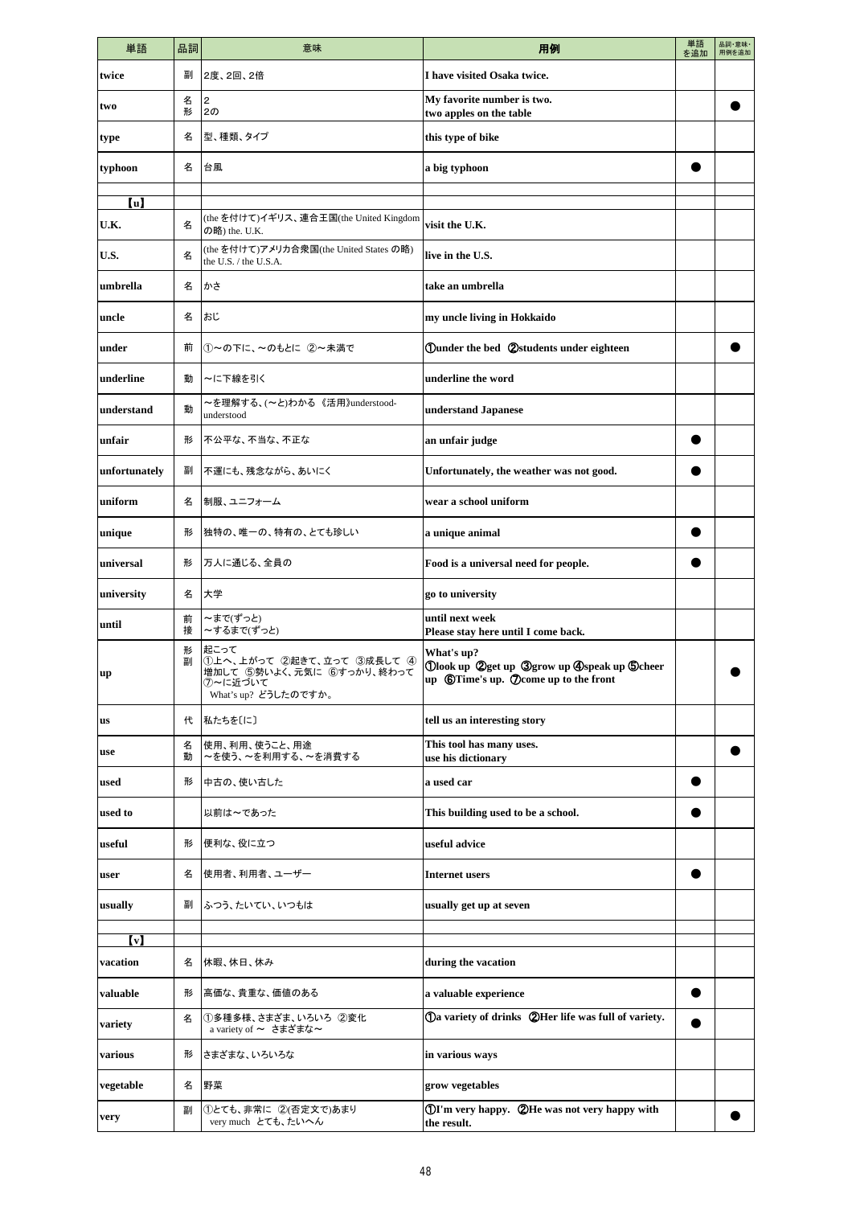| 単語 | 品詞 | 意味 | 用例 | 単語を追加 | 品詞・意味・用例を追加 |
|---|---|---|---|---|---|
| twice | 副 | 2度、2回、2倍 | I have visited Osaka twice. | | |
| two | 名<br>形 | 2<br>2の | My favorite number is two.<br>two apples on the table | | ● |
| type | 名 | 型、種類、タイプ | this type of bike | | |
| typhoon | 名 | 台風 | a big typhoon | ● | |
| | | | | | |
| 【u】 | | | | | |
| U.K. | 名 | (the を付けて)イギリス、連合王国(the United Kingdom の略) the. U.K. | visit the U.K. | | |
| U.S. | 名 | (the を付けて)アメリカ合衆国(the United States の略) the U.S. / the U.S.A. | live in the U.S. | | |
| umbrella | 名 | かさ | take an umbrella | | |
| uncle | 名 | おじ | my uncle living in Hokkaido | | |
| under | 前 | ①～の下に、～のもとに ②～未満で | ①under the bed ②students under eighteen | | ● |
| underline | 動 | ～に下線を引く | underline the word | | |
| understand | 動 | ～を理解する、(～と)わかる 《活用》understood-understood | understand Japanese | | |
| unfair | 形 | 不公平な、不当な、不正な | an unfair judge | ● | |
| unfortunately | 副 | 不運にも、残念ながら、あいにく | Unfortunately, the weather was not good. | ● | |
| uniform | 名 | 制服、ユニフォーム | wear a school uniform | | |
| unique | 形 | 独特の、唯一の、特有の、とても珍しい | a unique animal | ● | |
| universal | 形 | 万人に通じる、全員の | Food is a universal need for people. | ● | |
| university | 名 | 大学 | go to university | | |
| until | 前<br>接 | ～まで(ずっと)<br>～するまで(ずっと) | until next week<br>Please stay here until I come back. | | |
| up | 形<br>副 | 起こって<br>①上へ、上がって ②起きて、立って ③成長して ④増加して ⑤勢いよく、元気に ⑥すっかり、終わって ⑦～に近づいて<br>What's up? どうしたのですか。 | What's up?<br>①look up ②get up ③grow up ④speak up ⑤cheer up ⑥Time's up. ⑦come up to the front | | ● |
| us | 代 | 私たちを〔に〕 | tell us an interesting story | | |
| use | 名<br>動 | 使用、利用、使うこと、用途<br>～を使う、～を利用する、～を消費する | This tool has many uses.<br>use his dictionary | | ● |
| used | 形 | 中古の、使い古した | a used car | ● | |
| used to | | 以前は～であった | This building used to be a school. | ● | |
| useful | 形 | 便利な、役に立つ | useful advice | | |
| user | 名 | 使用者、利用者、ユーザー | Internet users | ● | |
| usually | 副 | ふつう、たいてい、いつもは | usually get up at seven | | |
| | | | | | |
| 【v】 | | | | | |
| vacation | 名 | 休暇、休日、休み | during the vacation | | |
| valuable | 形 | 高価な、貴重な、価値のある | a valuable experience | ● | |
| variety | 名 | ①多種多様、さまざま、いろいろ ②変化<br>a variety of ～ さまざまな～ | ①a variety of drinks ②Her life was full of variety. | ● | |
| various | 形 | さまざまな、いろいろな | in various ways | | |
| vegetable | 名 | 野菜 | grow vegetables | | |
| very | 副 | ①とても、非常に ②(否定文で)あまり<br>very much とても、たいへん | ①I'm very happy. ②He was not very happy with the result. | | ● |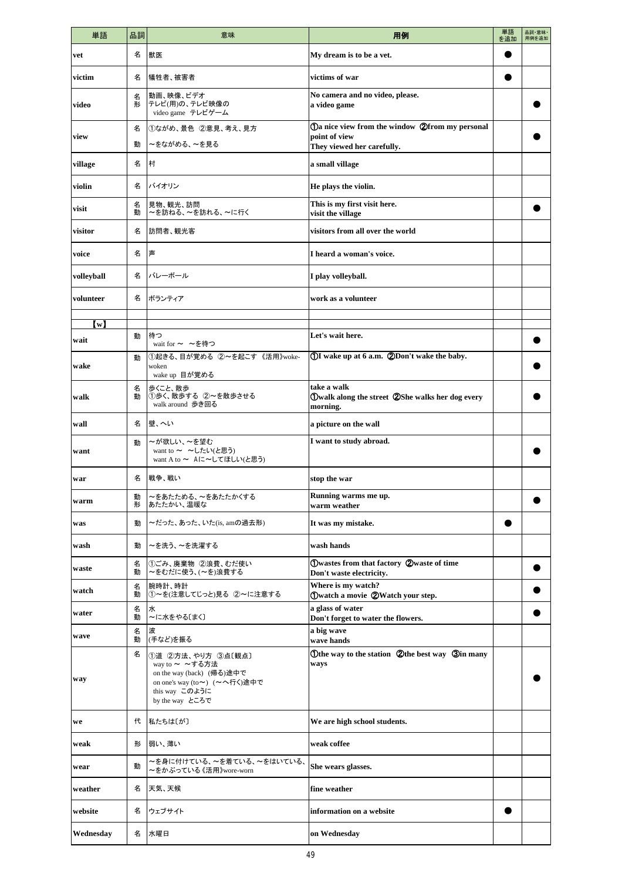| 単語 | 品詞 | 意味 | 用例 | 単語を追加 | 品詞・意味・用例を追加 |
|---|---|---|---|---|---|
| vet | 名 | 獣医 | My dream is to be a vet. | ● | |
| victim | 名 | 犠牲者、被害者 | victims of war | ● | |
| video | 名<br>形 | 動画、映像、ビデオ<br>テレビ(用)の、テレビ映像の<br>video game テレビゲーム | No camera and no video, please.<br>a video game | | ● |
| view | 名<br>動 | ①ながめ、景色 ②意見、考え、見方<br>～をながめる、～を見る | ①a nice view from the window ②from my personal point of view<br>They viewed her carefully. | | ● |
| village | 名 | 村 | a small village | | |
| violin | 名 | バイオリン | He plays the violin. | | |
| visit | 名<br>動 | 見物、観光、訪問<br>～を訪ねる、～を訪れる、～に行く | This is my first visit here.<br>visit the village | | ● |
| visitor | 名 | 訪問者、観光客 | visitors from all over the world | | |
| voice | 名 | 声 | I heard a woman's voice. | | |
| volleyball | 名 | バレーボール | I play volleyball. | | |
| volunteer | 名 | ボランティア | work as a volunteer | | |
| | | | | | |
| 【w】 | | | | | |
| wait | 動 | 待つ<br>wait for ～ ～を待つ | Let's wait here. | | ● |
| wake | 動 | ①起きる、目が覚める ②～を起こす《活用》woke-woken<br>wake up 目が覚める | ①I wake up at 6 a.m. ②Don't wake the baby. | | ● |
| walk | 名<br>動 | 歩くこと、散歩<br>①歩く、散歩する ②～を散歩させる<br>walk around 歩き回る | take a walk<br>①walk along the street ②She walks her dog every morning. | | ● |
| wall | 名 | 壁、へい | a picture on the wall | | |
| want | 動 | ～が欲しい、～を望む<br>want to ～ ～したい(と思う)<br>want A to ～ Aに～してほしい(と思う) | I want to study abroad. | | ● |
| war | 名 | 戦争、戦い | stop the war | | |
| warm | 動<br>形 | ～をあたためる、～をあたたかくする<br>あたたかい、温暖な | Running warms me up.<br>warm weather | | ● |
| was | 動 | ～だった、あった、いた(is, amの過去形) | It was my mistake. | ● | |
| wash | 動 | ～を洗う、～を洗濯する | wash hands | | |
| waste | 名<br>動 | ①ごみ、廃棄物 ②浪費、むだ使い<br>～をむだに使う、(～を)浪費する | ①wastes from that factory ②waste of time<br>Don't waste electricity. | | ● |
| watch | 名<br>動 | 腕時計、時計<br>①～を(注意してじっと)見る ②～に注意する | Where is my watch?<br>①watch a movie ②Watch your step. | | ● |
| water | 名<br>動 | 水<br>～に水をやる〔まく〕 | a glass of water<br>Don't forget to water the flowers. | | ● |
| wave | 名<br>動 | 波<br>(手など)を振る | a big wave<br>wave hands | | |
| way | 名 | ①道 ②方法、やり方 ③点〔観点〕<br>way to ～ ～する方法<br>on the way (back) (帰る)途中で<br>on one's way (to～) (～へ行く)途中で<br>this way このように<br>by the way ところで | ①the way to the station ②the best way ③in many ways | | ● |
| we | 代 | 私たちは〔が〕 | We are high school students. | | |
| weak | 形 | 弱い、薄い | weak coffee | | |
| wear | 動 | ～を身に付けている、～を着ている、～をはいている、～をかぶっている《活用》wore-worn | She wears glasses. | | |
| weather | 名 | 天気、天候 | fine weather | | |
| website | 名 | ウェブサイト | information on a website | ● | |
| Wednesday | 名 | 水曜日 | on Wednesday | | |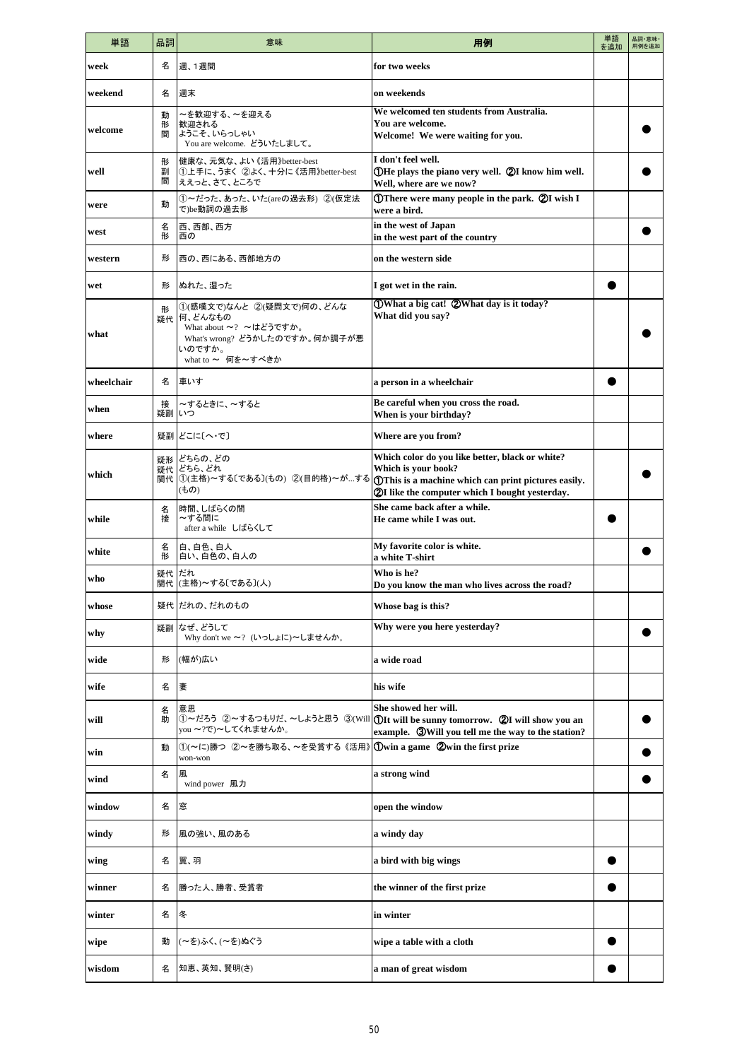| 単語 | 品詞 | 意味 | 用例 | 単語を追加 | 品詞・意味・用例を追加 |
|---|---|---|---|---|---|
| week | 名 | 週、1週間 | for two weeks | | |
| weekend | 名 | 週末 | on weekends | | |
| welcome | 動<br>形<br>間 | ～を歓迎する、～を迎える<br>歓迎される<br>ようこそ、いらっしゃい<br>You are welcome. どういたしまして。 | We welcomed ten students from Australia.<br>You are welcome.<br>Welcome! We were waiting for you. | | ● |
| well | 形<br>副<br>間 | 健康な、元気な、よい《活用》better-best<br>①上手に、うまく ②よく、十分に《活用》better-best<br>ええっと、さて、ところで | I don't feel well.<br>①He plays the piano very well. ②I know him well.<br>Well, where are we now? | | ● |
| were | 動 | ①～だった、あった、いた(areの過去形) ②(仮定法で)be動詞の過去形 | ①There were many people in the park. ②I wish I were a bird. | | |
| west | 名<br>形 | 西、西部、西方<br>西の | in the west of Japan<br>in the west part of the country | | ● |
| western | 形 | 西の、西にある、西部地方の | on the western side | | |
| wet | 形 | ぬれた、湿った | I got wet in the rain. | ● | |
| what | 形<br>疑代 | ①(感嘆文で)なんと ②(疑問文で)何の、どんな<br>何、どんなもの<br>What about ～? ～はどうですか。<br>What's wrong? どうかしたのですか。何か調子が悪いのですか。<br>what to ～ 何を～すべきか | ①What a big cat! ②What day is it today?<br>What did you say? | | ● |
| wheelchair | 名 | 車いす | a person in a wheelchair | ● | |
| when | 接<br>疑副 | ～するときに、～すると<br>いつ | Be careful when you cross the road.<br>When is your birthday? | | |
| where | 疑副 | どこに〔へ・で〕 | Where are you from? | | |
| which | 疑形<br>疑代<br>関代 | どちらの、どの<br>どちら、どれ<br>①(主格)～する〔である〕(もの) ②(目的格)～が…する(もの) | Which color do you like better, black or white?<br>Which is your book?<br>①This is a machine which can print pictures easily.<br>②I like the computer which I bought yesterday. | | ● |
| while | 名<br>接 | 時間、しばらくの間<br>～する間に<br>after a while しばらくして | She came back after a while.<br>He came while I was out. | ● | |
| white | 名<br>形 | 白、白色、白人<br>白い、白色の、白人の | My favorite color is white.<br>a white T-shirt | | ● |
| who | 疑代<br>関代 | だれ<br>(主格)～する〔である〕(人) | Who is he?<br>Do you know the man who lives across the road? | | |
| whose | 疑代 | だれの、だれのもの | Whose bag is this? | | |
| why | 疑副 | なぜ、どうして<br>Why don't we ～? (いっしょに)～しませんか。 | Why were you here yesterday? | | ● |
| wide | 形 | (幅が)広い | a wide road | | |
| wife | 名 | 妻 | his wife | | |
| will | 名<br>助 | 意思<br>①～だろう ②～するつもりだ、～しようと思う ③(Will you ～?で)～してくれませんか。 | She showed her will.<br>①It will be sunny tomorrow. ②I will show you an example. ③Will you tell me the way to the station? | | ● |
| win | 動 | ①(～に)勝つ ②～を勝ち取る、～を受賞する《活用》won-won | ①win a game ②win the first prize | | ● |
| wind | 名 | 風<br>wind power 風力 | a strong wind | | ● |
| window | 名 | 窓 | open the window | | |
| windy | 形 | 風の強い、風のある | a windy day | | |
| wing | 名 | 翼、羽 | a bird with big wings | ● | |
| winner | 名 | 勝った人、勝者、受賞者 | the winner of the first prize | ● | |
| winter | 名 | 冬 | in winter | | |
| wipe | 動 | (～を)ふく、(～を)ぬぐう | wipe a table with a cloth | ● | |
| wisdom | 名 | 知恵、英知、賢明(さ) | a man of great wisdom | ● | |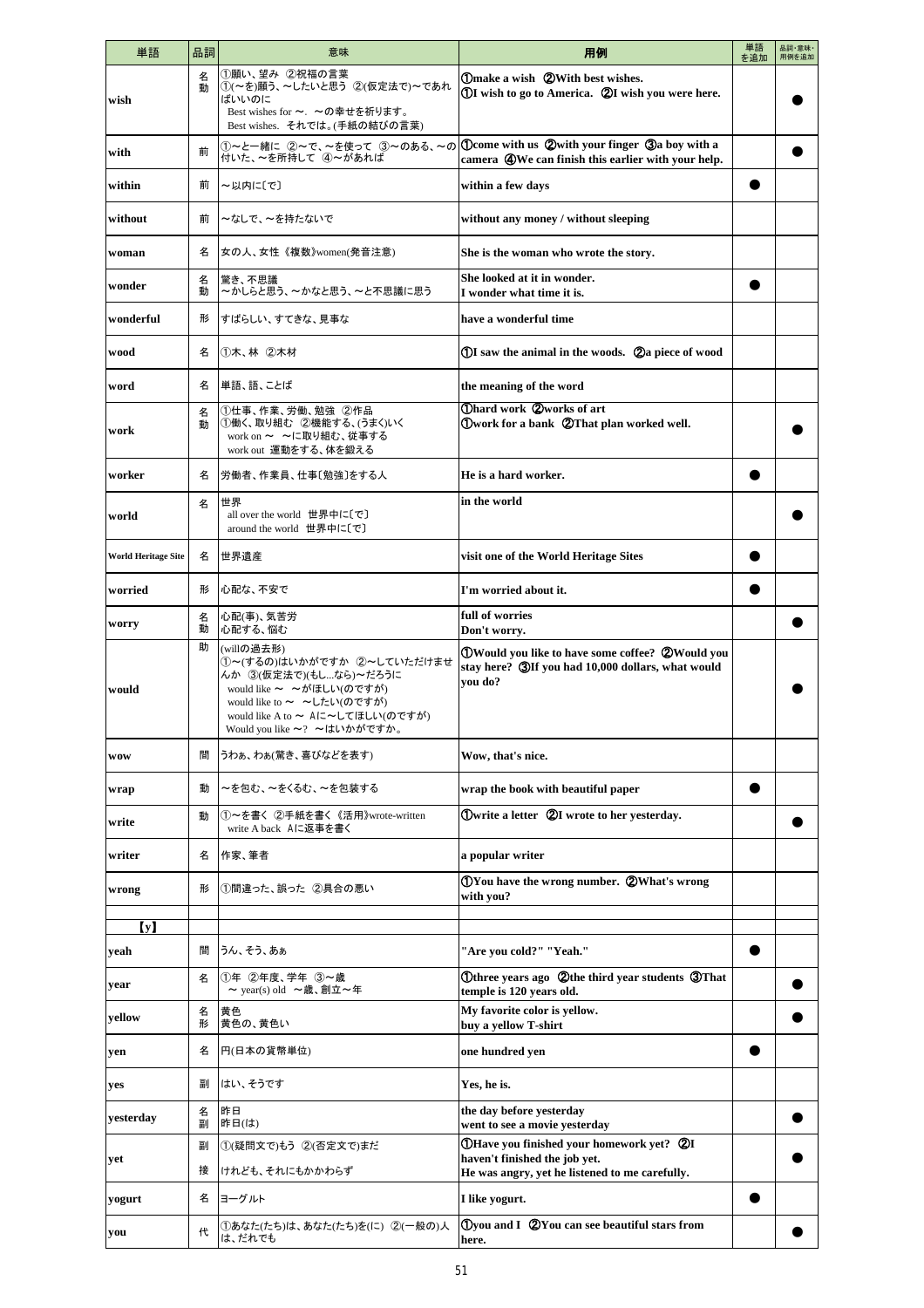| 単語 | 品詞 | 意味 | 用例 | 単語を追加 | 品詞・意味・用例を追加 |
|---|---|---|---|---|---|
| wish | 名<br>動 | ①願い、望み ②祝福の言葉<br>①(〜を)願う、〜したいと思う ②(仮定法で)〜であればいいのに<br>Best wishes for 〜. 〜の幸せを祈ります。<br>Best wishes. それでは。(手紙の結びの言葉) | ①make a wish ②With best wishes.<br>①I wish to go to America. ②I wish you were here. | | ● |
| with | 前 | ①〜と一緒に ②〜で、〜を使って ③〜のある、〜の付いた、〜を所持して ④〜があれば | ①come with us ②with your finger ③a boy with a camera ④We can finish this earlier with your help. | | ● |
| within | 前 | 〜以内に〔で〕 | within a few days | ● | |
| without | 前 | 〜なしで、〜を持たないで | without any money / without sleeping | | |
| woman | 名 | 女の人、女性《複数》women(発音注意) | She is the woman who wrote the story. | | |
| wonder | 名<br>動 | 驚き、不思議<br>〜かしらと思う、〜かなと思う、〜と不思議に思う | She looked at it in wonder.<br>I wonder what time it is. | ● | |
| wonderful | 形 | すばらしい、すてきな、見事な | have a wonderful time | | |
| wood | 名 | ①木、林 ②木材 | ①I saw the animal in the woods. ②a piece of wood | | |
| word | 名 | 単語、語、ことば | the meaning of the word | | |
| work | 名<br>動 | ①仕事、作業、労働、勉強 ②作品<br>①働く、取り組む ②機能する、(うまく)いく<br>work on 〜 〜に取り組む、従事する<br>work out 運動をする、体を鍛える | ①hard work ②works of art<br>①work for a bank ②That plan worked well. | | ● |
| worker | 名 | 労働者、作業員、仕事〔勉強〕をする人 | He is a hard worker. | ● | |
| world | 名 | 世界<br>all over the world 世界中に〔で〕<br>around the world 世界中に〔で〕 | in the world | | ● |
| World Heritage Site | 名 | 世界遺産 | visit one of the World Heritage Sites | ● | |
| worried | 形 | 心配な、不安で | I'm worried about it. | ● | |
| worry | 名<br>動 | 心配(事)、気苦労<br>心配する、悩む | full of worries<br>Don't worry. | | ● |
| would | 助 | (willの過去形)<br>①〜(するの)はいかがですか ②〜していただけませんか ③(仮定法で)(もし...なら)〜だろうに<br>would like 〜 〜がほしい(のですが)<br>would like to 〜 〜したい(のですが)<br>would like A to 〜 Aに〜してほしい(のですが)<br>Would you like 〜? 〜はいかがですか。 | ①Would you like to have some coffee? ②Would you stay here? ③If you had 10,000 dollars, what would you do? | | ● |
| wow | 間 | うわぁ、わぁ(驚き、喜びなどを表す) | Wow, that's nice. | | |
| wrap | 動 | 〜を包む、〜をくるむ、〜を包装する | wrap the book with beautiful paper | ● | |
| write | 動 | ①〜を書く ②手紙を書く《活用》wrote-written<br>write A back Aに返事を書く | ①write a letter ②I wrote to her yesterday. | | ● |
| writer | 名 | 作家、筆者 | a popular writer | | |
| wrong | 形 | ①間違った、誤った ②具合の悪い | ①You have the wrong number. ②What's wrong with you? | | |
| | | | | | |
| 【y】 | | | | | |
| yeah | 間 | うん、そう、あぁ | "Are you cold?" "Yeah." | ● | |
| year | 名 | ①年 ②年度、学年 ③〜歳<br>〜 year(s) old 〜歳、創立〜年 | ①three years ago ②the third year students ③That temple is 120 years old. | | ● |
| yellow | 名<br>形 | 黄色<br>黄色の、黄色い | My favorite color is yellow.<br>buy a yellow T-shirt | | ● |
| yen | 名 | 円(日本の貨幣単位) | one hundred yen | ● | |
| yes | 副 | はい、そうです | Yes, he is. | | |
| yesterday | 名<br>副 | 昨日<br>昨日(は) | the day before yesterday<br>went to see a movie yesterday | | ● |
| yet | 副<br>接 | ①(疑問文で)もう ②(否定文で)まだ<br>けれども、それにもかかわらず | ①Have you finished your homework yet? ②I haven't finished the job yet.<br>He was angry, yet he listened to me carefully. | | ● |
| yogurt | 名 | ヨーグルト | I like yogurt. | ● | |
| you | 代 | ①あなた(たち)は、あなた(たち)を(に) ②(一般の)人は、だれでも | ①you and I ②You can see beautiful stars from here. | | ● |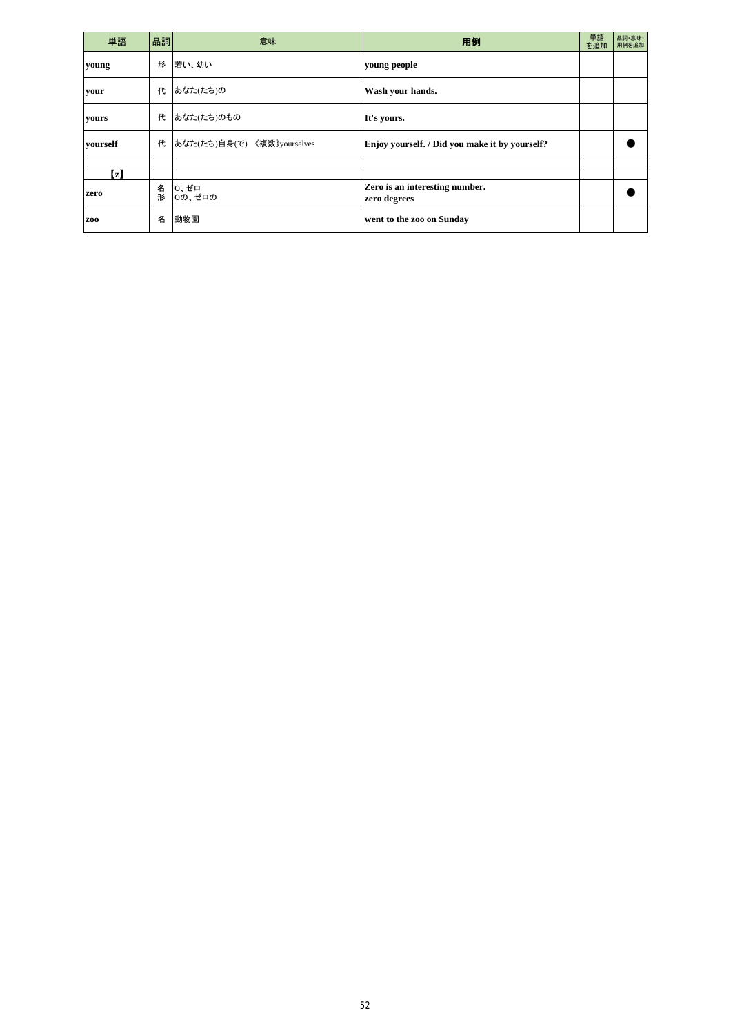| 単語 | 品詞 | 意味 | 用例 | 単語を追加 | 品詞・意味・用例を追加 |
|---|---|---|---|---|---|
| **young** | 形 | 若い、幼い | **young people** | | |
| **your** | 代 | あなた(たち)の | **Wash your hands.** | | |
| **yours** | 代 | あなた(たち)のもの | **It's yours.** | | |
| **yourself** | 代 | あなた(たち)自身(で) 《複数》yourselves | **Enjoy yourself. / Did you make it by yourself?** | | ● |
| | | | | | |
| 【z】 | | | | | |
| **zero** | 名<br>形 | 0、ゼロ<br>0の、ゼロの | **Zero is an interesting number.**<br>**zero degrees** | | ● |
| **zoo** | 名 | 動物園 | **went to the zoo on Sunday** | | |